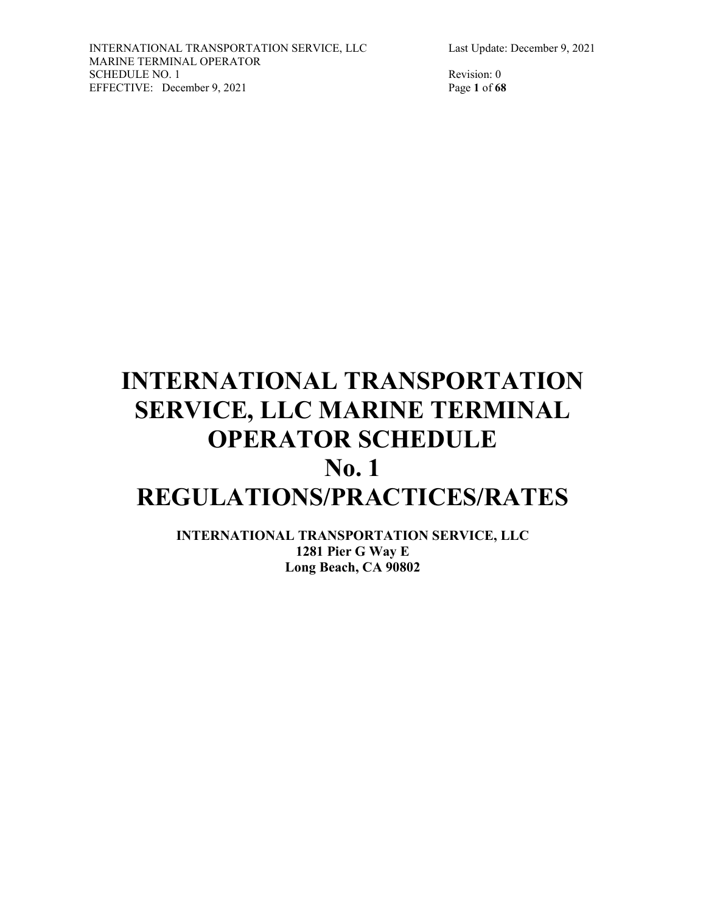# INTERNATIONAL TRANSPORTATION SERVICE, LLC MARINE TERMINAL OPERATOR SCHEDULE No. 1 REGULATIONS/PRACTICES/RATES

**INTERNATIONAL TRANSPORTATION SERVICE, LLC**
**1281 Pier G Way E**
**Long Beach, CA 90802**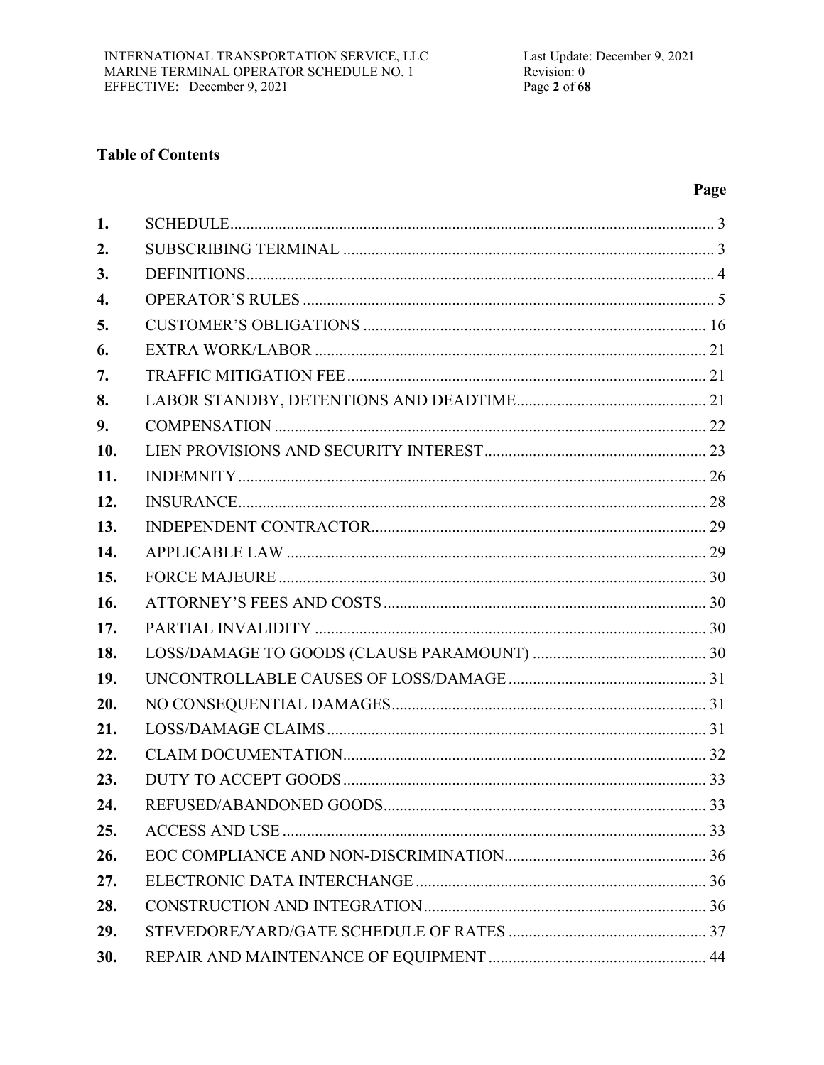## Table of Contents

| | | Page |
|---|---|---|
| 1. | SCHEDULE | 3 |
| 2. | SUBSCRIBING TERMINAL | 3 |
| 3. | DEFINITIONS | 4 |
| 4. | OPERATOR'S RULES | 5 |
| 5. | CUSTOMER'S OBLIGATIONS | 16 |
| 6. | EXTRA WORK/LABOR | 21 |
| 7. | TRAFFIC MITIGATION FEE | 21 |
| 8. | LABOR STANDBY, DETENTIONS AND DEADTIME | 21 |
| 9. | COMPENSATION | 22 |
| 10. | LIEN PROVISIONS AND SECURITY INTEREST | 23 |
| 11. | INDEMNITY | 26 |
| 12. | INSURANCE | 28 |
| 13. | INDEPENDENT CONTRACTOR | 29 |
| 14. | APPLICABLE LAW | 29 |
| 15. | FORCE MAJEURE | 30 |
| 16. | ATTORNEY'S FEES AND COSTS | 30 |
| 17. | PARTIAL INVALIDITY | 30 |
| 18. | LOSS/DAMAGE TO GOODS (CLAUSE PARAMOUNT) | 30 |
| 19. | UNCONTROLLABLE CAUSES OF LOSS/DAMAGE | 31 |
| 20. | NO CONSEQUENTIAL DAMAGES | 31 |
| 21. | LOSS/DAMAGE CLAIMS | 31 |
| 22. | CLAIM DOCUMENTATION | 32 |
| 23. | DUTY TO ACCEPT GOODS | 33 |
| 24. | REFUSED/ABANDONED GOODS | 33 |
| 25. | ACCESS AND USE | 33 |
| 26. | EOC COMPLIANCE AND NON-DISCRIMINATION | 36 |
| 27. | ELECTRONIC DATA INTERCHANGE | 36 |
| 28. | CONSTRUCTION AND INTEGRATION | 36 |
| 29. | STEVEDORE/YARD/GATE SCHEDULE OF RATES | 37 |
| 30. | REPAIR AND MAINTENANCE OF EQUIPMENT | 44 |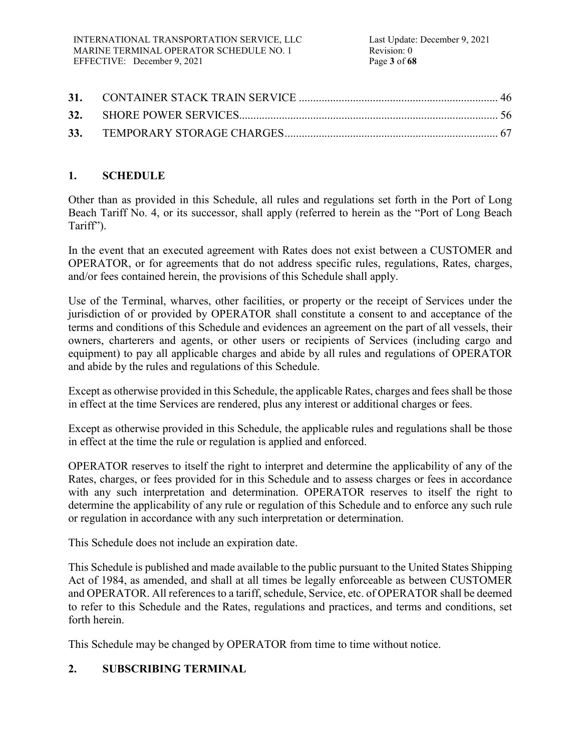| | | |
|---|---|---|
| **31.** | CONTAINER STACK TRAIN SERVICE | 46 |
| **32.** | SHORE POWER SERVICES | 56 |
| **33.** | TEMPORARY STORAGE CHARGES | 67 |

## 1. SCHEDULE

Other than as provided in this Schedule, all rules and regulations set forth in the Port of Long Beach Tariff No. 4, or its successor, shall apply (referred to herein as the "Port of Long Beach Tariff").

In the event that an executed agreement with Rates does not exist between a CUSTOMER and OPERATOR, or for agreements that do not address specific rules, regulations, Rates, charges, and/or fees contained herein, the provisions of this Schedule shall apply.

Use of the Terminal, wharves, other facilities, or property or the receipt of Services under the jurisdiction of or provided by OPERATOR shall constitute a consent to and acceptance of the terms and conditions of this Schedule and evidences an agreement on the part of all vessels, their owners, charterers and agents, or other users or recipients of Services (including cargo and equipment) to pay all applicable charges and abide by all rules and regulations of OPERATOR and abide by the rules and regulations of this Schedule.

Except as otherwise provided in this Schedule, the applicable Rates, charges and fees shall be those in effect at the time Services are rendered, plus any interest or additional charges or fees.

Except as otherwise provided in this Schedule, the applicable rules and regulations shall be those in effect at the time the rule or regulation is applied and enforced.

OPERATOR reserves to itself the right to interpret and determine the applicability of any of the Rates, charges, or fees provided for in this Schedule and to assess charges or fees in accordance with any such interpretation and determination. OPERATOR reserves to itself the right to determine the applicability of any rule or regulation of this Schedule and to enforce any such rule or regulation in accordance with any such interpretation or determination.

This Schedule does not include an expiration date.

This Schedule is published and made available to the public pursuant to the United States Shipping Act of 1984, as amended, and shall at all times be legally enforceable as between CUSTOMER and OPERATOR. All references to a tariff, schedule, Service, etc. of OPERATOR shall be deemed to refer to this Schedule and the Rates, regulations and practices, and terms and conditions, set forth herein.

This Schedule may be changed by OPERATOR from time to time without notice.

## 2. SUBSCRIBING TERMINAL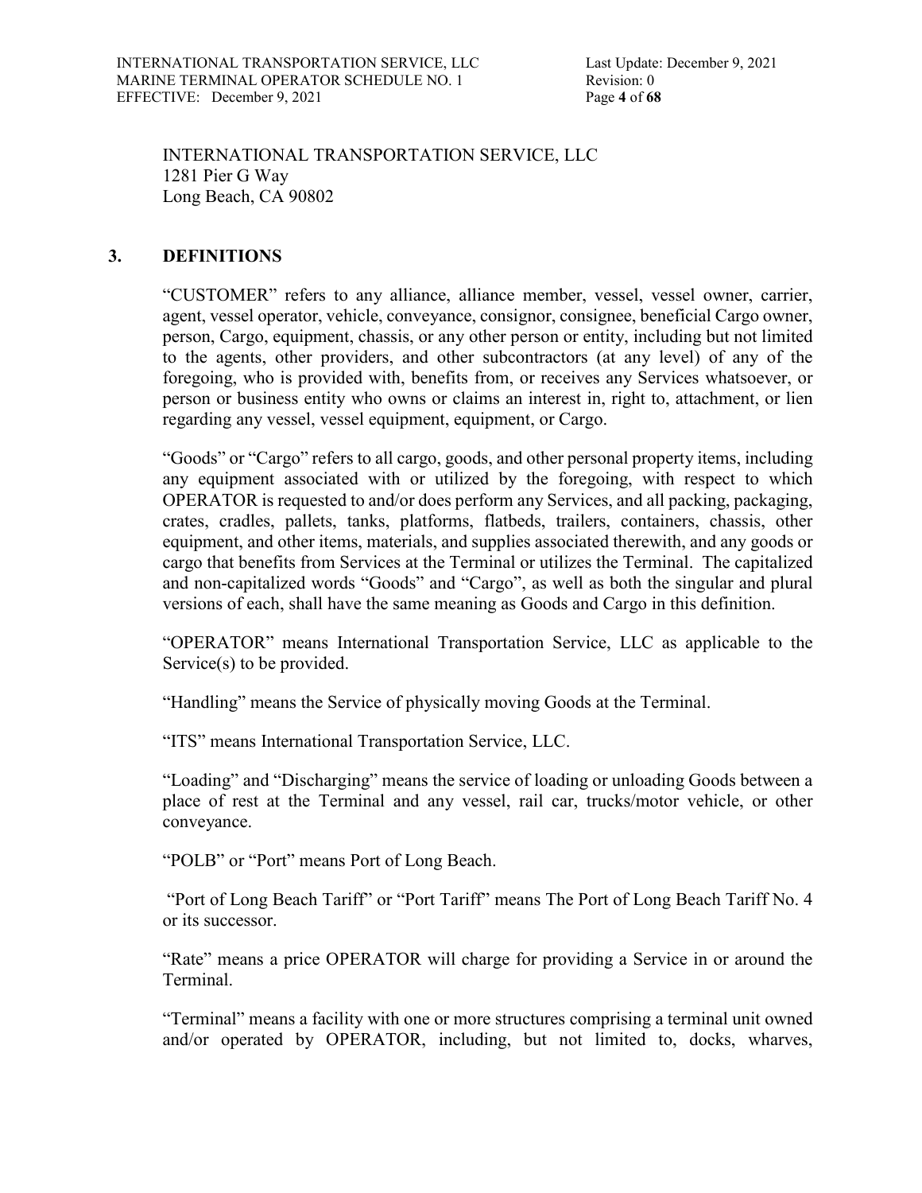INTERNATIONAL TRANSPORTATION SERVICE, LLC
1281 Pier G Way
Long Beach, CA 90802

## 3. DEFINITIONS

"CUSTOMER" refers to any alliance, alliance member, vessel, vessel owner, carrier, agent, vessel operator, vehicle, conveyance, consignor, consignee, beneficial Cargo owner, person, Cargo, equipment, chassis, or any other person or entity, including but not limited to the agents, other providers, and other subcontractors (at any level) of any of the foregoing, who is provided with, benefits from, or receives any Services whatsoever, or person or business entity who owns or claims an interest in, right to, attachment, or lien regarding any vessel, vessel equipment, equipment, or Cargo.

"Goods" or "Cargo" refers to all cargo, goods, and other personal property items, including any equipment associated with or utilized by the foregoing, with respect to which OPERATOR is requested to and/or does perform any Services, and all packing, packaging, crates, cradles, pallets, tanks, platforms, flatbeds, trailers, containers, chassis, other equipment, and other items, materials, and supplies associated therewith, and any goods or cargo that benefits from Services at the Terminal or utilizes the Terminal. The capitalized and non-capitalized words "Goods" and "Cargo", as well as both the singular and plural versions of each, shall have the same meaning as Goods and Cargo in this definition.

"OPERATOR" means International Transportation Service, LLC as applicable to the Service(s) to be provided.

"Handling" means the Service of physically moving Goods at the Terminal.

"ITS" means International Transportation Service, LLC.

"Loading" and "Discharging" means the service of loading or unloading Goods between a place of rest at the Terminal and any vessel, rail car, trucks/motor vehicle, or other conveyance.

"POLB" or "Port" means Port of Long Beach.

"Port of Long Beach Tariff" or "Port Tariff" means The Port of Long Beach Tariff No. 4 or its successor.

"Rate" means a price OPERATOR will charge for providing a Service in or around the Terminal.

"Terminal" means a facility with one or more structures comprising a terminal unit owned and/or operated by OPERATOR, including, but not limited to, docks, wharves,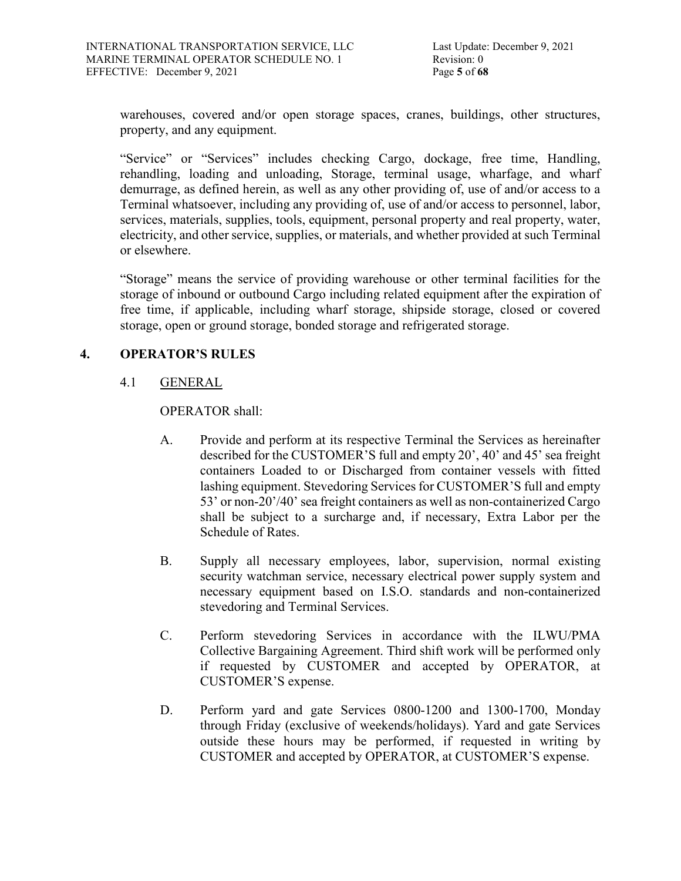warehouses, covered and/or open storage spaces, cranes, buildings, other structures, property, and any equipment.

"Service" or "Services" includes checking Cargo, dockage, free time, Handling, rehandling, loading and unloading, Storage, terminal usage, wharfage, and wharf demurrage, as defined herein, as well as any other providing of, use of and/or access to a Terminal whatsoever, including any providing of, use of and/or access to personnel, labor, services, materials, supplies, tools, equipment, personal property and real property, water, electricity, and other service, supplies, or materials, and whether provided at such Terminal or elsewhere.

"Storage" means the service of providing warehouse or other terminal facilities for the storage of inbound or outbound Cargo including related equipment after the expiration of free time, if applicable, including wharf storage, shipside storage, closed or covered storage, open or ground storage, bonded storage and refrigerated storage.

## 4. OPERATOR'S RULES

### 4.1 GENERAL

OPERATOR shall:

A. Provide and perform at its respective Terminal the Services as hereinafter described for the CUSTOMER'S full and empty 20', 40' and 45' sea freight containers Loaded to or Discharged from container vessels with fitted lashing equipment. Stevedoring Services for CUSTOMER'S full and empty 53' or non-20'/40' sea freight containers as well as non-containerized Cargo shall be subject to a surcharge and, if necessary, Extra Labor per the Schedule of Rates.

B. Supply all necessary employees, labor, supervision, normal existing security watchman service, necessary electrical power supply system and necessary equipment based on I.S.O. standards and non-containerized stevedoring and Terminal Services.

C. Perform stevedoring Services in accordance with the ILWU/PMA Collective Bargaining Agreement. Third shift work will be performed only if requested by CUSTOMER and accepted by OPERATOR, at CUSTOMER'S expense.

D. Perform yard and gate Services 0800-1200 and 1300-1700, Monday through Friday (exclusive of weekends/holidays). Yard and gate Services outside these hours may be performed, if requested in writing by CUSTOMER and accepted by OPERATOR, at CUSTOMER'S expense.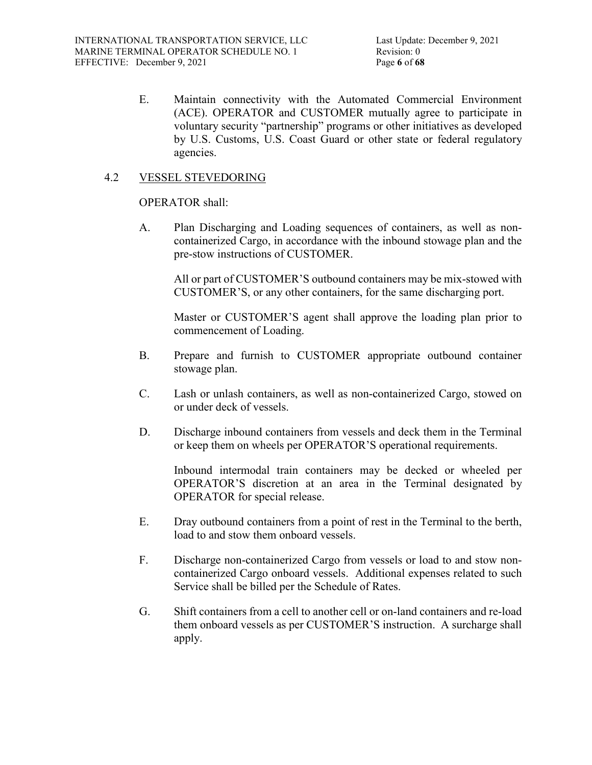E. Maintain connectivity with the Automated Commercial Environment (ACE). OPERATOR and CUSTOMER mutually agree to participate in voluntary security "partnership" programs or other initiatives as developed by U.S. Customs, U.S. Coast Guard or other state or federal regulatory agencies.

## 4.2 VESSEL STEVEDORING

OPERATOR shall:

A. Plan Discharging and Loading sequences of containers, as well as non-containerized Cargo, in accordance with the inbound stowage plan and the pre-stow instructions of CUSTOMER.

All or part of CUSTOMER'S outbound containers may be mix-stowed with CUSTOMER'S, or any other containers, for the same discharging port.

Master or CUSTOMER'S agent shall approve the loading plan prior to commencement of Loading.

B. Prepare and furnish to CUSTOMER appropriate outbound container stowage plan.

C. Lash or unlash containers, as well as non-containerized Cargo, stowed on or under deck of vessels.

D. Discharge inbound containers from vessels and deck them in the Terminal or keep them on wheels per OPERATOR'S operational requirements.

Inbound intermodal train containers may be decked or wheeled per OPERATOR'S discretion at an area in the Terminal designated by OPERATOR for special release.

E. Dray outbound containers from a point of rest in the Terminal to the berth, load to and stow them onboard vessels.

F. Discharge non-containerized Cargo from vessels or load to and stow non-containerized Cargo onboard vessels. Additional expenses related to such Service shall be billed per the Schedule of Rates.

G. Shift containers from a cell to another cell or on-land containers and re-load them onboard vessels as per CUSTOMER'S instruction. A surcharge shall apply.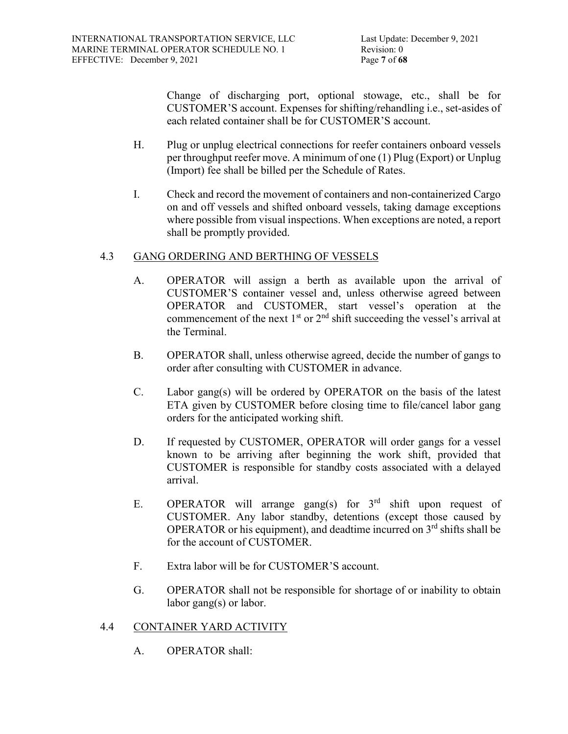Change of discharging port, optional stowage, etc., shall be for CUSTOMER'S account. Expenses for shifting/rehandling i.e., set-asides of each related container shall be for CUSTOMER'S account.

H. Plug or unplug electrical connections for reefer containers onboard vessels per throughput reefer move. A minimum of one (1) Plug (Export) or Unplug (Import) fee shall be billed per the Schedule of Rates.

I. Check and record the movement of containers and non-containerized Cargo on and off vessels and shifted onboard vessels, taking damage exceptions where possible from visual inspections. When exceptions are noted, a report shall be promptly provided.

## 4.3 GANG ORDERING AND BERTHING OF VESSELS

A. OPERATOR will assign a berth as available upon the arrival of CUSTOMER'S container vessel and, unless otherwise agreed between OPERATOR and CUSTOMER, start vessel's operation at the commencement of the next 1st or 2nd shift succeeding the vessel's arrival at the Terminal.

B. OPERATOR shall, unless otherwise agreed, decide the number of gangs to order after consulting with CUSTOMER in advance.

C. Labor gang(s) will be ordered by OPERATOR on the basis of the latest ETA given by CUSTOMER before closing time to file/cancel labor gang orders for the anticipated working shift.

D. If requested by CUSTOMER, OPERATOR will order gangs for a vessel known to be arriving after beginning the work shift, provided that CUSTOMER is responsible for standby costs associated with a delayed arrival.

E. OPERATOR will arrange gang(s) for 3rd shift upon request of CUSTOMER. Any labor standby, detentions (except those caused by OPERATOR or his equipment), and deadtime incurred on 3rd shifts shall be for the account of CUSTOMER.

F. Extra labor will be for CUSTOMER'S account.

G. OPERATOR shall not be responsible for shortage of or inability to obtain labor gang(s) or labor.

## 4.4 CONTAINER YARD ACTIVITY

A. OPERATOR shall: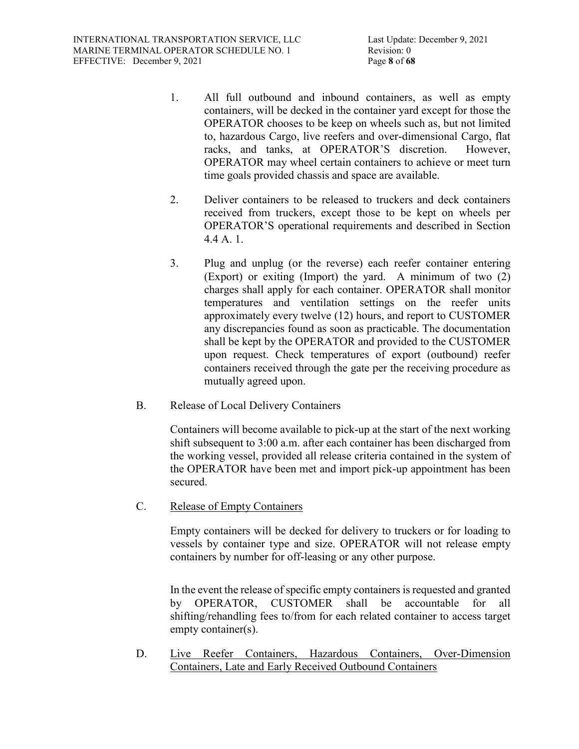1. All full outbound and inbound containers, as well as empty containers, will be decked in the container yard except for those the OPERATOR chooses to be keep on wheels such as, but not limited to, hazardous Cargo, live reefers and over-dimensional Cargo, flat racks, and tanks, at OPERATOR'S discretion. However, OPERATOR may wheel certain containers to achieve or meet turn time goals provided chassis and space are available.

2. Deliver containers to be released to truckers and deck containers received from truckers, except those to be kept on wheels per OPERATOR'S operational requirements and described in Section 4.4 A. 1.

3. Plug and unplug (or the reverse) each reefer container entering (Export) or exiting (Import) the yard. A minimum of two (2) charges shall apply for each container. OPERATOR shall monitor temperatures and ventilation settings on the reefer units approximately every twelve (12) hours, and report to CUSTOMER any discrepancies found as soon as practicable. The documentation shall be kept by the OPERATOR and provided to the CUSTOMER upon request. Check temperatures of export (outbound) reefer containers received through the gate per the receiving procedure as mutually agreed upon.

B. Release of Local Delivery Containers

Containers will become available to pick-up at the start of the next working shift subsequent to 3:00 a.m. after each container has been discharged from the working vessel, provided all release criteria contained in the system of the OPERATOR have been met and import pick-up appointment has been secured.

C. <u>Release of Empty Containers</u>

Empty containers will be decked for delivery to truckers or for loading to vessels by container type and size. OPERATOR will not release empty containers by number for off-leasing or any other purpose.

In the event the release of specific empty containers is requested and granted by OPERATOR, CUSTOMER shall be accountable for all shifting/rehandling fees to/from for each related container to access target empty container(s).

D. <u>Live Reefer Containers, Hazardous Containers, Over-Dimension Containers, Late and Early Received Outbound Containers</u>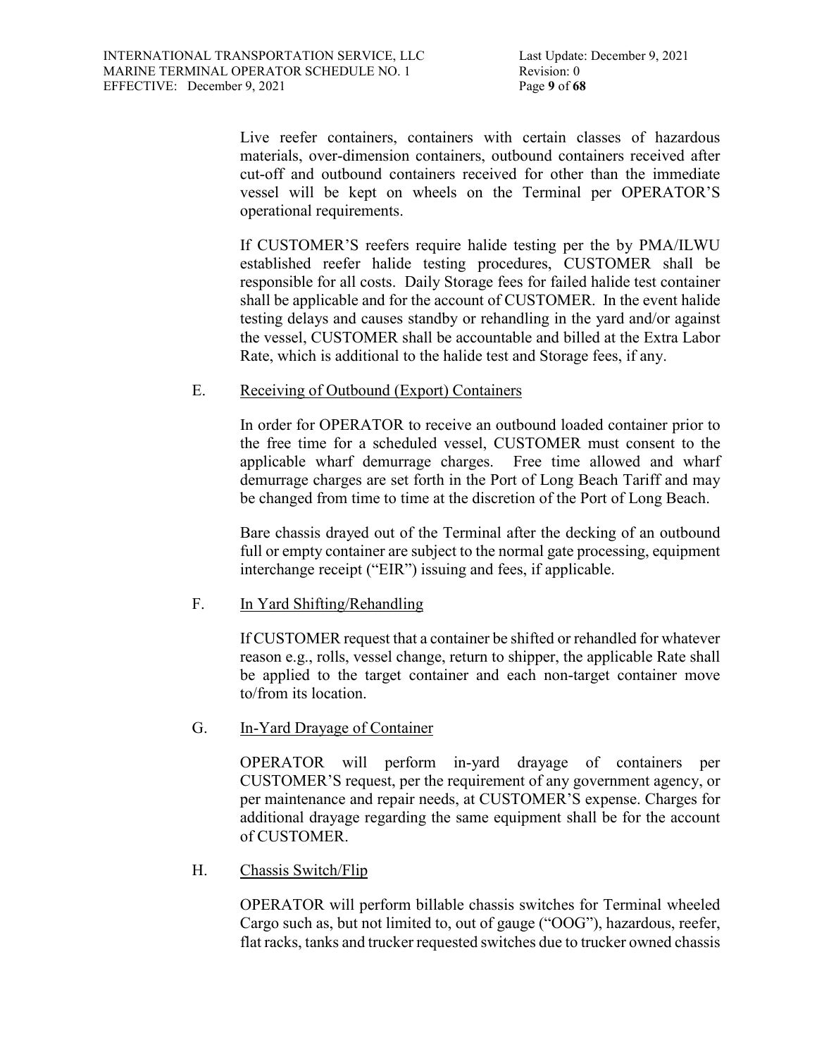Live reefer containers, containers with certain classes of hazardous materials, over-dimension containers, outbound containers received after cut-off and outbound containers received for other than the immediate vessel will be kept on wheels on the Terminal per OPERATOR'S operational requirements.

If CUSTOMER'S reefers require halide testing per the by PMA/ILWU established reefer halide testing procedures, CUSTOMER shall be responsible for all costs. Daily Storage fees for failed halide test container shall be applicable and for the account of CUSTOMER. In the event halide testing delays and causes standby or rehandling in the yard and/or against the vessel, CUSTOMER shall be accountable and billed at the Extra Labor Rate, which is additional to the halide test and Storage fees, if any.

E. Receiving of Outbound (Export) Containers

In order for OPERATOR to receive an outbound loaded container prior to the free time for a scheduled vessel, CUSTOMER must consent to the applicable wharf demurrage charges. Free time allowed and wharf demurrage charges are set forth in the Port of Long Beach Tariff and may be changed from time to time at the discretion of the Port of Long Beach.

Bare chassis drayed out of the Terminal after the decking of an outbound full or empty container are subject to the normal gate processing, equipment interchange receipt ("EIR") issuing and fees, if applicable.

F. In Yard Shifting/Rehandling

If CUSTOMER request that a container be shifted or rehandled for whatever reason e.g., rolls, vessel change, return to shipper, the applicable Rate shall be applied to the target container and each non-target container move to/from its location.

G. In-Yard Drayage of Container

OPERATOR will perform in-yard drayage of containers per CUSTOMER'S request, per the requirement of any government agency, or per maintenance and repair needs, at CUSTOMER'S expense. Charges for additional drayage regarding the same equipment shall be for the account of CUSTOMER.

H. Chassis Switch/Flip

OPERATOR will perform billable chassis switches for Terminal wheeled Cargo such as, but not limited to, out of gauge ("OOG"), hazardous, reefer, flat racks, tanks and trucker requested switches due to trucker owned chassis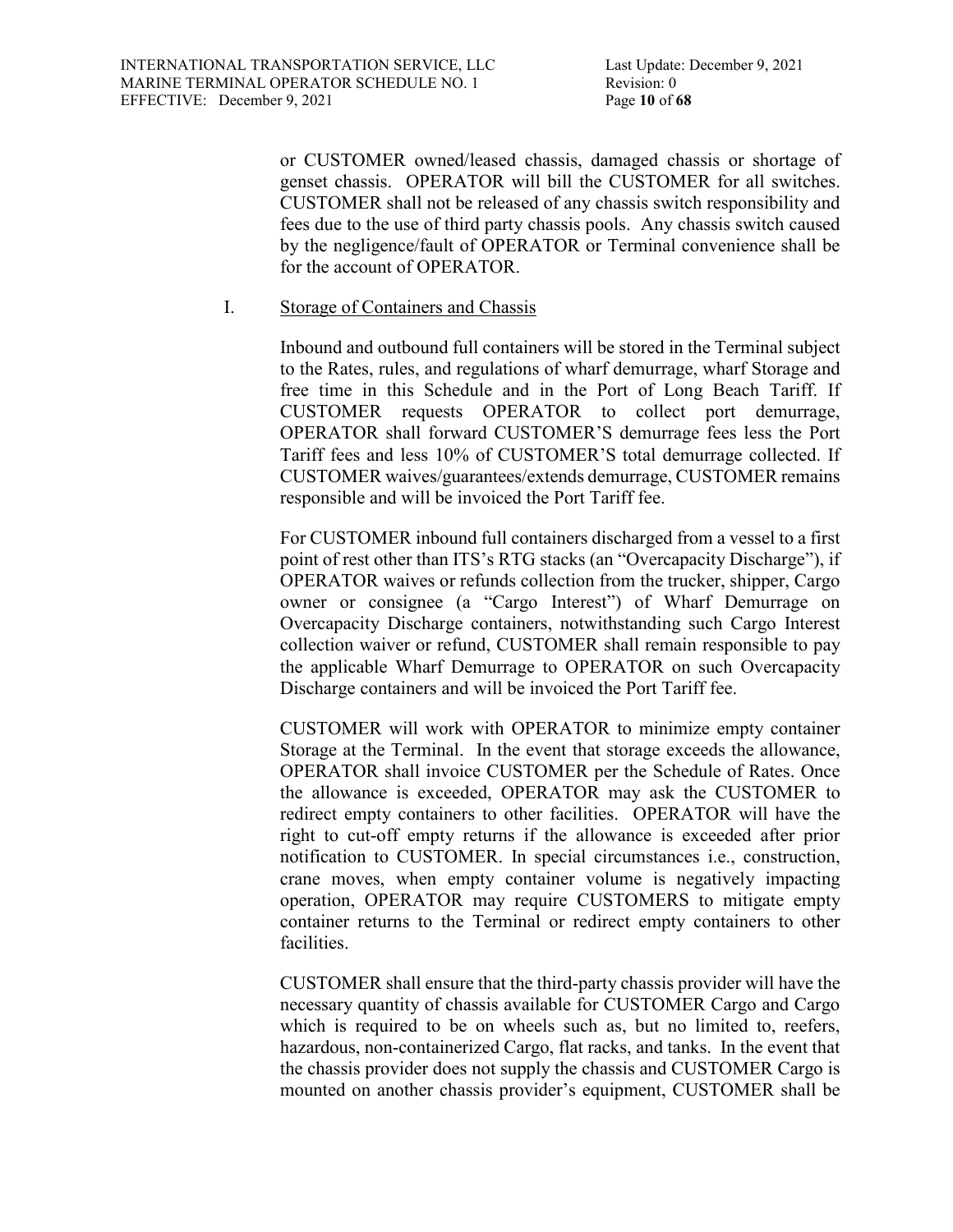or CUSTOMER owned/leased chassis, damaged chassis or shortage of genset chassis. OPERATOR will bill the CUSTOMER for all switches. CUSTOMER shall not be released of any chassis switch responsibility and fees due to the use of third party chassis pools. Any chassis switch caused by the negligence/fault of OPERATOR or Terminal convenience shall be for the account of OPERATOR.

I. Storage of Containers and Chassis

Inbound and outbound full containers will be stored in the Terminal subject to the Rates, rules, and regulations of wharf demurrage, wharf Storage and free time in this Schedule and in the Port of Long Beach Tariff. If CUSTOMER requests OPERATOR to collect port demurrage, OPERATOR shall forward CUSTOMER'S demurrage fees less the Port Tariff fees and less 10% of CUSTOMER'S total demurrage collected. If CUSTOMER waives/guarantees/extends demurrage, CUSTOMER remains responsible and will be invoiced the Port Tariff fee.

For CUSTOMER inbound full containers discharged from a vessel to a first point of rest other than ITS's RTG stacks (an "Overcapacity Discharge"), if OPERATOR waives or refunds collection from the trucker, shipper, Cargo owner or consignee (a "Cargo Interest") of Wharf Demurrage on Overcapacity Discharge containers, notwithstanding such Cargo Interest collection waiver or refund, CUSTOMER shall remain responsible to pay the applicable Wharf Demurrage to OPERATOR on such Overcapacity Discharge containers and will be invoiced the Port Tariff fee.

CUSTOMER will work with OPERATOR to minimize empty container Storage at the Terminal. In the event that storage exceeds the allowance, OPERATOR shall invoice CUSTOMER per the Schedule of Rates. Once the allowance is exceeded, OPERATOR may ask the CUSTOMER to redirect empty containers to other facilities. OPERATOR will have the right to cut-off empty returns if the allowance is exceeded after prior notification to CUSTOMER. In special circumstances i.e., construction, crane moves, when empty container volume is negatively impacting operation, OPERATOR may require CUSTOMERS to mitigate empty container returns to the Terminal or redirect empty containers to other facilities.

CUSTOMER shall ensure that the third-party chassis provider will have the necessary quantity of chassis available for CUSTOMER Cargo and Cargo which is required to be on wheels such as, but no limited to, reefers, hazardous, non-containerized Cargo, flat racks, and tanks. In the event that the chassis provider does not supply the chassis and CUSTOMER Cargo is mounted on another chassis provider's equipment, CUSTOMER shall be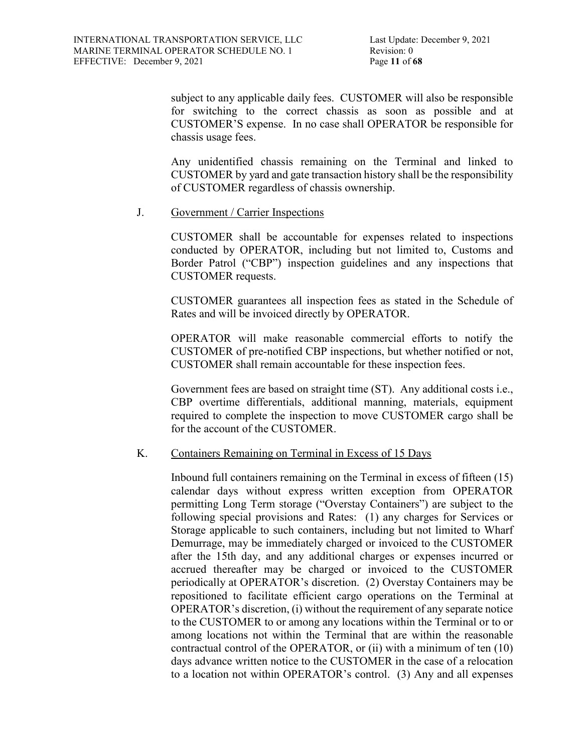subject to any applicable daily fees. CUSTOMER will also be responsible for switching to the correct chassis as soon as possible and at CUSTOMER'S expense. In no case shall OPERATOR be responsible for chassis usage fees.

Any unidentified chassis remaining on the Terminal and linked to CUSTOMER by yard and gate transaction history shall be the responsibility of CUSTOMER regardless of chassis ownership.

J. Government / Carrier Inspections

CUSTOMER shall be accountable for expenses related to inspections conducted by OPERATOR, including but not limited to, Customs and Border Patrol ("CBP") inspection guidelines and any inspections that CUSTOMER requests.

CUSTOMER guarantees all inspection fees as stated in the Schedule of Rates and will be invoiced directly by OPERATOR.

OPERATOR will make reasonable commercial efforts to notify the CUSTOMER of pre-notified CBP inspections, but whether notified or not, CUSTOMER shall remain accountable for these inspection fees.

Government fees are based on straight time (ST). Any additional costs i.e., CBP overtime differentials, additional manning, materials, equipment required to complete the inspection to move CUSTOMER cargo shall be for the account of the CUSTOMER.

K. Containers Remaining on Terminal in Excess of 15 Days

Inbound full containers remaining on the Terminal in excess of fifteen (15) calendar days without express written exception from OPERATOR permitting Long Term storage ("Overstay Containers") are subject to the following special provisions and Rates: (1) any charges for Services or Storage applicable to such containers, including but not limited to Wharf Demurrage, may be immediately charged or invoiced to the CUSTOMER after the 15th day, and any additional charges or expenses incurred or accrued thereafter may be charged or invoiced to the CUSTOMER periodically at OPERATOR's discretion. (2) Overstay Containers may be repositioned to facilitate efficient cargo operations on the Terminal at OPERATOR's discretion, (i) without the requirement of any separate notice to the CUSTOMER to or among any locations within the Terminal or to or among locations not within the Terminal that are within the reasonable contractual control of the OPERATOR, or (ii) with a minimum of ten (10) days advance written notice to the CUSTOMER in the case of a relocation to a location not within OPERATOR's control. (3) Any and all expenses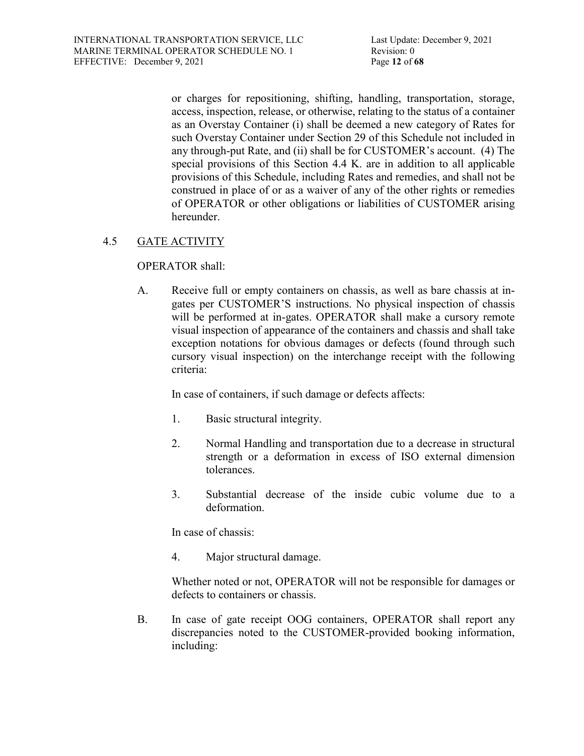or charges for repositioning, shifting, handling, transportation, storage, access, inspection, release, or otherwise, relating to the status of a container as an Overstay Container (i) shall be deemed a new category of Rates for such Overstay Container under Section 29 of this Schedule not included in any through-put Rate, and (ii) shall be for CUSTOMER's account. (4) The special provisions of this Section 4.4 K. are in addition to all applicable provisions of this Schedule, including Rates and remedies, and shall not be construed in place of or as a waiver of any of the other rights or remedies of OPERATOR or other obligations or liabilities of CUSTOMER arising hereunder.

## 4.5 GATE ACTIVITY

OPERATOR shall:

A. Receive full or empty containers on chassis, as well as bare chassis at in-gates per CUSTOMER'S instructions. No physical inspection of chassis will be performed at in-gates. OPERATOR shall make a cursory remote visual inspection of appearance of the containers and chassis and shall take exception notations for obvious damages or defects (found through such cursory visual inspection) on the interchange receipt with the following criteria:

   In case of containers, if such damage or defects affects:

   1. Basic structural integrity.

   2. Normal Handling and transportation due to a decrease in structural strength or a deformation in excess of ISO external dimension tolerances.

   3. Substantial decrease of the inside cubic volume due to a deformation.

   In case of chassis:

   4. Major structural damage.

   Whether noted or not, OPERATOR will not be responsible for damages or defects to containers or chassis.

B. In case of gate receipt OOG containers, OPERATOR shall report any discrepancies noted to the CUSTOMER-provided booking information, including: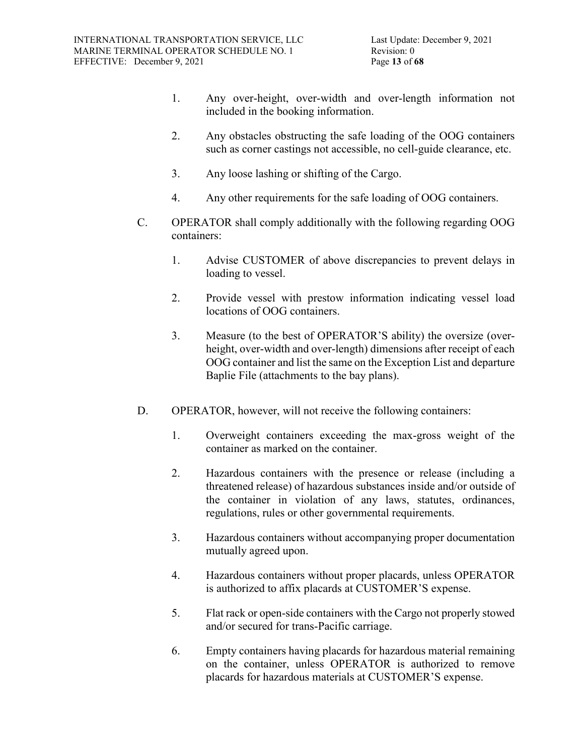1. Any over-height, over-width and over-length information not included in the booking information.

2. Any obstacles obstructing the safe loading of the OOG containers such as corner castings not accessible, no cell-guide clearance, etc.

3. Any loose lashing or shifting of the Cargo.

4. Any other requirements for the safe loading of OOG containers.

C. OPERATOR shall comply additionally with the following regarding OOG containers:

1. Advise CUSTOMER of above discrepancies to prevent delays in loading to vessel.

2. Provide vessel with prestow information indicating vessel load locations of OOG containers.

3. Measure (to the best of OPERATOR'S ability) the oversize (over-height, over-width and over-length) dimensions after receipt of each OOG container and list the same on the Exception List and departure Baplie File (attachments to the bay plans).

D. OPERATOR, however, will not receive the following containers:

1. Overweight containers exceeding the max-gross weight of the container as marked on the container.

2. Hazardous containers with the presence or release (including a threatened release) of hazardous substances inside and/or outside of the container in violation of any laws, statutes, ordinances, regulations, rules or other governmental requirements.

3. Hazardous containers without accompanying proper documentation mutually agreed upon.

4. Hazardous containers without proper placards, unless OPERATOR is authorized to affix placards at CUSTOMER'S expense.

5. Flat rack or open-side containers with the Cargo not properly stowed and/or secured for trans-Pacific carriage.

6. Empty containers having placards for hazardous material remaining on the container, unless OPERATOR is authorized to remove placards for hazardous materials at CUSTOMER'S expense.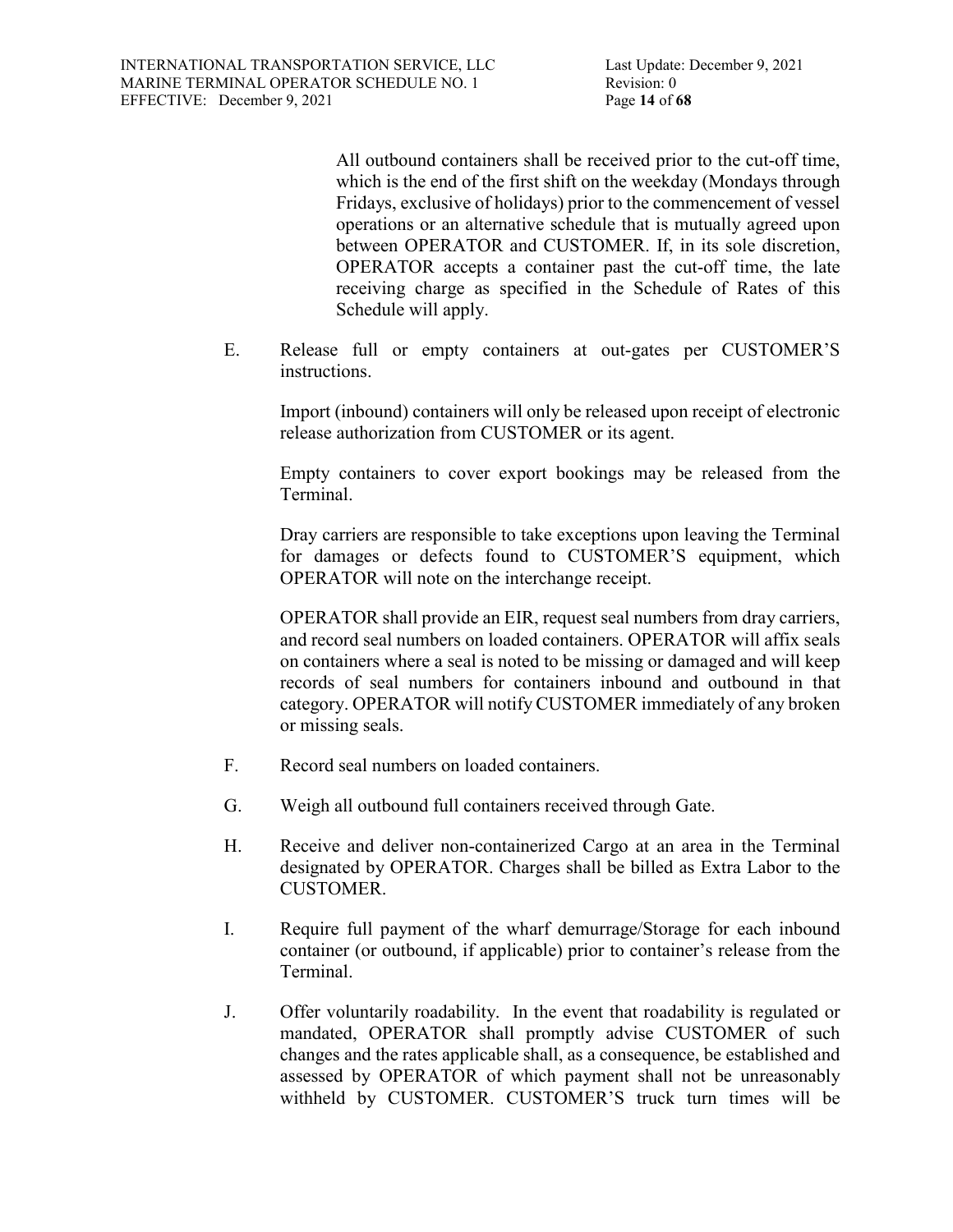All outbound containers shall be received prior to the cut-off time, which is the end of the first shift on the weekday (Mondays through Fridays, exclusive of holidays) prior to the commencement of vessel operations or an alternative schedule that is mutually agreed upon between OPERATOR and CUSTOMER. If, in its sole discretion, OPERATOR accepts a container past the cut-off time, the late receiving charge as specified in the Schedule of Rates of this Schedule will apply.

E. Release full or empty containers at out-gates per CUSTOMER'S instructions.

   Import (inbound) containers will only be released upon receipt of electronic release authorization from CUSTOMER or its agent.

   Empty containers to cover export bookings may be released from the Terminal.

   Dray carriers are responsible to take exceptions upon leaving the Terminal for damages or defects found to CUSTOMER'S equipment, which OPERATOR will note on the interchange receipt.

   OPERATOR shall provide an EIR, request seal numbers from dray carriers, and record seal numbers on loaded containers. OPERATOR will affix seals on containers where a seal is noted to be missing or damaged and will keep records of seal numbers for containers inbound and outbound in that category. OPERATOR will notify CUSTOMER immediately of any broken or missing seals.

F. Record seal numbers on loaded containers.

G. Weigh all outbound full containers received through Gate.

H. Receive and deliver non-containerized Cargo at an area in the Terminal designated by OPERATOR. Charges shall be billed as Extra Labor to the CUSTOMER.

I. Require full payment of the wharf demurrage/Storage for each inbound container (or outbound, if applicable) prior to container's release from the Terminal.

J. Offer voluntarily roadability. In the event that roadability is regulated or mandated, OPERATOR shall promptly advise CUSTOMER of such changes and the rates applicable shall, as a consequence, be established and assessed by OPERATOR of which payment shall not be unreasonably withheld by CUSTOMER. CUSTOMER'S truck turn times will be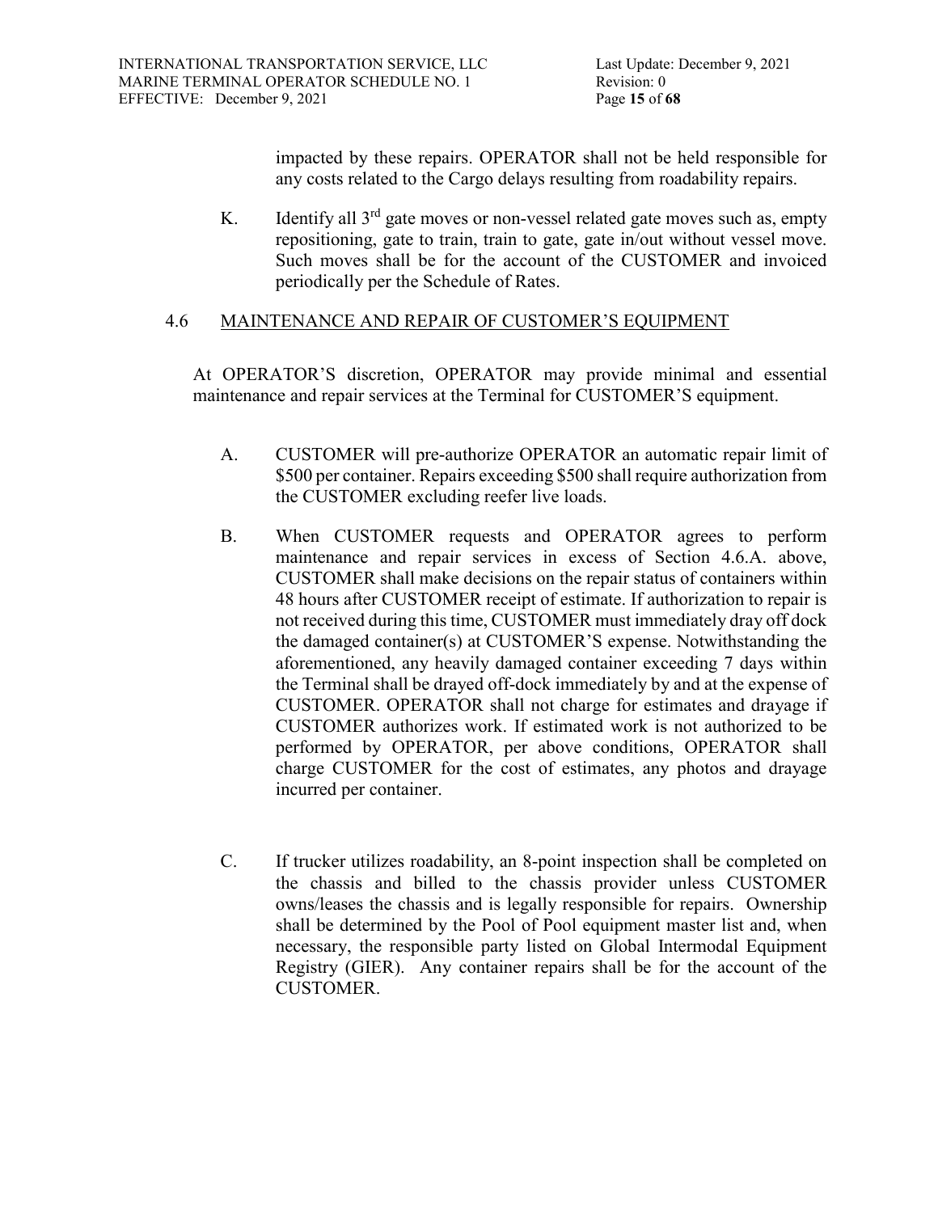impacted by these repairs. OPERATOR shall not be held responsible for any costs related to the Cargo delays resulting from roadability repairs.

K. Identify all 3rd gate moves or non-vessel related gate moves such as, empty repositioning, gate to train, train to gate, gate in/out without vessel move. Such moves shall be for the account of the CUSTOMER and invoiced periodically per the Schedule of Rates.

## 4.6 MAINTENANCE AND REPAIR OF CUSTOMER'S EQUIPMENT

At OPERATOR'S discretion, OPERATOR may provide minimal and essential maintenance and repair services at the Terminal for CUSTOMER'S equipment.

A. CUSTOMER will pre-authorize OPERATOR an automatic repair limit of $500 per container. Repairs exceeding $500 shall require authorization from the CUSTOMER excluding reefer live loads.

B. When CUSTOMER requests and OPERATOR agrees to perform maintenance and repair services in excess of Section 4.6.A. above, CUSTOMER shall make decisions on the repair status of containers within 48 hours after CUSTOMER receipt of estimate. If authorization to repair is not received during this time, CUSTOMER must immediately dray off dock the damaged container(s) at CUSTOMER'S expense. Notwithstanding the aforementioned, any heavily damaged container exceeding 7 days within the Terminal shall be drayed off-dock immediately by and at the expense of CUSTOMER. OPERATOR shall not charge for estimates and drayage if CUSTOMER authorizes work. If estimated work is not authorized to be performed by OPERATOR, per above conditions, OPERATOR shall charge CUSTOMER for the cost of estimates, any photos and drayage incurred per container.

C. If trucker utilizes roadability, an 8-point inspection shall be completed on the chassis and billed to the chassis provider unless CUSTOMER owns/leases the chassis and is legally responsible for repairs. Ownership shall be determined by the Pool of Pool equipment master list and, when necessary, the responsible party listed on Global Intermodal Equipment Registry (GIER). Any container repairs shall be for the account of the CUSTOMER.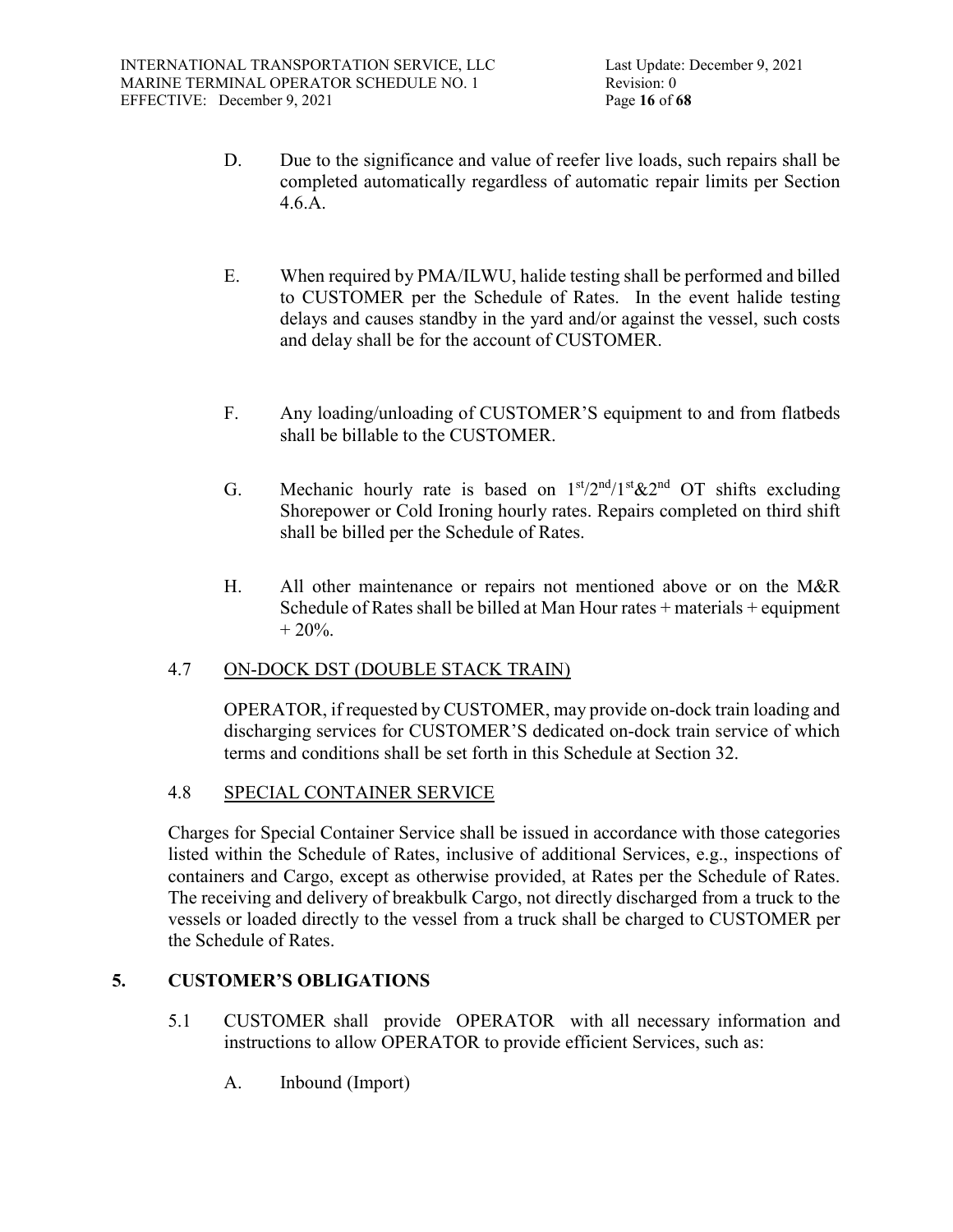D. Due to the significance and value of reefer live loads, such repairs shall be completed automatically regardless of automatic repair limits per Section 4.6.A.

E. When required by PMA/ILWU, halide testing shall be performed and billed to CUSTOMER per the Schedule of Rates. In the event halide testing delays and causes standby in the yard and/or against the vessel, such costs and delay shall be for the account of CUSTOMER.

F. Any loading/unloading of CUSTOMER'S equipment to and from flatbeds shall be billable to the CUSTOMER.

G. Mechanic hourly rate is based on 1st/2nd/1st&2nd OT shifts excluding Shorepower or Cold Ironing hourly rates. Repairs completed on third shift shall be billed per the Schedule of Rates.

H. All other maintenance or repairs not mentioned above or on the M&R Schedule of Rates shall be billed at Man Hour rates + materials + equipment + 20%.

### 4.7 ON-DOCK DST (DOUBLE STACK TRAIN)

OPERATOR, if requested by CUSTOMER, may provide on-dock train loading and discharging services for CUSTOMER'S dedicated on-dock train service of which terms and conditions shall be set forth in this Schedule at Section 32.

### 4.8 SPECIAL CONTAINER SERVICE

Charges for Special Container Service shall be issued in accordance with those categories listed within the Schedule of Rates, inclusive of additional Services, e.g., inspections of containers and Cargo, except as otherwise provided, at Rates per the Schedule of Rates. The receiving and delivery of breakbulk Cargo, not directly discharged from a truck to the vessels or loaded directly to the vessel from a truck shall be charged to CUSTOMER per the Schedule of Rates.

## 5. CUSTOMER'S OBLIGATIONS

5.1 CUSTOMER shall provide OPERATOR with all necessary information and instructions to allow OPERATOR to provide efficient Services, such as:

A. Inbound (Import)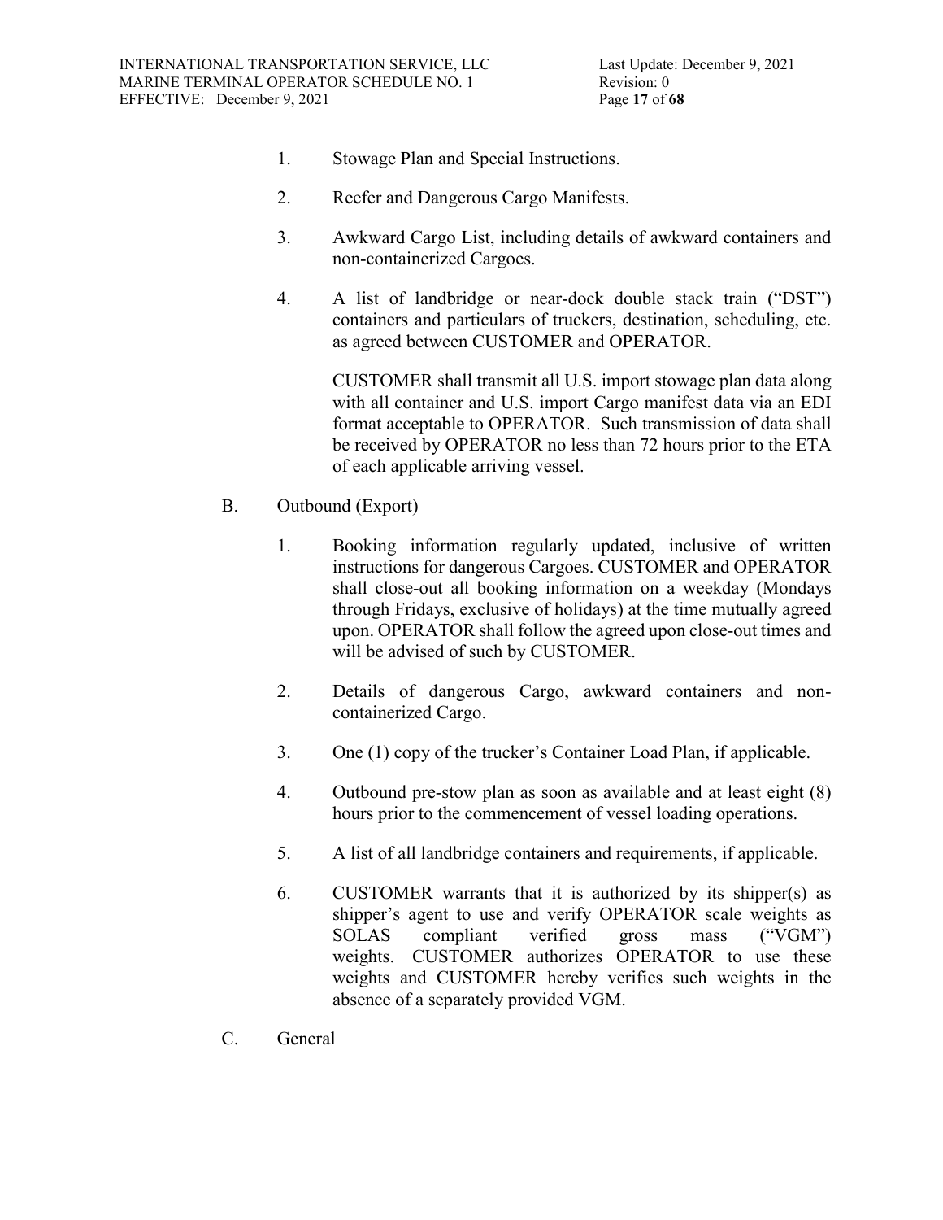1. Stowage Plan and Special Instructions.

2. Reefer and Dangerous Cargo Manifests.

3. Awkward Cargo List, including details of awkward containers and non-containerized Cargoes.

4. A list of landbridge or near-dock double stack train ("DST") containers and particulars of truckers, destination, scheduling, etc. as agreed between CUSTOMER and OPERATOR.

   CUSTOMER shall transmit all U.S. import stowage plan data along with all container and U.S. import Cargo manifest data via an EDI format acceptable to OPERATOR. Such transmission of data shall be received by OPERATOR no less than 72 hours prior to the ETA of each applicable arriving vessel.

B. Outbound (Export)

1. Booking information regularly updated, inclusive of written instructions for dangerous Cargoes. CUSTOMER and OPERATOR shall close-out all booking information on a weekday (Mondays through Fridays, exclusive of holidays) at the time mutually agreed upon. OPERATOR shall follow the agreed upon close-out times and will be advised of such by CUSTOMER.

2. Details of dangerous Cargo, awkward containers and non-containerized Cargo.

3. One (1) copy of the trucker's Container Load Plan, if applicable.

4. Outbound pre-stow plan as soon as available and at least eight (8) hours prior to the commencement of vessel loading operations.

5. A list of all landbridge containers and requirements, if applicable.

6. CUSTOMER warrants that it is authorized by its shipper(s) as shipper's agent to use and verify OPERATOR scale weights as SOLAS compliant verified gross mass ("VGM") weights. CUSTOMER authorizes OPERATOR to use these weights and CUSTOMER hereby verifies such weights in the absence of a separately provided VGM.

C. General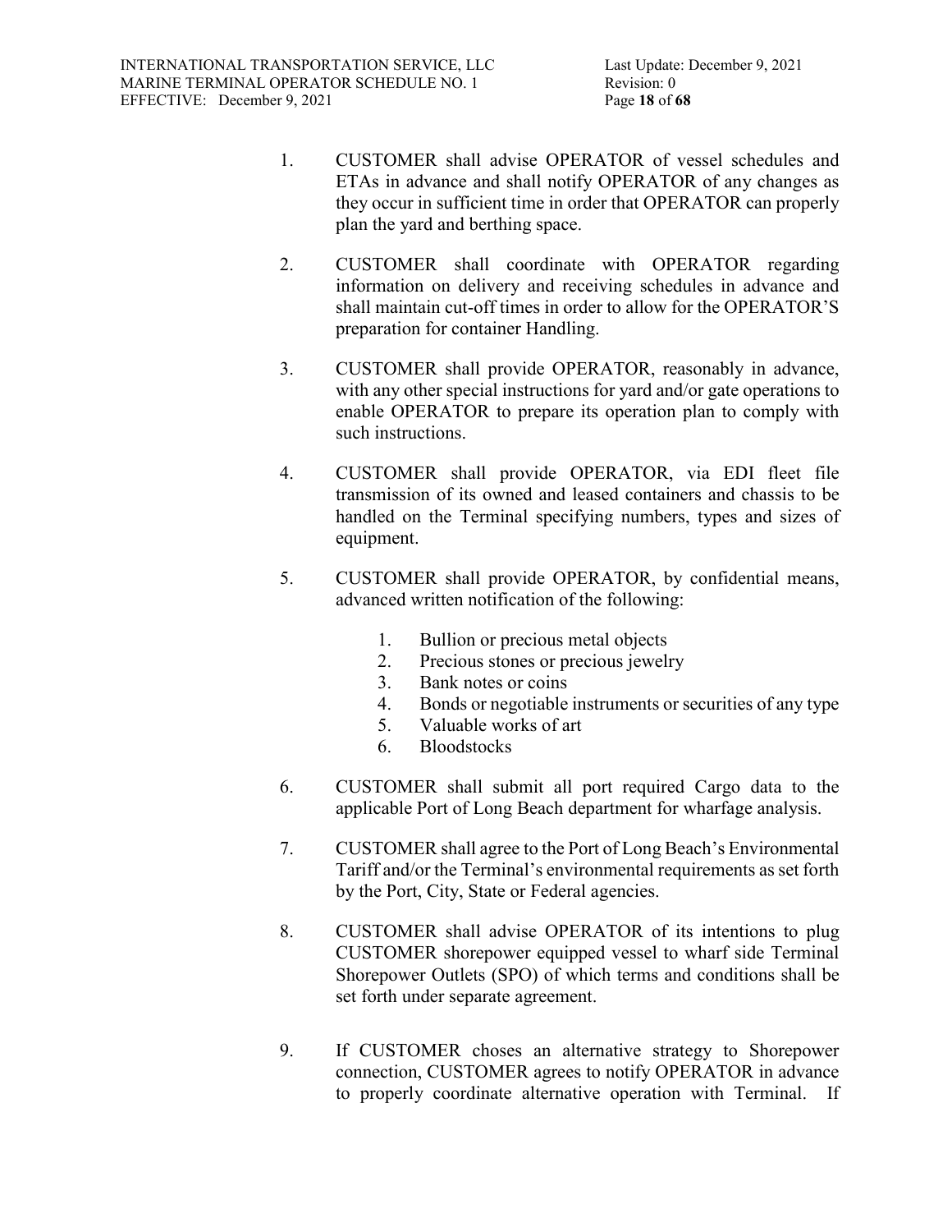1. CUSTOMER shall advise OPERATOR of vessel schedules and ETAs in advance and shall notify OPERATOR of any changes as they occur in sufficient time in order that OPERATOR can properly plan the yard and berthing space.

2. CUSTOMER shall coordinate with OPERATOR regarding information on delivery and receiving schedules in advance and shall maintain cut-off times in order to allow for the OPERATOR'S preparation for container Handling.

3. CUSTOMER shall provide OPERATOR, reasonably in advance, with any other special instructions for yard and/or gate operations to enable OPERATOR to prepare its operation plan to comply with such instructions.

4. CUSTOMER shall provide OPERATOR, via EDI fleet file transmission of its owned and leased containers and chassis to be handled on the Terminal specifying numbers, types and sizes of equipment.

5. CUSTOMER shall provide OPERATOR, by confidential means, advanced written notification of the following:

    1. Bullion or precious metal objects
    2. Precious stones or precious jewelry
    3. Bank notes or coins
    4. Bonds or negotiable instruments or securities of any type
    5. Valuable works of art
    6. Bloodstocks

6. CUSTOMER shall submit all port required Cargo data to the applicable Port of Long Beach department for wharfage analysis.

7. CUSTOMER shall agree to the Port of Long Beach's Environmental Tariff and/or the Terminal's environmental requirements as set forth by the Port, City, State or Federal agencies.

8. CUSTOMER shall advise OPERATOR of its intentions to plug CUSTOMER shorepower equipped vessel to wharf side Terminal Shorepower Outlets (SPO) of which terms and conditions shall be set forth under separate agreement.

9. If CUSTOMER choses an alternative strategy to Shorepower connection, CUSTOMER agrees to notify OPERATOR in advance to properly coordinate alternative operation with Terminal. If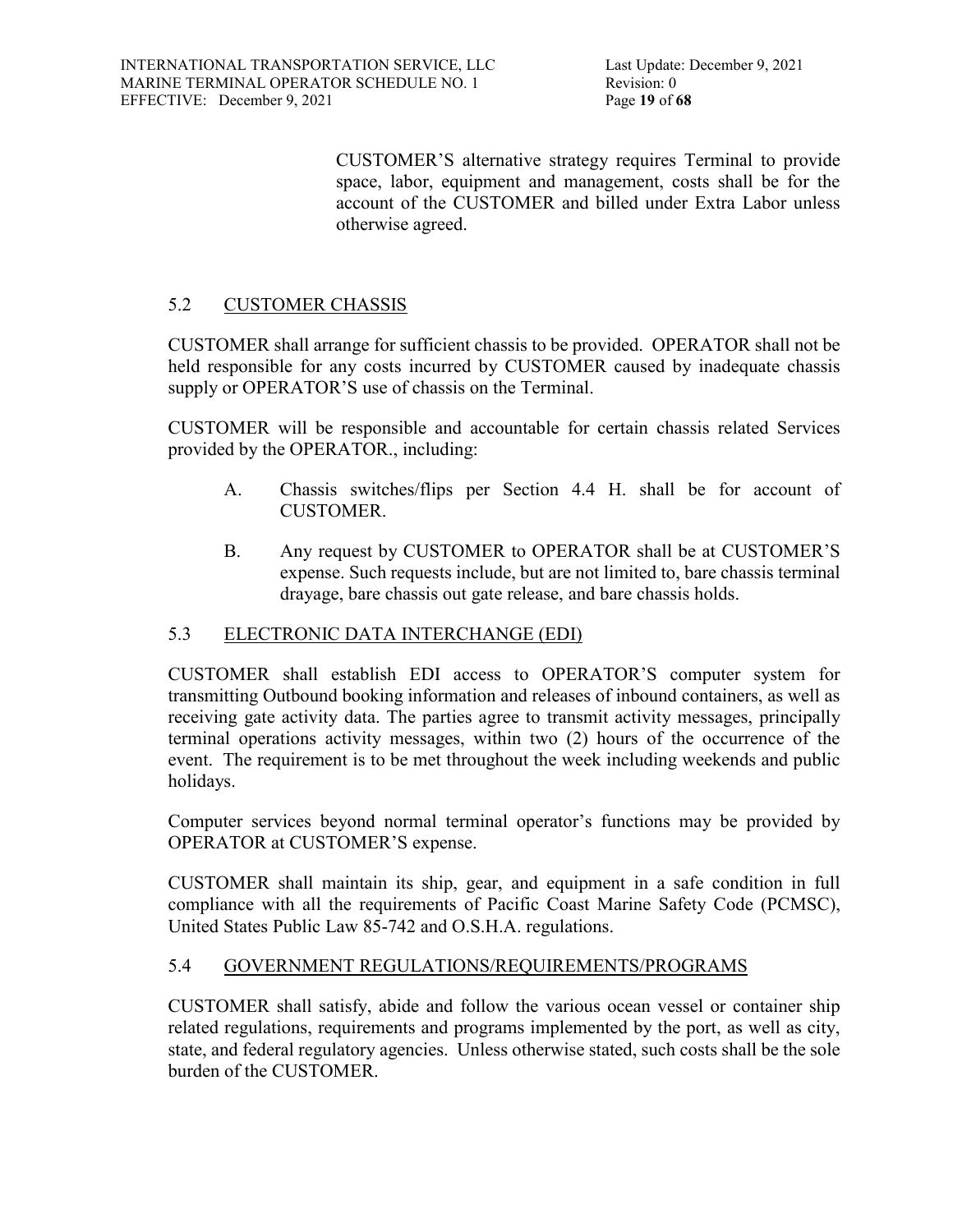CUSTOMER'S alternative strategy requires Terminal to provide space, labor, equipment and management, costs shall be for the account of the CUSTOMER and billed under Extra Labor unless otherwise agreed.

## 5.2 CUSTOMER CHASSIS

CUSTOMER shall arrange for sufficient chassis to be provided. OPERATOR shall not be held responsible for any costs incurred by CUSTOMER caused by inadequate chassis supply or OPERATOR'S use of chassis on the Terminal.

CUSTOMER will be responsible and accountable for certain chassis related Services provided by the OPERATOR., including:

A. Chassis switches/flips per Section 4.4 H. shall be for account of CUSTOMER.

B. Any request by CUSTOMER to OPERATOR shall be at CUSTOMER'S expense. Such requests include, but are not limited to, bare chassis terminal drayage, bare chassis out gate release, and bare chassis holds.

## 5.3 ELECTRONIC DATA INTERCHANGE (EDI)

CUSTOMER shall establish EDI access to OPERATOR'S computer system for transmitting Outbound booking information and releases of inbound containers, as well as receiving gate activity data. The parties agree to transmit activity messages, principally terminal operations activity messages, within two (2) hours of the occurrence of the event. The requirement is to be met throughout the week including weekends and public holidays.

Computer services beyond normal terminal operator's functions may be provided by OPERATOR at CUSTOMER'S expense.

CUSTOMER shall maintain its ship, gear, and equipment in a safe condition in full compliance with all the requirements of Pacific Coast Marine Safety Code (PCMSC), United States Public Law 85-742 and O.S.H.A. regulations.

## 5.4 GOVERNMENT REGULATIONS/REQUIREMENTS/PROGRAMS

CUSTOMER shall satisfy, abide and follow the various ocean vessel or container ship related regulations, requirements and programs implemented by the port, as well as city, state, and federal regulatory agencies. Unless otherwise stated, such costs shall be the sole burden of the CUSTOMER.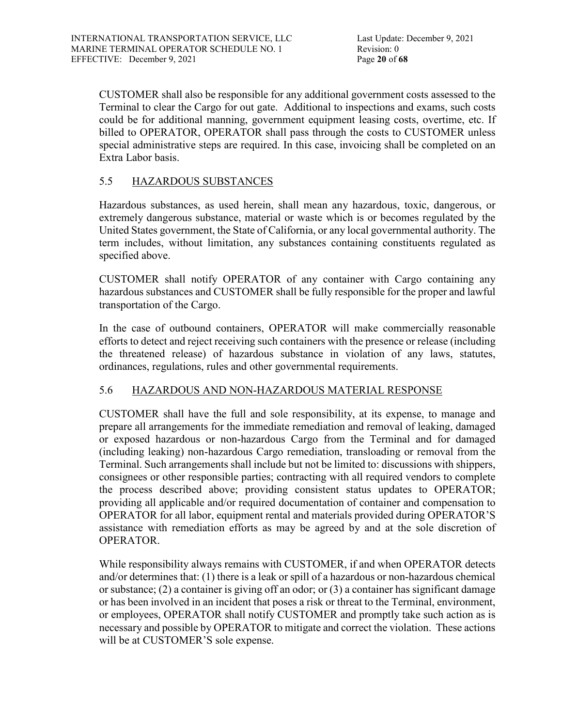CUSTOMER shall also be responsible for any additional government costs assessed to the Terminal to clear the Cargo for out gate. Additional to inspections and exams, such costs could be for additional manning, government equipment leasing costs, overtime, etc. If billed to OPERATOR, OPERATOR shall pass through the costs to CUSTOMER unless special administrative steps are required. In this case, invoicing shall be completed on an Extra Labor basis.

### 5.5 HAZARDOUS SUBSTANCES

Hazardous substances, as used herein, shall mean any hazardous, toxic, dangerous, or extremely dangerous substance, material or waste which is or becomes regulated by the United States government, the State of California, or any local governmental authority. The term includes, without limitation, any substances containing constituents regulated as specified above.

CUSTOMER shall notify OPERATOR of any container with Cargo containing any hazardous substances and CUSTOMER shall be fully responsible for the proper and lawful transportation of the Cargo.

In the case of outbound containers, OPERATOR will make commercially reasonable efforts to detect and reject receiving such containers with the presence or release (including the threatened release) of hazardous substance in violation of any laws, statutes, ordinances, regulations, rules and other governmental requirements.

### 5.6 HAZARDOUS AND NON-HAZARDOUS MATERIAL RESPONSE

CUSTOMER shall have the full and sole responsibility, at its expense, to manage and prepare all arrangements for the immediate remediation and removal of leaking, damaged or exposed hazardous or non-hazardous Cargo from the Terminal and for damaged (including leaking) non-hazardous Cargo remediation, transloading or removal from the Terminal. Such arrangements shall include but not be limited to: discussions with shippers, consignees or other responsible parties; contracting with all required vendors to complete the process described above; providing consistent status updates to OPERATOR; providing all applicable and/or required documentation of container and compensation to OPERATOR for all labor, equipment rental and materials provided during OPERATOR'S assistance with remediation efforts as may be agreed by and at the sole discretion of OPERATOR.

While responsibility always remains with CUSTOMER, if and when OPERATOR detects and/or determines that: (1) there is a leak or spill of a hazardous or non-hazardous chemical or substance; (2) a container is giving off an odor; or (3) a container has significant damage or has been involved in an incident that poses a risk or threat to the Terminal, environment, or employees, OPERATOR shall notify CUSTOMER and promptly take such action as is necessary and possible by OPERATOR to mitigate and correct the violation. These actions will be at CUSTOMER'S sole expense.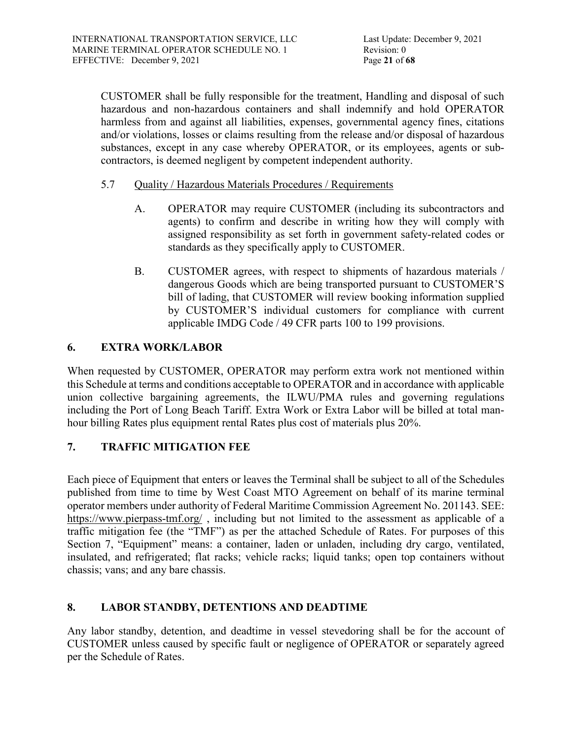CUSTOMER shall be fully responsible for the treatment, Handling and disposal of such hazardous and non-hazardous containers and shall indemnify and hold OPERATOR harmless from and against all liabilities, expenses, governmental agency fines, citations and/or violations, losses or claims resulting from the release and/or disposal of hazardous substances, except in any case whereby OPERATOR, or its employees, agents or sub-contractors, is deemed negligent by competent independent authority.

5.7 Quality / Hazardous Materials Procedures / Requirements

A. OPERATOR may require CUSTOMER (including its subcontractors and agents) to confirm and describe in writing how they will comply with assigned responsibility as set forth in government safety-related codes or standards as they specifically apply to CUSTOMER.

B. CUSTOMER agrees, with respect to shipments of hazardous materials / dangerous Goods which are being transported pursuant to CUSTOMER'S bill of lading, that CUSTOMER will review booking information supplied by CUSTOMER'S individual customers for compliance with current applicable IMDG Code / 49 CFR parts 100 to 199 provisions.

## 6. EXTRA WORK/LABOR

When requested by CUSTOMER, OPERATOR may perform extra work not mentioned within this Schedule at terms and conditions acceptable to OPERATOR and in accordance with applicable union collective bargaining agreements, the ILWU/PMA rules and governing regulations including the Port of Long Beach Tariff. Extra Work or Extra Labor will be billed at total man-hour billing Rates plus equipment rental Rates plus cost of materials plus 20%.

## 7. TRAFFIC MITIGATION FEE

Each piece of Equipment that enters or leaves the Terminal shall be subject to all of the Schedules published from time to time by West Coast MTO Agreement on behalf of its marine terminal operator members under authority of Federal Maritime Commission Agreement No. 201143. SEE: https://www.pierpass-tmf.org/ , including but not limited to the assessment as applicable of a traffic mitigation fee (the "TMF") as per the attached Schedule of Rates. For purposes of this Section 7, "Equipment" means: a container, laden or unladen, including dry cargo, ventilated, insulated, and refrigerated; flat racks; vehicle racks; liquid tanks; open top containers without chassis; vans; and any bare chassis.

## 8. LABOR STANDBY, DETENTIONS AND DEADTIME

Any labor standby, detention, and deadtime in vessel stevedoring shall be for the account of CUSTOMER unless caused by specific fault or negligence of OPERATOR or separately agreed per the Schedule of Rates.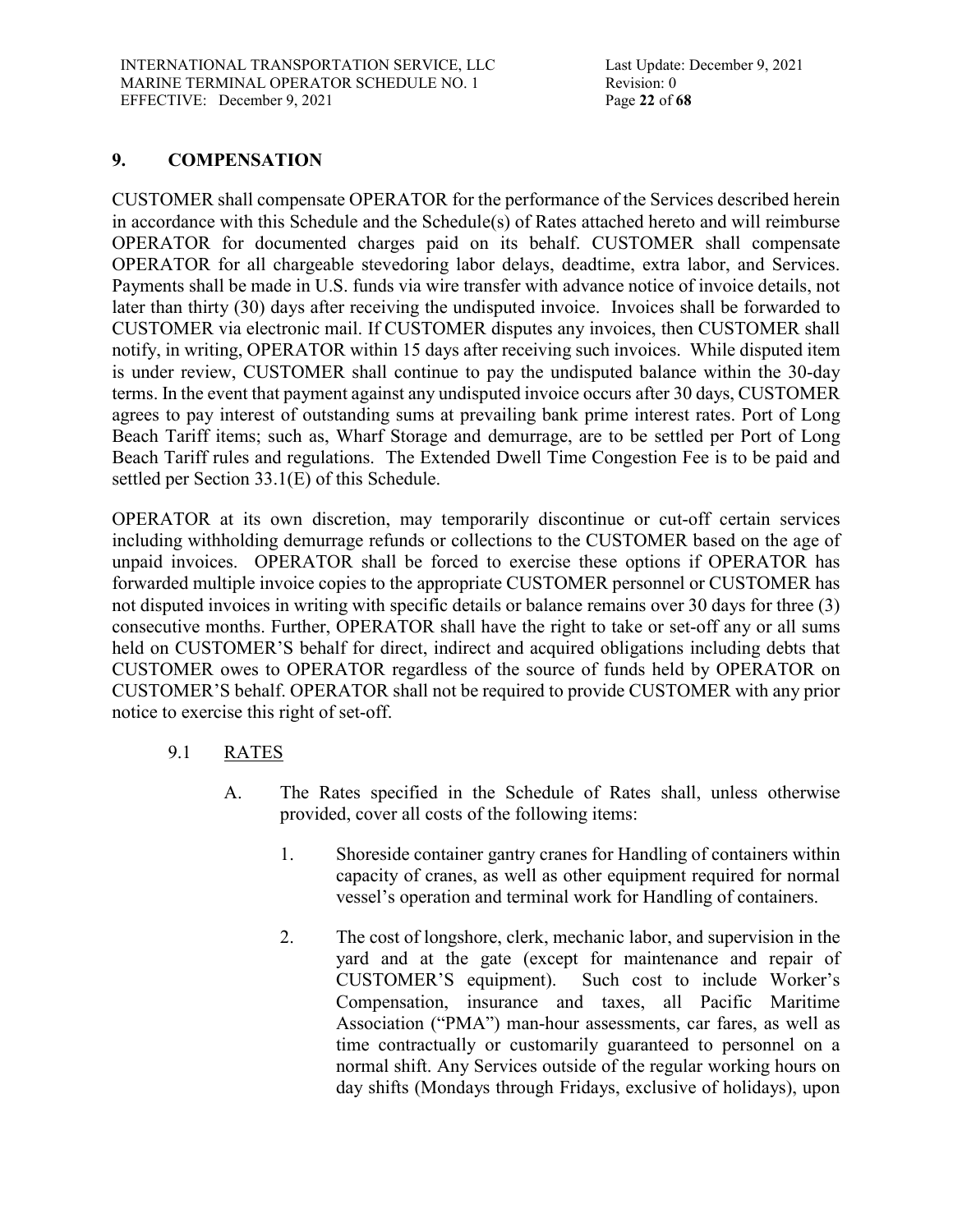## 9. COMPENSATION

CUSTOMER shall compensate OPERATOR for the performance of the Services described herein in accordance with this Schedule and the Schedule(s) of Rates attached hereto and will reimburse OPERATOR for documented charges paid on its behalf. CUSTOMER shall compensate OPERATOR for all chargeable stevedoring labor delays, deadtime, extra labor, and Services. Payments shall be made in U.S. funds via wire transfer with advance notice of invoice details, not later than thirty (30) days after receiving the undisputed invoice. Invoices shall be forwarded to CUSTOMER via electronic mail. If CUSTOMER disputes any invoices, then CUSTOMER shall notify, in writing, OPERATOR within 15 days after receiving such invoices. While disputed item is under review, CUSTOMER shall continue to pay the undisputed balance within the 30-day terms. In the event that payment against any undisputed invoice occurs after 30 days, CUSTOMER agrees to pay interest of outstanding sums at prevailing bank prime interest rates. Port of Long Beach Tariff items; such as, Wharf Storage and demurrage, are to be settled per Port of Long Beach Tariff rules and regulations. The Extended Dwell Time Congestion Fee is to be paid and settled per Section 33.1(E) of this Schedule.

OPERATOR at its own discretion, may temporarily discontinue or cut-off certain services including withholding demurrage refunds or collections to the CUSTOMER based on the age of unpaid invoices. OPERATOR shall be forced to exercise these options if OPERATOR has forwarded multiple invoice copies to the appropriate CUSTOMER personnel or CUSTOMER has not disputed invoices in writing with specific details or balance remains over 30 days for three (3) consecutive months. Further, OPERATOR shall have the right to take or set-off any or all sums held on CUSTOMER'S behalf for direct, indirect and acquired obligations including debts that CUSTOMER owes to OPERATOR regardless of the source of funds held by OPERATOR on CUSTOMER'S behalf. OPERATOR shall not be required to provide CUSTOMER with any prior notice to exercise this right of set-off.

### 9.1 RATES

A. The Rates specified in the Schedule of Rates shall, unless otherwise provided, cover all costs of the following items:

1. Shoreside container gantry cranes for Handling of containers within capacity of cranes, as well as other equipment required for normal vessel's operation and terminal work for Handling of containers.

2. The cost of longshore, clerk, mechanic labor, and supervision in the yard and at the gate (except for maintenance and repair of CUSTOMER'S equipment). Such cost to include Worker's Compensation, insurance and taxes, all Pacific Maritime Association ("PMA") man-hour assessments, car fares, as well as time contractually or customarily guaranteed to personnel on a normal shift. Any Services outside of the regular working hours on day shifts (Mondays through Fridays, exclusive of holidays), upon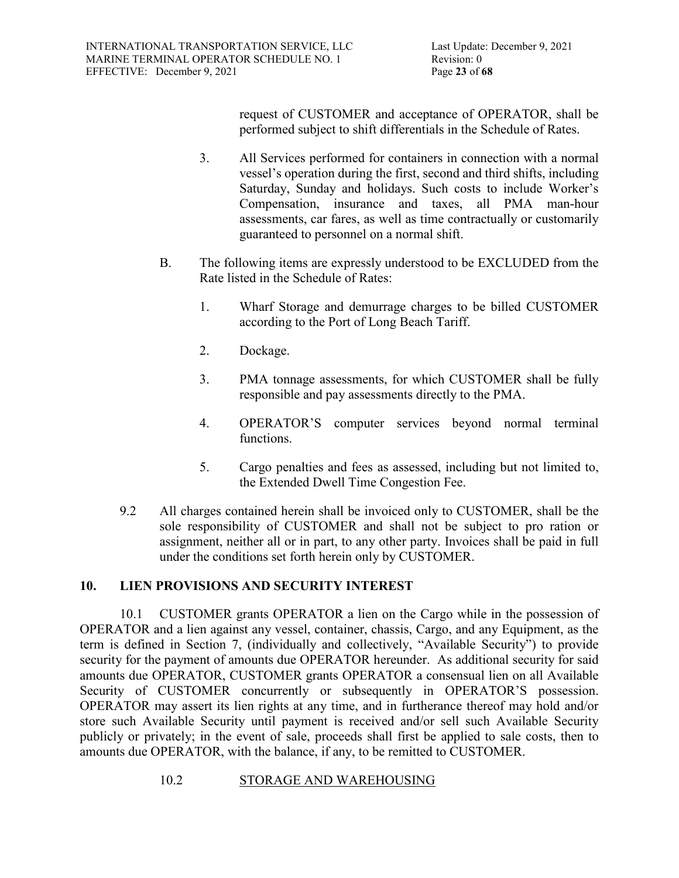request of CUSTOMER and acceptance of OPERATOR, shall be performed subject to shift differentials in the Schedule of Rates.

3. All Services performed for containers in connection with a normal vessel's operation during the first, second and third shifts, including Saturday, Sunday and holidays. Such costs to include Worker's Compensation, insurance and taxes, all PMA man-hour assessments, car fares, as well as time contractually or customarily guaranteed to personnel on a normal shift.

B. The following items are expressly understood to be EXCLUDED from the Rate listed in the Schedule of Rates:

1. Wharf Storage and demurrage charges to be billed CUSTOMER according to the Port of Long Beach Tariff.

2. Dockage.

3. PMA tonnage assessments, for which CUSTOMER shall be fully responsible and pay assessments directly to the PMA.

4. OPERATOR'S computer services beyond normal terminal functions.

5. Cargo penalties and fees as assessed, including but not limited to, the Extended Dwell Time Congestion Fee.

9.2 All charges contained herein shall be invoiced only to CUSTOMER, shall be the sole responsibility of CUSTOMER and shall not be subject to pro ration or assignment, neither all or in part, to any other party. Invoices shall be paid in full under the conditions set forth herein only by CUSTOMER.

## 10. LIEN PROVISIONS AND SECURITY INTEREST

10.1 CUSTOMER grants OPERATOR a lien on the Cargo while in the possession of OPERATOR and a lien against any vessel, container, chassis, Cargo, and any Equipment, as the term is defined in Section 7, (individually and collectively, "Available Security") to provide security for the payment of amounts due OPERATOR hereunder. As additional security for said amounts due OPERATOR, CUSTOMER grants OPERATOR a consensual lien on all Available Security of CUSTOMER concurrently or subsequently in OPERATOR'S possession. OPERATOR may assert its lien rights at any time, and in furtherance thereof may hold and/or store such Available Security until payment is received and/or sell such Available Security publicly or privately; in the event of sale, proceeds shall first be applied to sale costs, then to amounts due OPERATOR, with the balance, if any, to be remitted to CUSTOMER.

10.2 STORAGE AND WAREHOUSING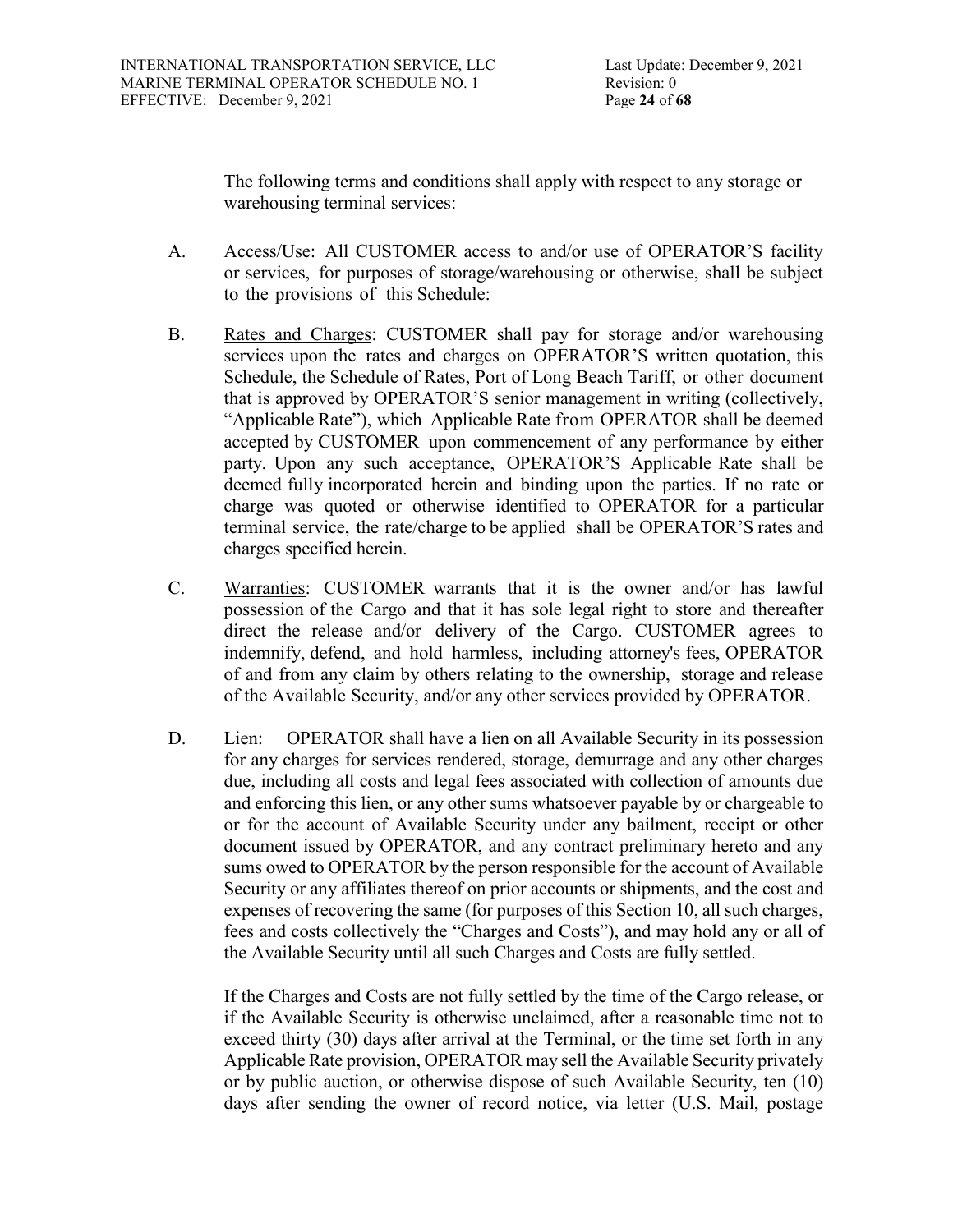The following terms and conditions shall apply with respect to any storage or warehousing terminal services:

A. Access/Use: All CUSTOMER access to and/or use of OPERATOR'S facility or services, for purposes of storage/warehousing or otherwise, shall be subject to the provisions of this Schedule:

B. Rates and Charges: CUSTOMER shall pay for storage and/or warehousing services upon the rates and charges on OPERATOR'S written quotation, this Schedule, the Schedule of Rates, Port of Long Beach Tariff, or other document that is approved by OPERATOR'S senior management in writing (collectively, "Applicable Rate"), which Applicable Rate from OPERATOR shall be deemed accepted by CUSTOMER upon commencement of any performance by either party. Upon any such acceptance, OPERATOR'S Applicable Rate shall be deemed fully incorporated herein and binding upon the parties. If no rate or charge was quoted or otherwise identified to OPERATOR for a particular terminal service, the rate/charge to be applied shall be OPERATOR'S rates and charges specified herein.

C. Warranties: CUSTOMER warrants that it is the owner and/or has lawful possession of the Cargo and that it has sole legal right to store and thereafter direct the release and/or delivery of the Cargo. CUSTOMER agrees to indemnify, defend, and hold harmless, including attorney's fees, OPERATOR of and from any claim by others relating to the ownership, storage and release of the Available Security, and/or any other services provided by OPERATOR.

D. Lien: OPERATOR shall have a lien on all Available Security in its possession for any charges for services rendered, storage, demurrage and any other charges due, including all costs and legal fees associated with collection of amounts due and enforcing this lien, or any other sums whatsoever payable by or chargeable to or for the account of Available Security under any bailment, receipt or other document issued by OPERATOR, and any contract preliminary hereto and any sums owed to OPERATOR by the person responsible for the account of Available Security or any affiliates thereof on prior accounts or shipments, and the cost and expenses of recovering the same (for purposes of this Section 10, all such charges, fees and costs collectively the "Charges and Costs"), and may hold any or all of the Available Security until all such Charges and Costs are fully settled.

   If the Charges and Costs are not fully settled by the time of the Cargo release, or if the Available Security is otherwise unclaimed, after a reasonable time not to exceed thirty (30) days after arrival at the Terminal, or the time set forth in any Applicable Rate provision, OPERATOR may sell the Available Security privately or by public auction, or otherwise dispose of such Available Security, ten (10) days after sending the owner of record notice, via letter (U.S. Mail, postage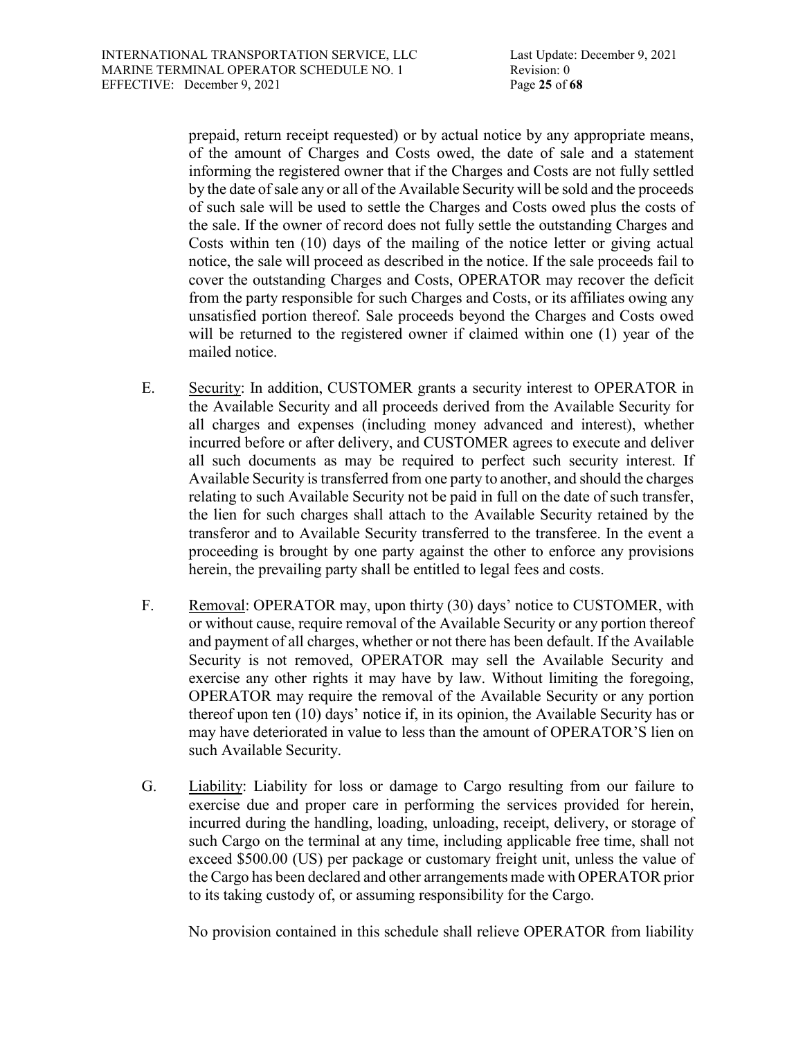prepaid, return receipt requested) or by actual notice by any appropriate means, of the amount of Charges and Costs owed, the date of sale and a statement informing the registered owner that if the Charges and Costs are not fully settled by the date of sale any or all of the Available Security will be sold and the proceeds of such sale will be used to settle the Charges and Costs owed plus the costs of the sale. If the owner of record does not fully settle the outstanding Charges and Costs within ten (10) days of the mailing of the notice letter or giving actual notice, the sale will proceed as described in the notice. If the sale proceeds fail to cover the outstanding Charges and Costs, OPERATOR may recover the deficit from the party responsible for such Charges and Costs, or its affiliates owing any unsatisfied portion thereof. Sale proceeds beyond the Charges and Costs owed will be returned to the registered owner if claimed within one (1) year of the mailed notice.

E. Security: In addition, CUSTOMER grants a security interest to OPERATOR in the Available Security and all proceeds derived from the Available Security for all charges and expenses (including money advanced and interest), whether incurred before or after delivery, and CUSTOMER agrees to execute and deliver all such documents as may be required to perfect such security interest. If Available Security is transferred from one party to another, and should the charges relating to such Available Security not be paid in full on the date of such transfer, the lien for such charges shall attach to the Available Security retained by the transferor and to Available Security transferred to the transferee. In the event a proceeding is brought by one party against the other to enforce any provisions herein, the prevailing party shall be entitled to legal fees and costs.

F. Removal: OPERATOR may, upon thirty (30) days' notice to CUSTOMER, with or without cause, require removal of the Available Security or any portion thereof and payment of all charges, whether or not there has been default. If the Available Security is not removed, OPERATOR may sell the Available Security and exercise any other rights it may have by law. Without limiting the foregoing, OPERATOR may require the removal of the Available Security or any portion thereof upon ten (10) days' notice if, in its opinion, the Available Security has or may have deteriorated in value to less than the amount of OPERATOR'S lien on such Available Security.

G. Liability: Liability for loss or damage to Cargo resulting from our failure to exercise due and proper care in performing the services provided for herein, incurred during the handling, loading, unloading, receipt, delivery, or storage of such Cargo on the terminal at any time, including applicable free time, shall not exceed $500.00 (US) per package or customary freight unit, unless the value of the Cargo has been declared and other arrangements made with OPERATOR prior to its taking custody of, or assuming responsibility for the Cargo.

No provision contained in this schedule shall relieve OPERATOR from liability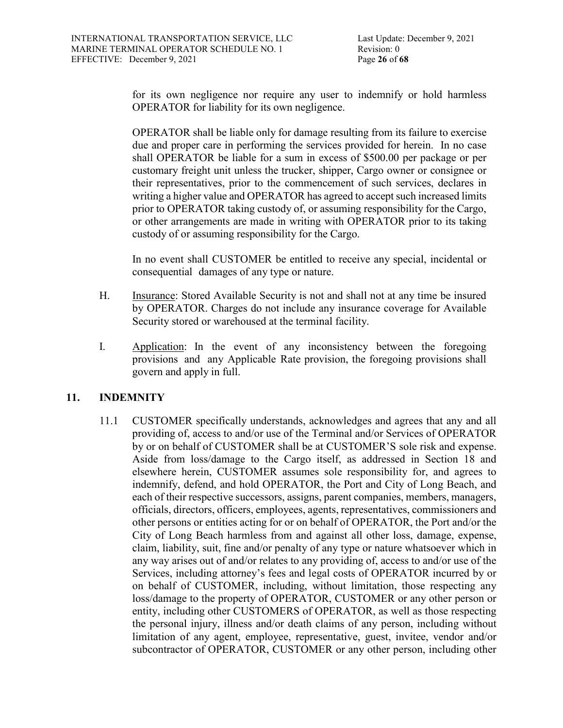for its own negligence nor require any user to indemnify or hold harmless OPERATOR for liability for its own negligence.

OPERATOR shall be liable only for damage resulting from its failure to exercise due and proper care in performing the services provided for herein. In no case shall OPERATOR be liable for a sum in excess of $500.00 per package or per customary freight unit unless the trucker, shipper, Cargo owner or consignee or their representatives, prior to the commencement of such services, declares in writing a higher value and OPERATOR has agreed to accept such increased limits prior to OPERATOR taking custody of, or assuming responsibility for the Cargo, or other arrangements are made in writing with OPERATOR prior to its taking custody of or assuming responsibility for the Cargo.

In no event shall CUSTOMER be entitled to receive any special, incidental or consequential damages of any type or nature.

H. Insurance: Stored Available Security is not and shall not at any time be insured by OPERATOR. Charges do not include any insurance coverage for Available Security stored or warehoused at the terminal facility.

I. Application: In the event of any inconsistency between the foregoing provisions and any Applicable Rate provision, the foregoing provisions shall govern and apply in full.

## 11. INDEMNITY

11.1 CUSTOMER specifically understands, acknowledges and agrees that any and all providing of, access to and/or use of the Terminal and/or Services of OPERATOR by or on behalf of CUSTOMER shall be at CUSTOMER'S sole risk and expense. Aside from loss/damage to the Cargo itself, as addressed in Section 18 and elsewhere herein, CUSTOMER assumes sole responsibility for, and agrees to indemnify, defend, and hold OPERATOR, the Port and City of Long Beach, and each of their respective successors, assigns, parent companies, members, managers, officials, directors, officers, employees, agents, representatives, commissioners and other persons or entities acting for or on behalf of OPERATOR, the Port and/or the City of Long Beach harmless from and against all other loss, damage, expense, claim, liability, suit, fine and/or penalty of any type or nature whatsoever which in any way arises out of and/or relates to any providing of, access to and/or use of the Services, including attorney's fees and legal costs of OPERATOR incurred by or on behalf of CUSTOMER, including, without limitation, those respecting any loss/damage to the property of OPERATOR, CUSTOMER or any other person or entity, including other CUSTOMERS of OPERATOR, as well as those respecting the personal injury, illness and/or death claims of any person, including without limitation of any agent, employee, representative, guest, invitee, vendor and/or subcontractor of OPERATOR, CUSTOMER or any other person, including other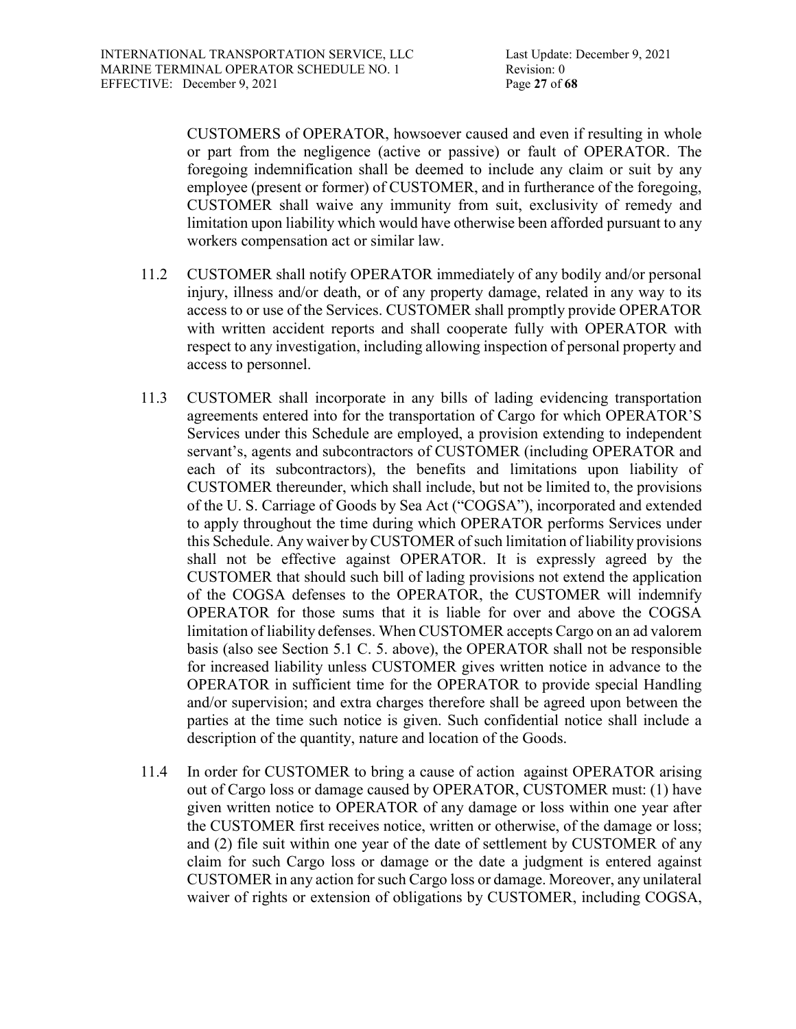CUSTOMERS of OPERATOR, howsoever caused and even if resulting in whole or part from the negligence (active or passive) or fault of OPERATOR. The foregoing indemnification shall be deemed to include any claim or suit by any employee (present or former) of CUSTOMER, and in furtherance of the foregoing, CUSTOMER shall waive any immunity from suit, exclusivity of remedy and limitation upon liability which would have otherwise been afforded pursuant to any workers compensation act or similar law.

11.2 CUSTOMER shall notify OPERATOR immediately of any bodily and/or personal injury, illness and/or death, or of any property damage, related in any way to its access to or use of the Services. CUSTOMER shall promptly provide OPERATOR with written accident reports and shall cooperate fully with OPERATOR with respect to any investigation, including allowing inspection of personal property and access to personnel.

11.3 CUSTOMER shall incorporate in any bills of lading evidencing transportation agreements entered into for the transportation of Cargo for which OPERATOR'S Services under this Schedule are employed, a provision extending to independent servant's, agents and subcontractors of CUSTOMER (including OPERATOR and each of its subcontractors), the benefits and limitations upon liability of CUSTOMER thereunder, which shall include, but not be limited to, the provisions of the U. S. Carriage of Goods by Sea Act ("COGSA"), incorporated and extended to apply throughout the time during which OPERATOR performs Services under this Schedule. Any waiver by CUSTOMER of such limitation of liability provisions shall not be effective against OPERATOR. It is expressly agreed by the CUSTOMER that should such bill of lading provisions not extend the application of the COGSA defenses to the OPERATOR, the CUSTOMER will indemnify OPERATOR for those sums that it is liable for over and above the COGSA limitation of liability defenses. When CUSTOMER accepts Cargo on an ad valorem basis (also see Section 5.1 C. 5. above), the OPERATOR shall not be responsible for increased liability unless CUSTOMER gives written notice in advance to the OPERATOR in sufficient time for the OPERATOR to provide special Handling and/or supervision; and extra charges therefore shall be agreed upon between the parties at the time such notice is given. Such confidential notice shall include a description of the quantity, nature and location of the Goods.

11.4 In order for CUSTOMER to bring a cause of action against OPERATOR arising out of Cargo loss or damage caused by OPERATOR, CUSTOMER must: (1) have given written notice to OPERATOR of any damage or loss within one year after the CUSTOMER first receives notice, written or otherwise, of the damage or loss; and (2) file suit within one year of the date of settlement by CUSTOMER of any claim for such Cargo loss or damage or the date a judgment is entered against CUSTOMER in any action for such Cargo loss or damage. Moreover, any unilateral waiver of rights or extension of obligations by CUSTOMER, including COGSA,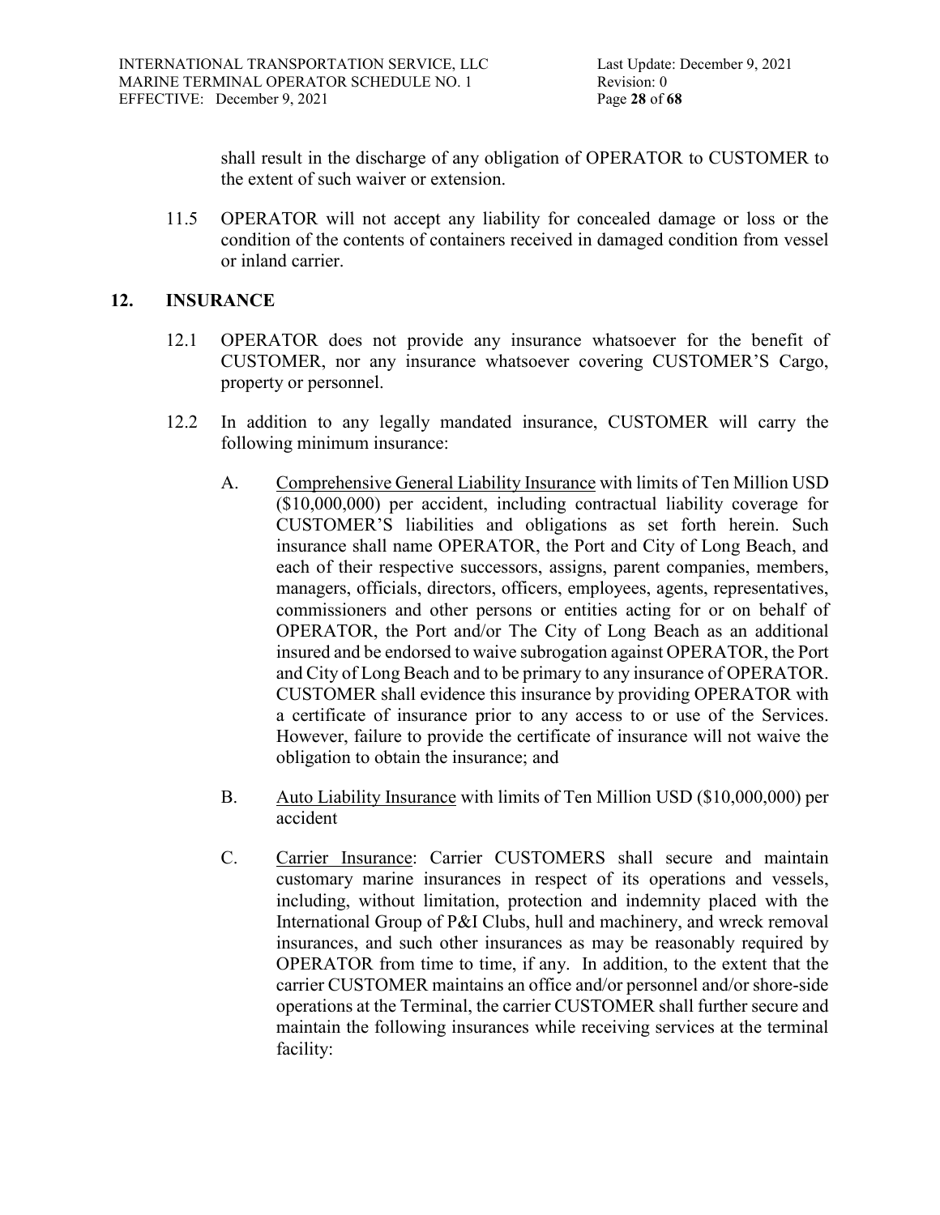shall result in the discharge of any obligation of OPERATOR to CUSTOMER to the extent of such waiver or extension.

11.5 OPERATOR will not accept any liability for concealed damage or loss or the condition of the contents of containers received in damaged condition from vessel or inland carrier.

## 12. INSURANCE

12.1 OPERATOR does not provide any insurance whatsoever for the benefit of CUSTOMER, nor any insurance whatsoever covering CUSTOMER'S Cargo, property or personnel.

12.2 In addition to any legally mandated insurance, CUSTOMER will carry the following minimum insurance:

A. Comprehensive General Liability Insurance with limits of Ten Million USD ($10,000,000) per accident, including contractual liability coverage for CUSTOMER'S liabilities and obligations as set forth herein. Such insurance shall name OPERATOR, the Port and City of Long Beach, and each of their respective successors, assigns, parent companies, members, managers, officials, directors, officers, employees, agents, representatives, commissioners and other persons or entities acting for or on behalf of OPERATOR, the Port and/or The City of Long Beach as an additional insured and be endorsed to waive subrogation against OPERATOR, the Port and City of Long Beach and to be primary to any insurance of OPERATOR. CUSTOMER shall evidence this insurance by providing OPERATOR with a certificate of insurance prior to any access to or use of the Services. However, failure to provide the certificate of insurance will not waive the obligation to obtain the insurance; and

B. Auto Liability Insurance with limits of Ten Million USD ($10,000,000) per accident

C. Carrier Insurance: Carrier CUSTOMERS shall secure and maintain customary marine insurances in respect of its operations and vessels, including, without limitation, protection and indemnity placed with the International Group of P&I Clubs, hull and machinery, and wreck removal insurances, and such other insurances as may be reasonably required by OPERATOR from time to time, if any. In addition, to the extent that the carrier CUSTOMER maintains an office and/or personnel and/or shore-side operations at the Terminal, the carrier CUSTOMER shall further secure and maintain the following insurances while receiving services at the terminal facility: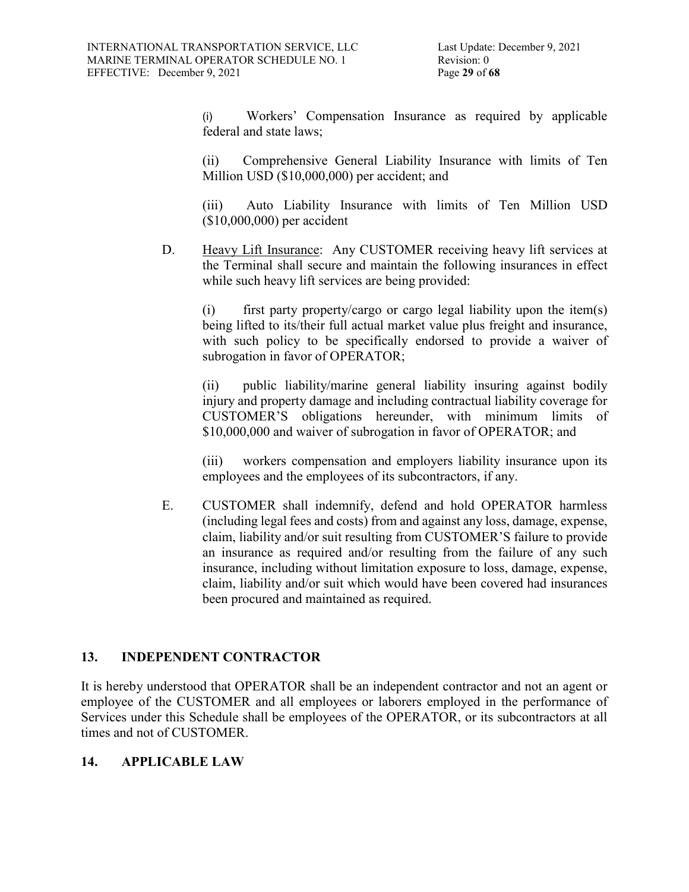(i) Workers' Compensation Insurance as required by applicable federal and state laws;

(ii) Comprehensive General Liability Insurance with limits of Ten Million USD ($10,000,000) per accident; and

(iii) Auto Liability Insurance with limits of Ten Million USD ($10,000,000) per accident

D. Heavy Lift Insurance: Any CUSTOMER receiving heavy lift services at the Terminal shall secure and maintain the following insurances in effect while such heavy lift services are being provided:

(i) first party property/cargo or cargo legal liability upon the item(s) being lifted to its/their full actual market value plus freight and insurance, with such policy to be specifically endorsed to provide a waiver of subrogation in favor of OPERATOR;

(ii) public liability/marine general liability insuring against bodily injury and property damage and including contractual liability coverage for CUSTOMER'S obligations hereunder, with minimum limits of $10,000,000 and waiver of subrogation in favor of OPERATOR; and

(iii) workers compensation and employers liability insurance upon its employees and the employees of its subcontractors, if any.

E. CUSTOMER shall indemnify, defend and hold OPERATOR harmless (including legal fees and costs) from and against any loss, damage, expense, claim, liability and/or suit resulting from CUSTOMER'S failure to provide an insurance as required and/or resulting from the failure of any such insurance, including without limitation exposure to loss, damage, expense, claim, liability and/or suit which would have been covered had insurances been procured and maintained as required.

## 13. INDEPENDENT CONTRACTOR

It is hereby understood that OPERATOR shall be an independent contractor and not an agent or employee of the CUSTOMER and all employees or laborers employed in the performance of Services under this Schedule shall be employees of the OPERATOR, or its subcontractors at all times and not of CUSTOMER.

## 14. APPLICABLE LAW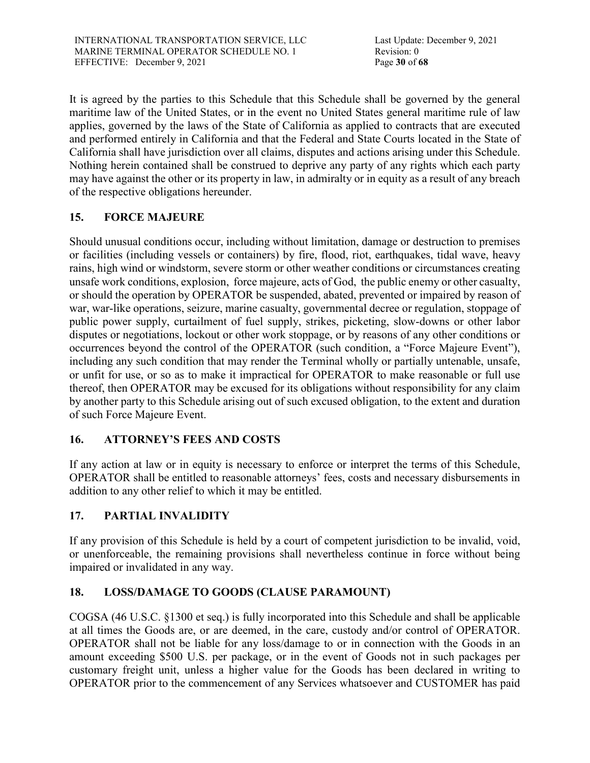It is agreed by the parties to this Schedule that this Schedule shall be governed by the general maritime law of the United States, or in the event no United States general maritime rule of law applies, governed by the laws of the State of California as applied to contracts that are executed and performed entirely in California and that the Federal and State Courts located in the State of California shall have jurisdiction over all claims, disputes and actions arising under this Schedule. Nothing herein contained shall be construed to deprive any party of any rights which each party may have against the other or its property in law, in admiralty or in equity as a result of any breach of the respective obligations hereunder.

## 15. FORCE MAJEURE

Should unusual conditions occur, including without limitation, damage or destruction to premises or facilities (including vessels or containers) by fire, flood, riot, earthquakes, tidal wave, heavy rains, high wind or windstorm, severe storm or other weather conditions or circumstances creating unsafe work conditions, explosion, force majeure, acts of God, the public enemy or other casualty, or should the operation by OPERATOR be suspended, abated, prevented or impaired by reason of war, war-like operations, seizure, marine casualty, governmental decree or regulation, stoppage of public power supply, curtailment of fuel supply, strikes, picketing, slow-downs or other labor disputes or negotiations, lockout or other work stoppage, or by reasons of any other conditions or occurrences beyond the control of the OPERATOR (such condition, a "Force Majeure Event"), including any such condition that may render the Terminal wholly or partially untenable, unsafe, or unfit for use, or so as to make it impractical for OPERATOR to make reasonable or full use thereof, then OPERATOR may be excused for its obligations without responsibility for any claim by another party to this Schedule arising out of such excused obligation, to the extent and duration of such Force Majeure Event.

## 16. ATTORNEY'S FEES AND COSTS

If any action at law or in equity is necessary to enforce or interpret the terms of this Schedule, OPERATOR shall be entitled to reasonable attorneys' fees, costs and necessary disbursements in addition to any other relief to which it may be entitled.

## 17. PARTIAL INVALIDITY

If any provision of this Schedule is held by a court of competent jurisdiction to be invalid, void, or unenforceable, the remaining provisions shall nevertheless continue in force without being impaired or invalidated in any way.

## 18. LOSS/DAMAGE TO GOODS (CLAUSE PARAMOUNT)

COGSA (46 U.S.C. §1300 et seq.) is fully incorporated into this Schedule and shall be applicable at all times the Goods are, or are deemed, in the care, custody and/or control of OPERATOR. OPERATOR shall not be liable for any loss/damage to or in connection with the Goods in an amount exceeding $500 U.S. per package, or in the event of Goods not in such packages per customary freight unit, unless a higher value for the Goods has been declared in writing to OPERATOR prior to the commencement of any Services whatsoever and CUSTOMER has paid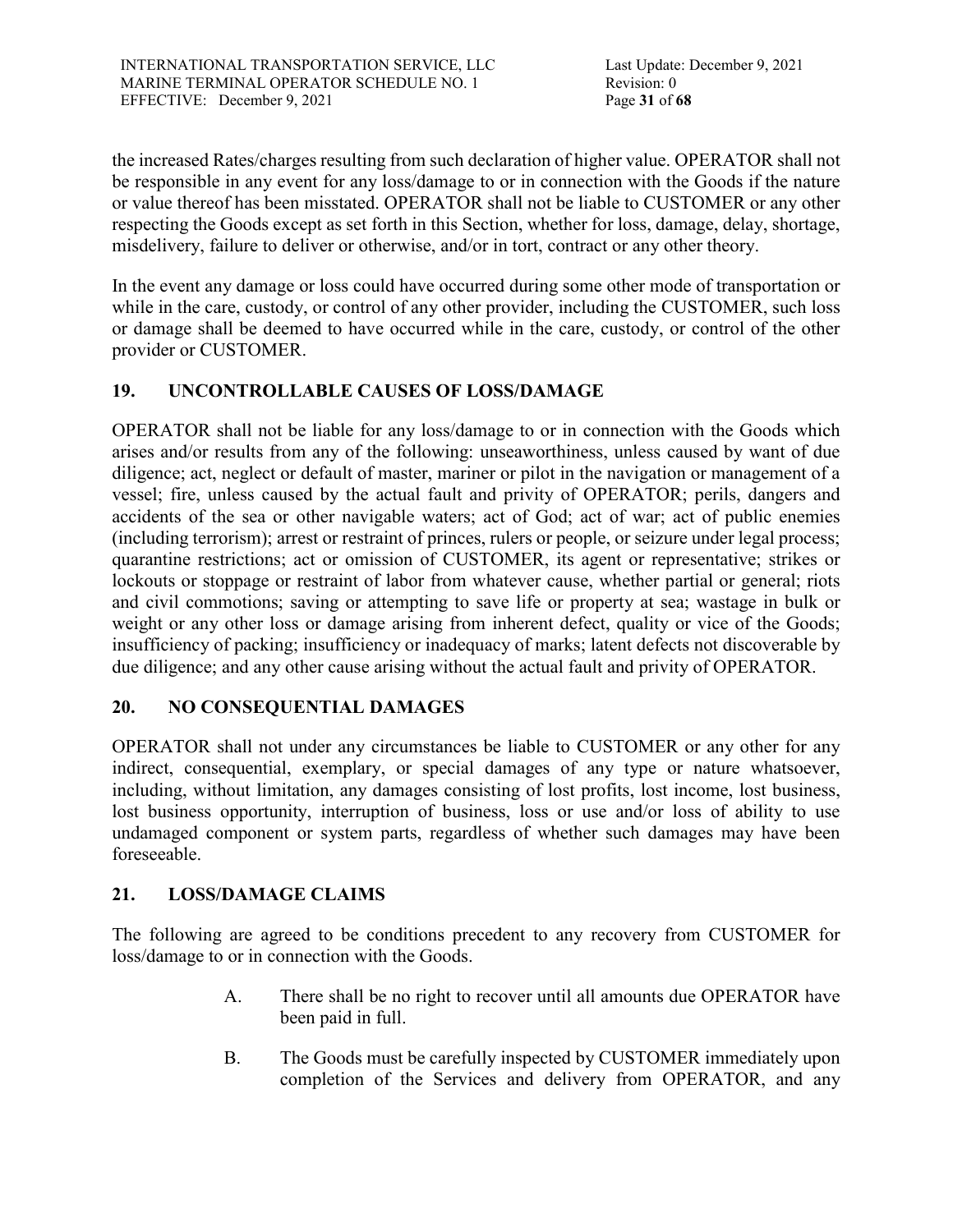the increased Rates/charges resulting from such declaration of higher value. OPERATOR shall not be responsible in any event for any loss/damage to or in connection with the Goods if the nature or value thereof has been misstated. OPERATOR shall not be liable to CUSTOMER or any other respecting the Goods except as set forth in this Section, whether for loss, damage, delay, shortage, misdelivery, failure to deliver or otherwise, and/or in tort, contract or any other theory.

In the event any damage or loss could have occurred during some other mode of transportation or while in the care, custody, or control of any other provider, including the CUSTOMER, such loss or damage shall be deemed to have occurred while in the care, custody, or control of the other provider or CUSTOMER.

## 19. UNCONTROLLABLE CAUSES OF LOSS/DAMAGE

OPERATOR shall not be liable for any loss/damage to or in connection with the Goods which arises and/or results from any of the following: unseaworthiness, unless caused by want of due diligence; act, neglect or default of master, mariner or pilot in the navigation or management of a vessel; fire, unless caused by the actual fault and privity of OPERATOR; perils, dangers and accidents of the sea or other navigable waters; act of God; act of war; act of public enemies (including terrorism); arrest or restraint of princes, rulers or people, or seizure under legal process; quarantine restrictions; act or omission of CUSTOMER, its agent or representative; strikes or lockouts or stoppage or restraint of labor from whatever cause, whether partial or general; riots and civil commotions; saving or attempting to save life or property at sea; wastage in bulk or weight or any other loss or damage arising from inherent defect, quality or vice of the Goods; insufficiency of packing; insufficiency or inadequacy of marks; latent defects not discoverable by due diligence; and any other cause arising without the actual fault and privity of OPERATOR.

## 20. NO CONSEQUENTIAL DAMAGES

OPERATOR shall not under any circumstances be liable to CUSTOMER or any other for any indirect, consequential, exemplary, or special damages of any type or nature whatsoever, including, without limitation, any damages consisting of lost profits, lost income, lost business, lost business opportunity, interruption of business, loss or use and/or loss of ability to use undamaged component or system parts, regardless of whether such damages may have been foreseeable.

## 21. LOSS/DAMAGE CLAIMS

The following are agreed to be conditions precedent to any recovery from CUSTOMER for loss/damage to or in connection with the Goods.

A. There shall be no right to recover until all amounts due OPERATOR have been paid in full.

B. The Goods must be carefully inspected by CUSTOMER immediately upon completion of the Services and delivery from OPERATOR, and any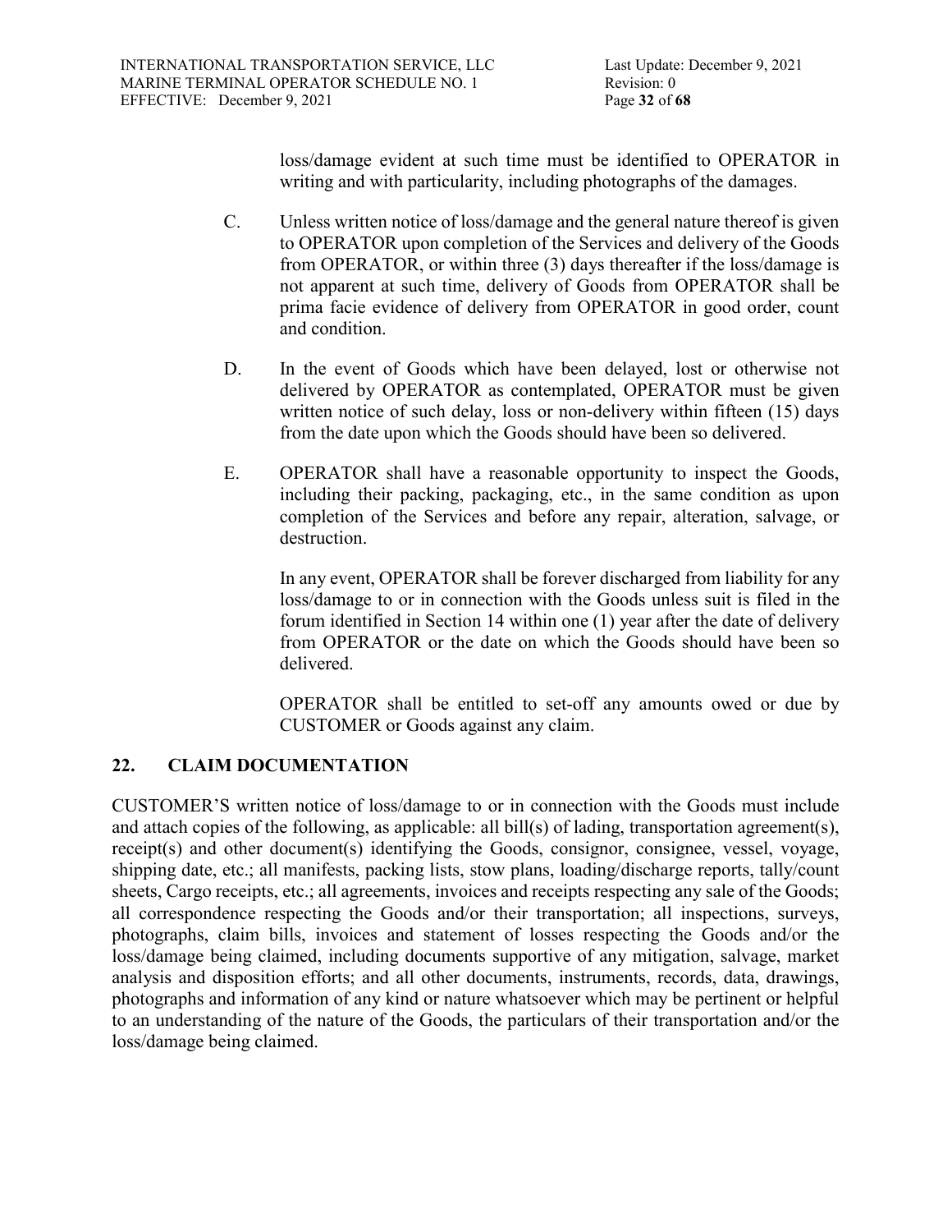loss/damage evident at such time must be identified to OPERATOR in writing and with particularity, including photographs of the damages.

C. Unless written notice of loss/damage and the general nature thereof is given to OPERATOR upon completion of the Services and delivery of the Goods from OPERATOR, or within three (3) days thereafter if the loss/damage is not apparent at such time, delivery of Goods from OPERATOR shall be prima facie evidence of delivery from OPERATOR in good order, count and condition.

D. In the event of Goods which have been delayed, lost or otherwise not delivered by OPERATOR as contemplated, OPERATOR must be given written notice of such delay, loss or non-delivery within fifteen (15) days from the date upon which the Goods should have been so delivered.

E. OPERATOR shall have a reasonable opportunity to inspect the Goods, including their packing, packaging, etc., in the same condition as upon completion of the Services and before any repair, alteration, salvage, or destruction.

In any event, OPERATOR shall be forever discharged from liability for any loss/damage to or in connection with the Goods unless suit is filed in the forum identified in Section 14 within one (1) year after the date of delivery from OPERATOR or the date on which the Goods should have been so delivered.

OPERATOR shall be entitled to set-off any amounts owed or due by CUSTOMER or Goods against any claim.

## 22. CLAIM DOCUMENTATION

CUSTOMER'S written notice of loss/damage to or in connection with the Goods must include and attach copies of the following, as applicable: all bill(s) of lading, transportation agreement(s), receipt(s) and other document(s) identifying the Goods, consignor, consignee, vessel, voyage, shipping date, etc.; all manifests, packing lists, stow plans, loading/discharge reports, tally/count sheets, Cargo receipts, etc.; all agreements, invoices and receipts respecting any sale of the Goods; all correspondence respecting the Goods and/or their transportation; all inspections, surveys, photographs, claim bills, invoices and statement of losses respecting the Goods and/or the loss/damage being claimed, including documents supportive of any mitigation, salvage, market analysis and disposition efforts; and all other documents, instruments, records, data, drawings, photographs and information of any kind or nature whatsoever which may be pertinent or helpful to an understanding of the nature of the Goods, the particulars of their transportation and/or the loss/damage being claimed.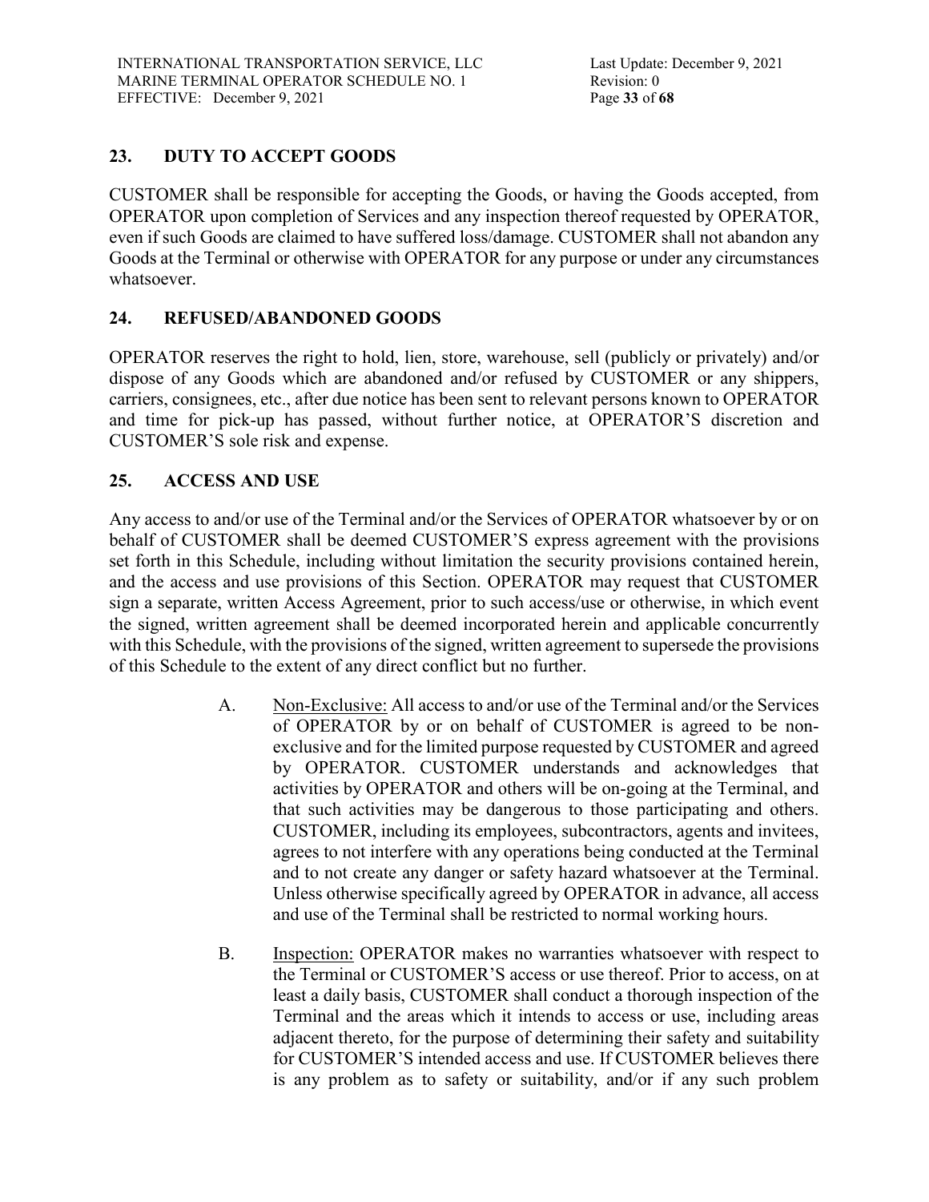## 23. DUTY TO ACCEPT GOODS

CUSTOMER shall be responsible for accepting the Goods, or having the Goods accepted, from OPERATOR upon completion of Services and any inspection thereof requested by OPERATOR, even if such Goods are claimed to have suffered loss/damage. CUSTOMER shall not abandon any Goods at the Terminal or otherwise with OPERATOR for any purpose or under any circumstances whatsoever.

## 24. REFUSED/ABANDONED GOODS

OPERATOR reserves the right to hold, lien, store, warehouse, sell (publicly or privately) and/or dispose of any Goods which are abandoned and/or refused by CUSTOMER or any shippers, carriers, consignees, etc., after due notice has been sent to relevant persons known to OPERATOR and time for pick-up has passed, without further notice, at OPERATOR'S discretion and CUSTOMER'S sole risk and expense.

## 25. ACCESS AND USE

Any access to and/or use of the Terminal and/or the Services of OPERATOR whatsoever by or on behalf of CUSTOMER shall be deemed CUSTOMER'S express agreement with the provisions set forth in this Schedule, including without limitation the security provisions contained herein, and the access and use provisions of this Section. OPERATOR may request that CUSTOMER sign a separate, written Access Agreement, prior to such access/use or otherwise, in which event the signed, written agreement shall be deemed incorporated herein and applicable concurrently with this Schedule, with the provisions of the signed, written agreement to supersede the provisions of this Schedule to the extent of any direct conflict but no further.

A. Non-Exclusive: All access to and/or use of the Terminal and/or the Services of OPERATOR by or on behalf of CUSTOMER is agreed to be non-exclusive and for the limited purpose requested by CUSTOMER and agreed by OPERATOR. CUSTOMER understands and acknowledges that activities by OPERATOR and others will be on-going at the Terminal, and that such activities may be dangerous to those participating and others. CUSTOMER, including its employees, subcontractors, agents and invitees, agrees to not interfere with any operations being conducted at the Terminal and to not create any danger or safety hazard whatsoever at the Terminal. Unless otherwise specifically agreed by OPERATOR in advance, all access and use of the Terminal shall be restricted to normal working hours.

B. Inspection: OPERATOR makes no warranties whatsoever with respect to the Terminal or CUSTOMER'S access or use thereof. Prior to access, on at least a daily basis, CUSTOMER shall conduct a thorough inspection of the Terminal and the areas which it intends to access or use, including areas adjacent thereto, for the purpose of determining their safety and suitability for CUSTOMER'S intended access and use. If CUSTOMER believes there is any problem as to safety or suitability, and/or if any such problem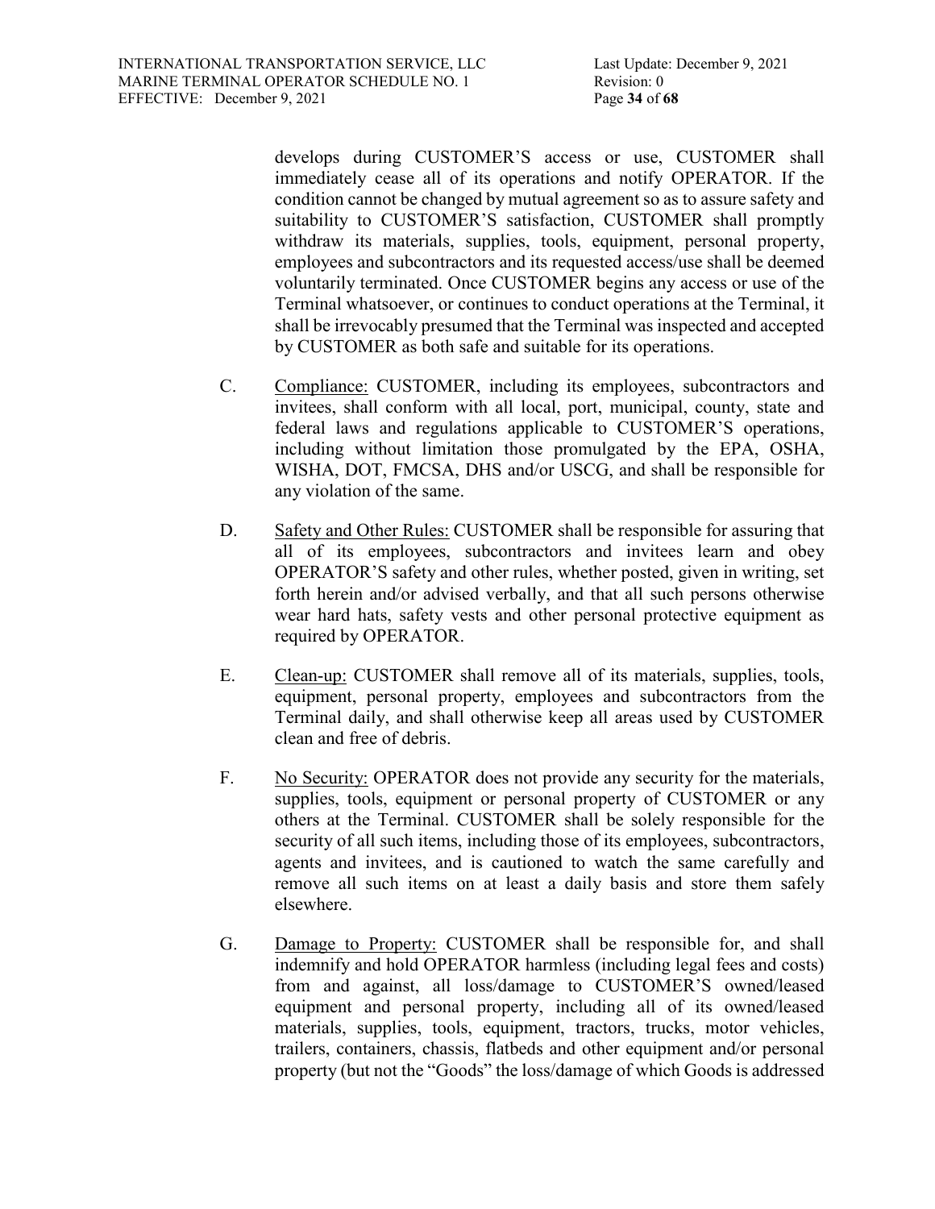develops during CUSTOMER'S access or use, CUSTOMER shall immediately cease all of its operations and notify OPERATOR. If the condition cannot be changed by mutual agreement so as to assure safety and suitability to CUSTOMER'S satisfaction, CUSTOMER shall promptly withdraw its materials, supplies, tools, equipment, personal property, employees and subcontractors and its requested access/use shall be deemed voluntarily terminated. Once CUSTOMER begins any access or use of the Terminal whatsoever, or continues to conduct operations at the Terminal, it shall be irrevocably presumed that the Terminal was inspected and accepted by CUSTOMER as both safe and suitable for its operations.

C. <u>Compliance:</u> CUSTOMER, including its employees, subcontractors and invitees, shall conform with all local, port, municipal, county, state and federal laws and regulations applicable to CUSTOMER'S operations, including without limitation those promulgated by the EPA, OSHA, WISHA, DOT, FMCSA, DHS and/or USCG, and shall be responsible for any violation of the same.

D. <u>Safety and Other Rules:</u> CUSTOMER shall be responsible for assuring that all of its employees, subcontractors and invitees learn and obey OPERATOR'S safety and other rules, whether posted, given in writing, set forth herein and/or advised verbally, and that all such persons otherwise wear hard hats, safety vests and other personal protective equipment as required by OPERATOR.

E. <u>Clean-up:</u> CUSTOMER shall remove all of its materials, supplies, tools, equipment, personal property, employees and subcontractors from the Terminal daily, and shall otherwise keep all areas used by CUSTOMER clean and free of debris.

F. <u>No Security:</u> OPERATOR does not provide any security for the materials, supplies, tools, equipment or personal property of CUSTOMER or any others at the Terminal. CUSTOMER shall be solely responsible for the security of all such items, including those of its employees, subcontractors, agents and invitees, and is cautioned to watch the same carefully and remove all such items on at least a daily basis and store them safely elsewhere.

G. <u>Damage to Property:</u> CUSTOMER shall be responsible for, and shall indemnify and hold OPERATOR harmless (including legal fees and costs) from and against, all loss/damage to CUSTOMER'S owned/leased equipment and personal property, including all of its owned/leased materials, supplies, tools, equipment, tractors, trucks, motor vehicles, trailers, containers, chassis, flatbeds and other equipment and/or personal property (but not the "Goods" the loss/damage of which Goods is addressed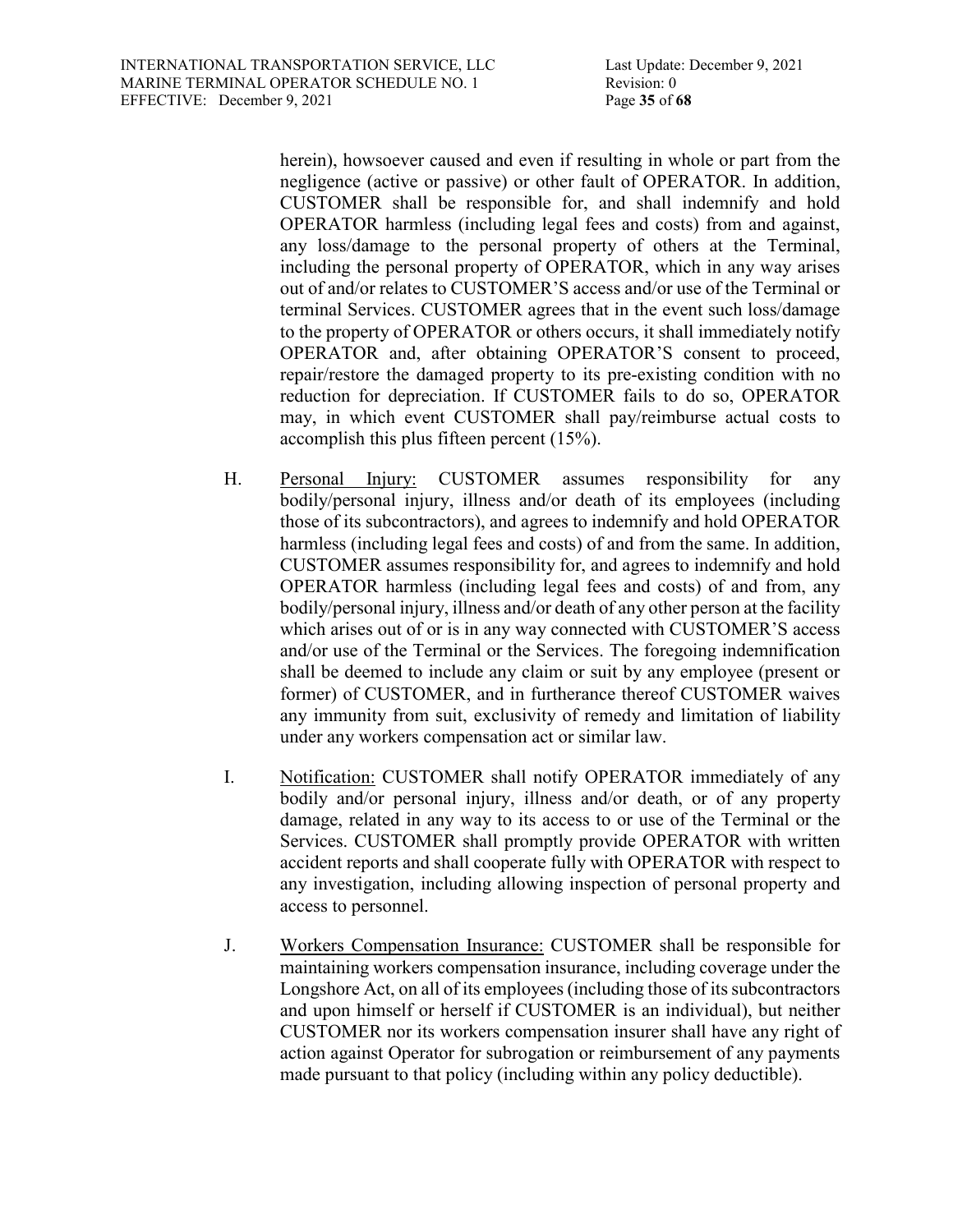herein), howsoever caused and even if resulting in whole or part from the negligence (active or passive) or other fault of OPERATOR. In addition, CUSTOMER shall be responsible for, and shall indemnify and hold OPERATOR harmless (including legal fees and costs) from and against, any loss/damage to the personal property of others at the Terminal, including the personal property of OPERATOR, which in any way arises out of and/or relates to CUSTOMER'S access and/or use of the Terminal or terminal Services. CUSTOMER agrees that in the event such loss/damage to the property of OPERATOR or others occurs, it shall immediately notify OPERATOR and, after obtaining OPERATOR'S consent to proceed, repair/restore the damaged property to its pre-existing condition with no reduction for depreciation. If CUSTOMER fails to do so, OPERATOR may, in which event CUSTOMER shall pay/reimburse actual costs to accomplish this plus fifteen percent (15%).

H. Personal Injury: CUSTOMER assumes responsibility for any bodily/personal injury, illness and/or death of its employees (including those of its subcontractors), and agrees to indemnify and hold OPERATOR harmless (including legal fees and costs) of and from the same. In addition, CUSTOMER assumes responsibility for, and agrees to indemnify and hold OPERATOR harmless (including legal fees and costs) of and from, any bodily/personal injury, illness and/or death of any other person at the facility which arises out of or is in any way connected with CUSTOMER'S access and/or use of the Terminal or the Services. The foregoing indemnification shall be deemed to include any claim or suit by any employee (present or former) of CUSTOMER, and in furtherance thereof CUSTOMER waives any immunity from suit, exclusivity of remedy and limitation of liability under any workers compensation act or similar law.

I. Notification: CUSTOMER shall notify OPERATOR immediately of any bodily and/or personal injury, illness and/or death, or of any property damage, related in any way to its access to or use of the Terminal or the Services. CUSTOMER shall promptly provide OPERATOR with written accident reports and shall cooperate fully with OPERATOR with respect to any investigation, including allowing inspection of personal property and access to personnel.

J. Workers Compensation Insurance: CUSTOMER shall be responsible for maintaining workers compensation insurance, including coverage under the Longshore Act, on all of its employees (including those of its subcontractors and upon himself or herself if CUSTOMER is an individual), but neither CUSTOMER nor its workers compensation insurer shall have any right of action against Operator for subrogation or reimbursement of any payments made pursuant to that policy (including within any policy deductible).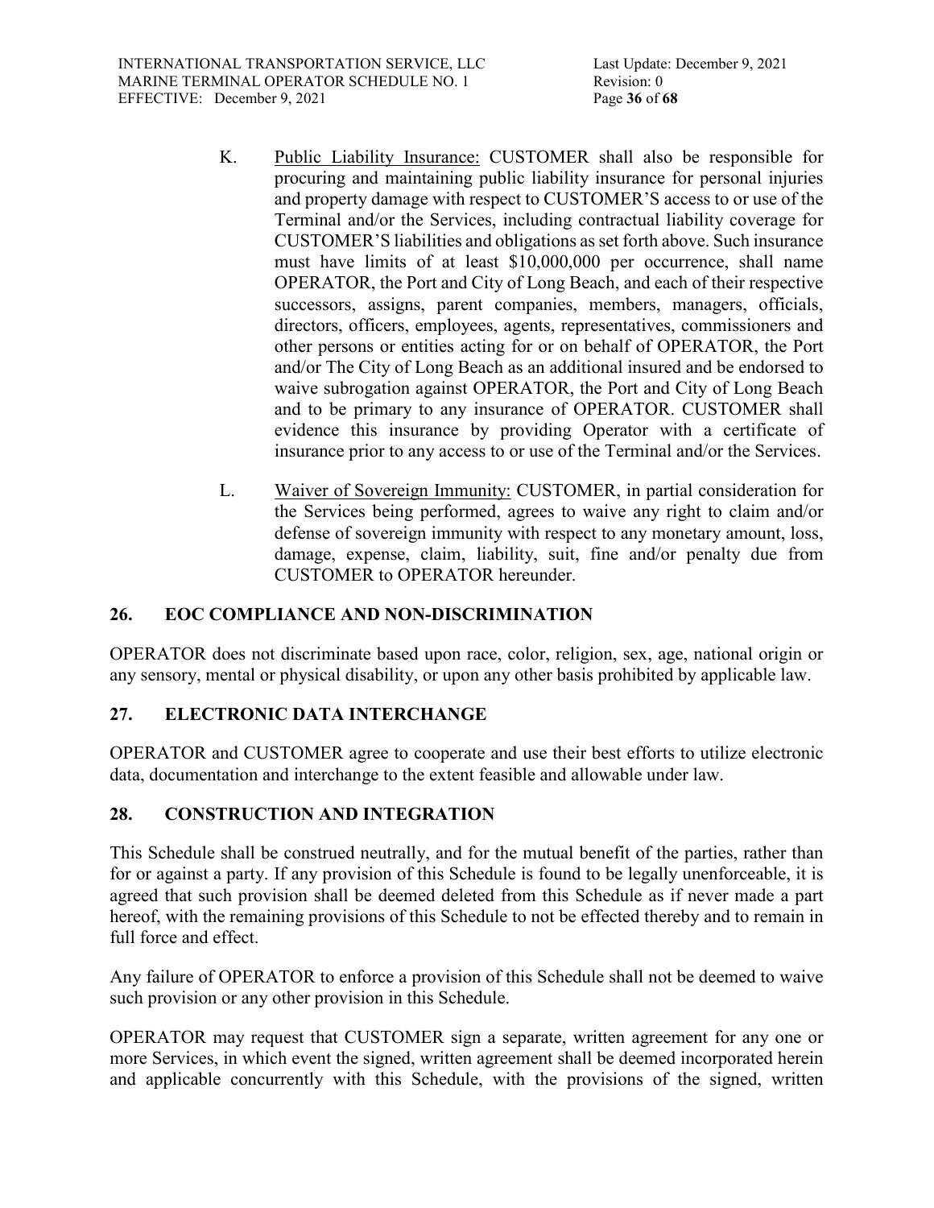K. Public Liability Insurance: CUSTOMER shall also be responsible for procuring and maintaining public liability insurance for personal injuries and property damage with respect to CUSTOMER'S access to or use of the Terminal and/or the Services, including contractual liability coverage for CUSTOMER'S liabilities and obligations as set forth above. Such insurance must have limits of at least $10,000,000 per occurrence, shall name OPERATOR, the Port and City of Long Beach, and each of their respective successors, assigns, parent companies, members, managers, officials, directors, officers, employees, agents, representatives, commissioners and other persons or entities acting for or on behalf of OPERATOR, the Port and/or The City of Long Beach as an additional insured and be endorsed to waive subrogation against OPERATOR, the Port and City of Long Beach and to be primary to any insurance of OPERATOR. CUSTOMER shall evidence this insurance by providing Operator with a certificate of insurance prior to any access to or use of the Terminal and/or the Services.

L. Waiver of Sovereign Immunity: CUSTOMER, in partial consideration for the Services being performed, agrees to waive any right to claim and/or defense of sovereign immunity with respect to any monetary amount, loss, damage, expense, claim, liability, suit, fine and/or penalty due from CUSTOMER to OPERATOR hereunder.

## 26. EOC COMPLIANCE AND NON-DISCRIMINATION

OPERATOR does not discriminate based upon race, color, religion, sex, age, national origin or any sensory, mental or physical disability, or upon any other basis prohibited by applicable law.

## 27. ELECTRONIC DATA INTERCHANGE

OPERATOR and CUSTOMER agree to cooperate and use their best efforts to utilize electronic data, documentation and interchange to the extent feasible and allowable under law.

## 28. CONSTRUCTION AND INTEGRATION

This Schedule shall be construed neutrally, and for the mutual benefit of the parties, rather than for or against a party. If any provision of this Schedule is found to be legally unenforceable, it is agreed that such provision shall be deemed deleted from this Schedule as if never made a part hereof, with the remaining provisions of this Schedule to not be effected thereby and to remain in full force and effect.

Any failure of OPERATOR to enforce a provision of this Schedule shall not be deemed to waive such provision or any other provision in this Schedule.

OPERATOR may request that CUSTOMER sign a separate, written agreement for any one or more Services, in which event the signed, written agreement shall be deemed incorporated herein and applicable concurrently with this Schedule, with the provisions of the signed, written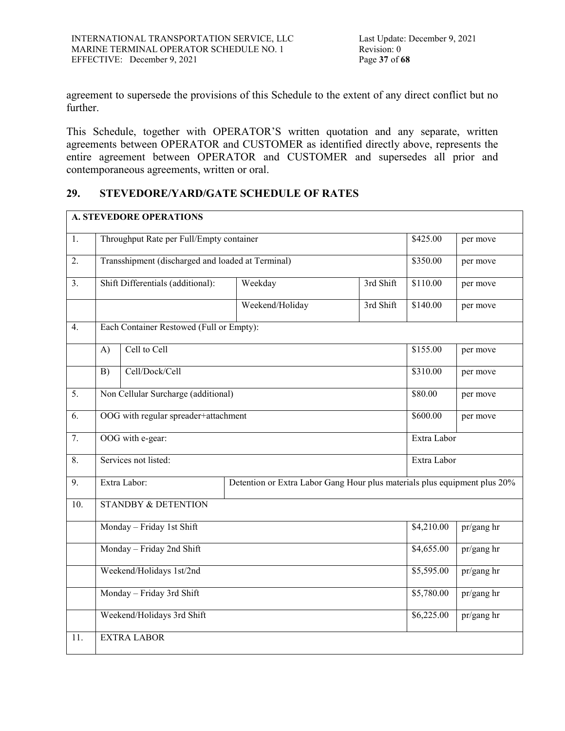agreement to supersede the provisions of this Schedule to the extent of any direct conflict but no further.

This Schedule, together with OPERATOR'S written quotation and any separate, written agreements between OPERATOR and CUSTOMER as identified directly above, represents the entire agreement between OPERATOR and CUSTOMER and supersedes all prior and contemporaneous agreements, written or oral.

## 29. STEVEDORE/YARD/GATE SCHEDULE OF RATES

| **A. STEVEDORE OPERATIONS** | | | | | |
|---|---|---|---|---|---|
| 1. | Throughput Rate per Full/Empty container | | | $425.00 | per move |
| 2. | Transshipment (discharged and loaded at Terminal) | | | $350.00 | per move |
| 3. | Shift Differentials (additional): | Weekday | 3rd Shift | $110.00 | per move |
| | | Weekend/Holiday | 3rd Shift | $140.00 | per move |
| 4. | Each Container Restowed (Full or Empty): | | | | |
| | A) Cell to Cell | | | $155.00 | per move |
| | B) Cell/Dock/Cell | | | $310.00 | per move |
| 5. | Non Cellular Surcharge (additional) | | | $80.00 | per move |
| 6. | OOG with regular spreader+attachment | | | $600.00 | per move |
| 7. | OOG with e-gear: | | | Extra Labor | |
| 8. | Services not listed: | | | Extra Labor | |
| 9. | Extra Labor: | Detention or Extra Labor Gang Hour plus materials plus equipment plus 20% | | | |
| 10. | STANDBY & DETENTION | | | | |
| | Monday – Friday 1st Shift | | | $4,210.00 | pr/gang hr |
| | Monday – Friday 2nd Shift | | | $4,655.00 | pr/gang hr |
| | Weekend/Holidays 1st/2nd | | | $5,595.00 | pr/gang hr |
| | Monday – Friday 3rd Shift | | | $5,780.00 | pr/gang hr |
| | Weekend/Holidays 3rd Shift | | | $6,225.00 | pr/gang hr |
| 11. | EXTRA LABOR | | | | |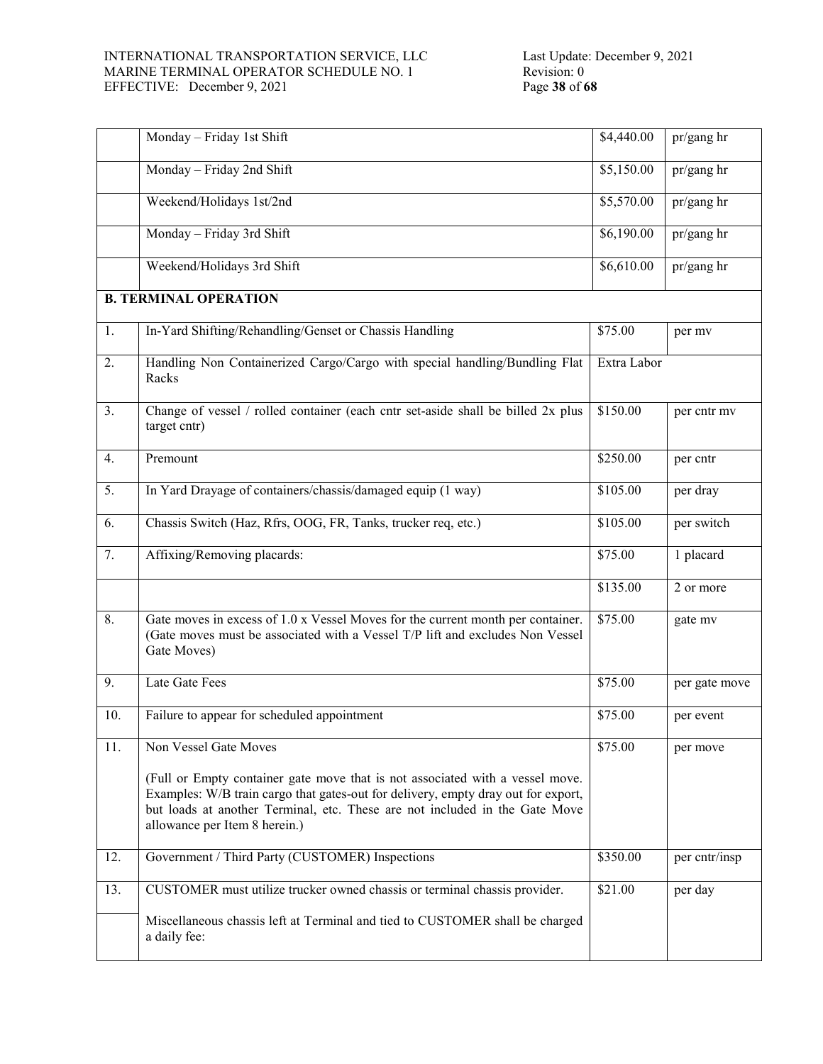| | | | |
|---|---|---|---|
| | Monday – Friday 1st Shift | $4,440.00 | pr/gang hr |
| | Monday – Friday 2nd Shift | $5,150.00 | pr/gang hr |
| | Weekend/Holidays 1st/2nd | $5,570.00 | pr/gang hr |
| | Monday – Friday 3rd Shift | $6,190.00 | pr/gang hr |
| | Weekend/Holidays 3rd Shift | $6,610.00 | pr/gang hr |
| **B. TERMINAL OPERATION** | | | |
| 1. | In-Yard Shifting/Rehandling/Genset or Chassis Handling | $75.00 | per mv |
| 2. | Handling Non Containerized Cargo/Cargo with special handling/Bundling Flat Racks | Extra Labor | |
| 3. | Change of vessel / rolled container (each cntr set-aside shall be billed 2x plus target cntr) | $150.00 | per cntr mv |
| 4. | Premount | $250.00 | per cntr |
| 5. | In Yard Drayage of containers/chassis/damaged equip (1 way) | $105.00 | per dray |
| 6. | Chassis Switch (Haz, Rfrs, OOG, FR, Tanks, trucker req, etc.) | $105.00 | per switch |
| 7. | Affixing/Removing placards: | $75.00 | 1 placard |
| | | $135.00 | 2 or more |
| 8. | Gate moves in excess of 1.0 x Vessel Moves for the current month per container. (Gate moves must be associated with a Vessel T/P lift and excludes Non Vessel Gate Moves) | $75.00 | gate mv |
| 9. | Late Gate Fees | $75.00 | per gate move |
| 10. | Failure to appear for scheduled appointment | $75.00 | per event |
| 11. | Non Vessel Gate Moves<br><br>(Full or Empty container gate move that is not associated with a vessel move. Examples: W/B train cargo that gates-out for delivery, empty dray out for export, but loads at another Terminal, etc. These are not included in the Gate Move allowance per Item 8 herein.) | $75.00 | per move |
| 12. | Government / Third Party (CUSTOMER) Inspections | $350.00 | per cntr/insp |
| 13. | CUSTOMER must utilize trucker owned chassis or terminal chassis provider.<br><br>Miscellaneous chassis left at Terminal and tied to CUSTOMER shall be charged a daily fee: | $21.00 | per day |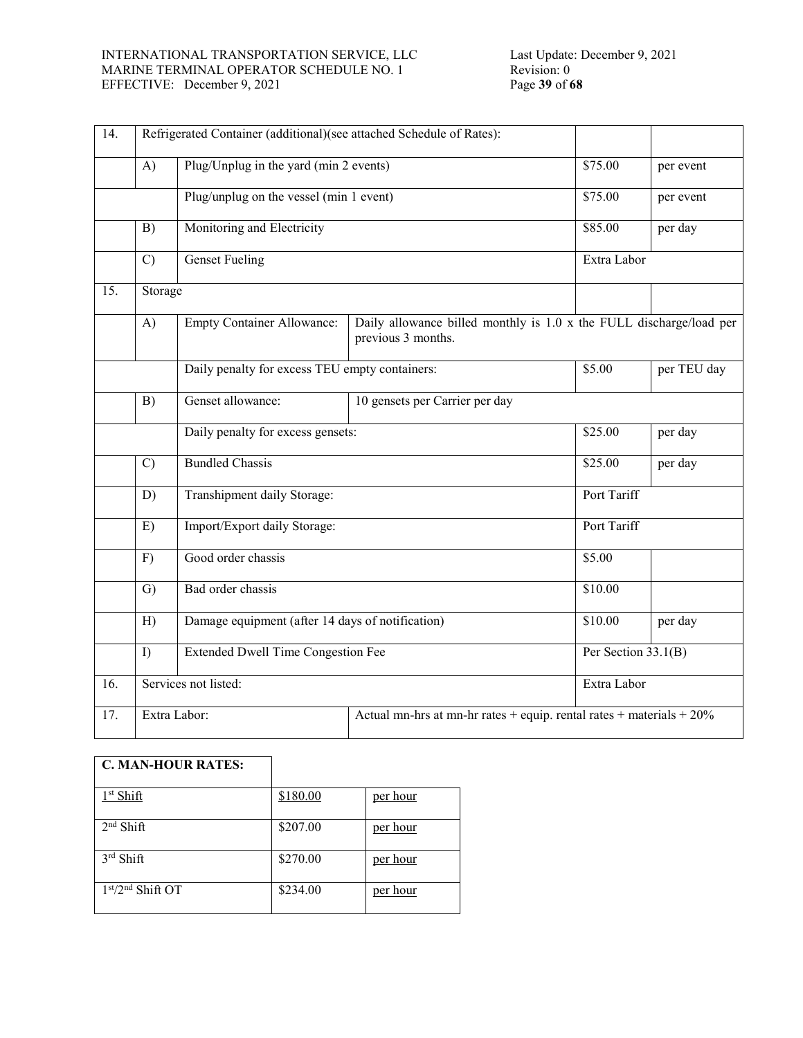| 14. | Refrigerated Container (additional)(see attached Schedule of Rates): | | | |
|---|---|---|---|---|
| | A) | Plug/Unplug in the yard (min 2 events) | $75.00 | per event |
| | | Plug/unplug on the vessel (min 1 event) | $75.00 | per event |
| | B) | Monitoring and Electricity | $85.00 | per day |
| | C) | Genset Fueling | Extra Labor | |
| 15. | Storage | | | |
| | A) | Empty Container Allowance: Daily allowance billed monthly is 1.0 x the FULL discharge/load per previous 3 months. | | |
| | | Daily penalty for excess TEU empty containers: | $5.00 | per TEU day |
| | B) | Genset allowance: 10 gensets per Carrier per day | | |
| | | Daily penalty for excess gensets: | $25.00 | per day |
| | C) | Bundled Chassis | $25.00 | per day |
| | D) | Transhipment daily Storage: | Port Tariff | |
| | E) | Import/Export daily Storage: | Port Tariff | |
| | F) | Good order chassis | $5.00 | |
| | G) | Bad order chassis | $10.00 | |
| | H) | Damage equipment (after 14 days of notification) | $10.00 | per day |
| | I) | Extended Dwell Time Congestion Fee | Per Section 33.1(B) | |
| 16. | Services not listed: | | Extra Labor | |
| 17. | Extra Labor: | Actual mn-hrs at mn-hr rates + equip. rental rates + materials + 20% | | |

| **C. MAN-HOUR RATES:** | | |
|---|---|---|
| 1st Shift | $180.00 | per hour |
| 2nd Shift | $207.00 | per hour |
| 3rd Shift | $270.00 | per hour |
| 1st/2nd Shift OT | $234.00 | per hour |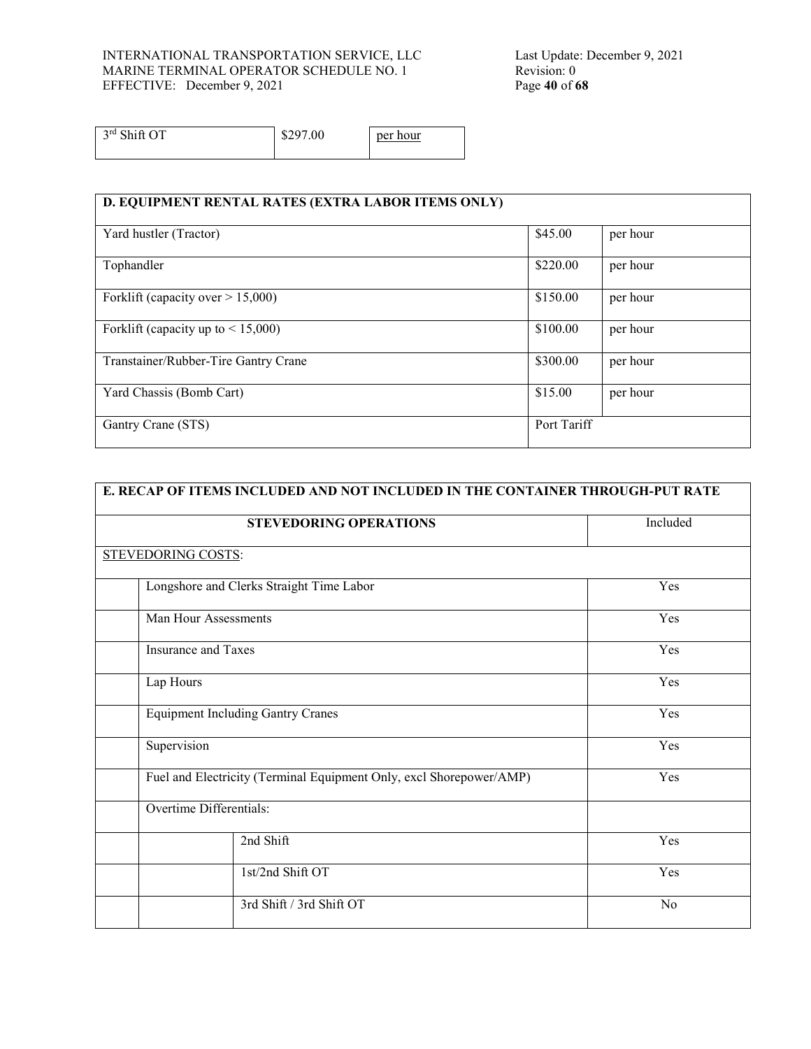| 3rd Shift OT | $297.00 | per hour |
|---|---|---|

| D. EQUIPMENT RENTAL RATES (EXTRA LABOR ITEMS ONLY) | | |
|---|---|---|
| Yard hustler (Tractor) | $45.00 | per hour |
| Tophandler | $220.00 | per hour |
| Forklift (capacity over > 15,000) | $150.00 | per hour |
| Forklift (capacity up to < 15,000) | $100.00 | per hour |
| Transtainer/Rubber-Tire Gantry Crane | $300.00 | per hour |
| Yard Chassis (Bomb Cart) | $15.00 | per hour |
| Gantry Crane (STS) | Port Tariff | |

| E. RECAP OF ITEMS INCLUDED AND NOT INCLUDED IN THE CONTAINER THROUGH-PUT RATE | | | |
|---|---|---|---|
| **STEVEDORING OPERATIONS** | | | Included |
| STEVEDORING COSTS: | | | |
| | Longshore and Clerks Straight Time Labor | | Yes |
| | Man Hour Assessments | | Yes |
| | Insurance and Taxes | | Yes |
| | Lap Hours | | Yes |
| | Equipment Including Gantry Cranes | | Yes |
| | Supervision | | Yes |
| | Fuel and Electricity (Terminal Equipment Only, excl Shorepower/AMP) | | Yes |
| | Overtime Differentials: | | |
| | | 2nd Shift | Yes |
| | | 1st/2nd Shift OT | Yes |
| | | 3rd Shift / 3rd Shift OT | No |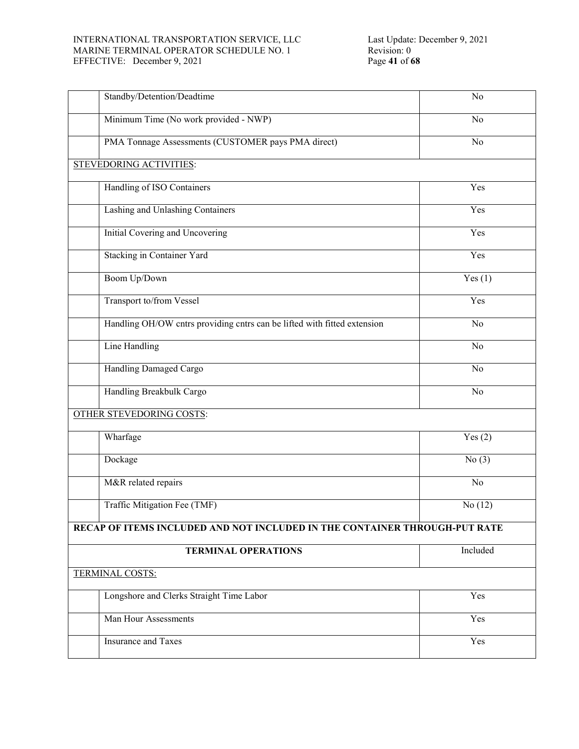| | | |
|---|---|---|
| | Standby/Detention/Deadtime | No |
| | Minimum Time (No work provided - NWP) | No |
| | PMA Tonnage Assessments (CUSTOMER pays PMA direct) | No |
| STEVEDORING ACTIVITIES: | | |
| | Handling of ISO Containers | Yes |
| | Lashing and Unlashing Containers | Yes |
| | Initial Covering and Uncovering | Yes |
| | Stacking in Container Yard | Yes |
| | Boom Up/Down | Yes (1) |
| | Transport to/from Vessel | Yes |
| | Handling OH/OW cntrs providing cntrs can be lifted with fitted extension | No |
| | Line Handling | No |
| | Handling Damaged Cargo | No |
| | Handling Breakbulk Cargo | No |
| OTHER STEVEDORING COSTS: | | |
| | Wharfage | Yes (2) |
| | Dockage | No (3) |
| | M&R related repairs | No |
| | Traffic Mitigation Fee (TMF) | No (12) |

**RECAP OF ITEMS INCLUDED AND NOT INCLUDED IN THE CONTAINER THROUGH-PUT RATE**

| | **TERMINAL OPERATIONS** | Included |
|---|---|---|
| TERMINAL COSTS: | | |
| | Longshore and Clerks Straight Time Labor | Yes |
| | Man Hour Assessments | Yes |
| | Insurance and Taxes | Yes |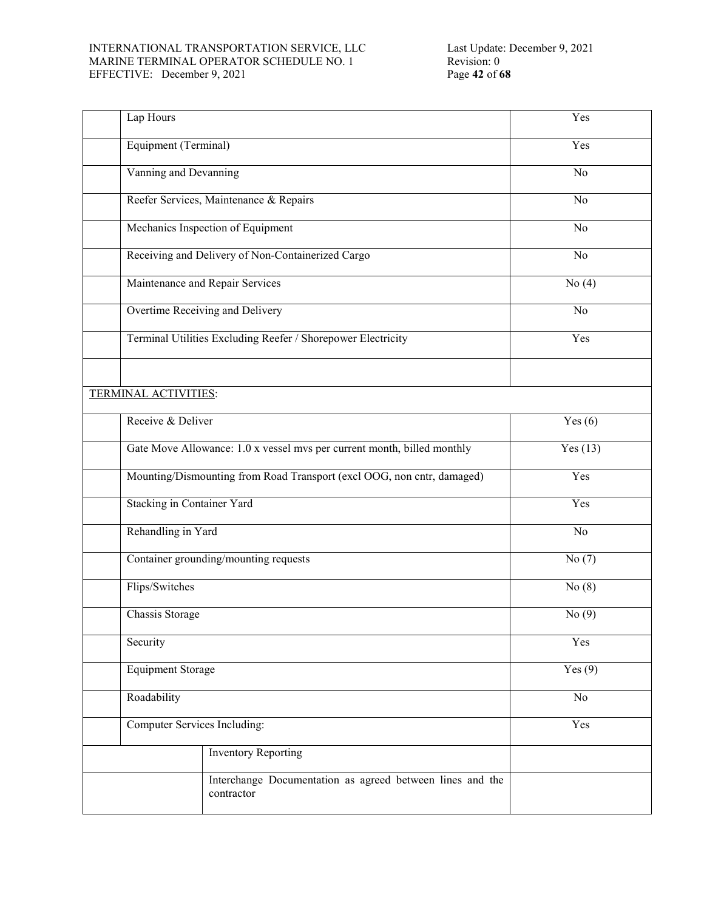| | | |
|---|---|---|
| | Lap Hours | Yes |
| | Equipment (Terminal) | Yes |
| | Vanning and Devanning | No |
| | Reefer Services, Maintenance & Repairs | No |
| | Mechanics Inspection of Equipment | No |
| | Receiving and Delivery of Non-Containerized Cargo | No |
| | Maintenance and Repair Services | No (4) |
| | Overtime Receiving and Delivery | No |
| | Terminal Utilities Excluding Reefer / Shorepower Electricity | Yes |
| | | |
| TERMINAL ACTIVITIES: | | |
| | Receive & Deliver | Yes (6) |
| | Gate Move Allowance: 1.0 x vessel mvs per current month, billed monthly | Yes (13) |
| | Mounting/Dismounting from Road Transport (excl OOG, non cntr, damaged) | Yes |
| | Stacking in Container Yard | Yes |
| | Rehandling in Yard | No |
| | Container grounding/mounting requests | No (7) |
| | Flips/Switches | No (8) |
| | Chassis Storage | No (9) |
| | Security | Yes |
| | Equipment Storage | Yes (9) |
| | Roadability | No |
| | Computer Services Including: | Yes |
| | Inventory Reporting | |
| | Interchange Documentation as agreed between lines and the contractor | |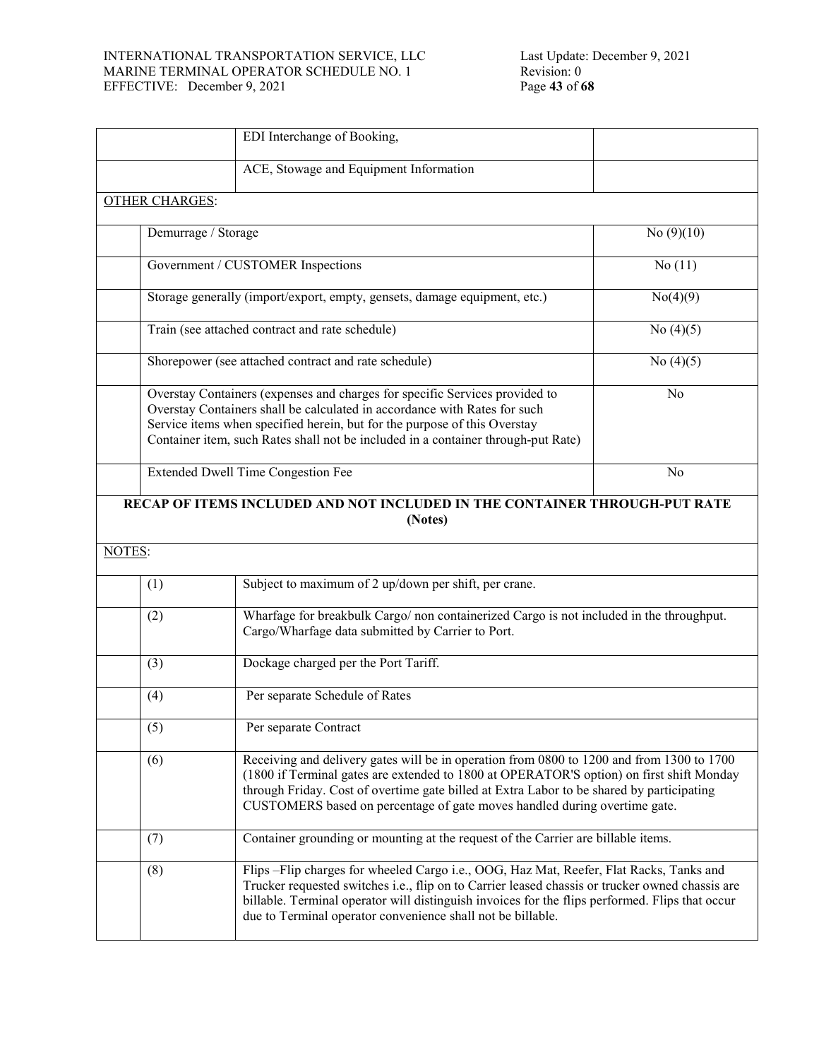| | | |
|---|---|---|
| | EDI Interchange of Booking, | |
| | ACE, Stowage and Equipment Information | |

OTHER CHARGES:

| | | |
|---|---|---|
| | Demurrage / Storage | No (9)(10) |
| | Government / CUSTOMER Inspections | No (11) |
| | Storage generally (import/export, empty, gensets, damage equipment, etc.) | No(4)(9) |
| | Train (see attached contract and rate schedule) | No (4)(5) |
| | Shorepower (see attached contract and rate schedule) | No (4)(5) |
| | Overstay Containers (expenses and charges for specific Services provided to Overstay Containers shall be calculated in accordance with Rates for such Service items when specified herein, but for the purpose of this Overstay Container item, such Rates shall not be included in a container through-put Rate) | No |
| | Extended Dwell Time Congestion Fee | No |

**RECAP OF ITEMS INCLUDED AND NOT INCLUDED IN THE CONTAINER THROUGH-PUT RATE (Notes)**

NOTES:

| | | |
|---|---|---|
| | (1) | Subject to maximum of 2 up/down per shift, per crane. |
| | (2) | Wharfage for breakbulk Cargo/ non containerized Cargo is not included in the throughput. Cargo/Wharfage data submitted by Carrier to Port. |
| | (3) | Dockage charged per the Port Tariff. |
| | (4) | Per separate Schedule of Rates |
| | (5) | Per separate Contract |
| | (6) | Receiving and delivery gates will be in operation from 0800 to 1200 and from 1300 to 1700 (1800 if Terminal gates are extended to 1800 at OPERATOR'S option) on first shift Monday through Friday. Cost of overtime gate billed at Extra Labor to be shared by participating CUSTOMERS based on percentage of gate moves handled during overtime gate. |
| | (7) | Container grounding or mounting at the request of the Carrier are billable items. |
| | (8) | Flips –Flip charges for wheeled Cargo i.e., OOG, Haz Mat, Reefer, Flat Racks, Tanks and Trucker requested switches i.e., flip on to Carrier leased chassis or trucker owned chassis are billable. Terminal operator will distinguish invoices for the flips performed. Flips that occur due to Terminal operator convenience shall not be billable. |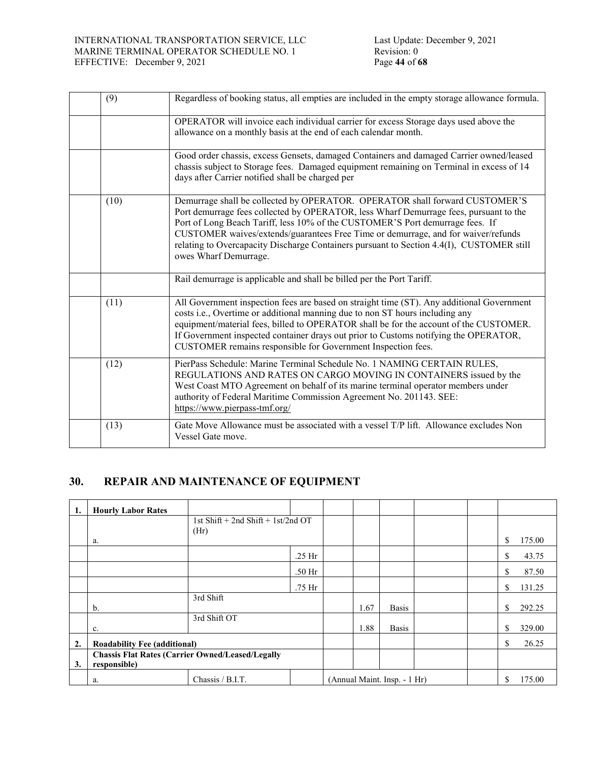| | | |
|---|---|---|
| | (9) | Regardless of booking status, all empties are included in the empty storage allowance formula. |
| | | OPERATOR will invoice each individual carrier for excess Storage days used above the allowance on a monthly basis at the end of each calendar month. |
| | | Good order chassis, excess Gensets, damaged Containers and damaged Carrier owned/leased chassis subject to Storage fees. Damaged equipment remaining on Terminal in excess of 14 days after Carrier notified shall be charged per |
| | (10) | Demurrage shall be collected by OPERATOR. OPERATOR shall forward CUSTOMER'S Port demurrage fees collected by OPERATOR, less Wharf Demurrage fees, pursuant to the Port of Long Beach Tariff, less 10% of the CUSTOMER'S Port demurrage fees. If CUSTOMER waives/extends/guarantees Free Time or demurrage, and for waiver/refunds relating to Overcapacity Discharge Containers pursuant to Section 4.4(I), CUSTOMER still owes Wharf Demurrage. |
| | | Rail demurrage is applicable and shall be billed per the Port Tariff. |
| | (11) | All Government inspection fees are based on straight time (ST). Any additional Government costs i.e., Overtime or additional manning due to non ST hours including any equipment/material fees, billed to OPERATOR shall be for the account of the CUSTOMER. If Government inspected container drays out prior to Customs notifying the OPERATOR, CUSTOMER remains responsible for Government Inspection fees. |
| | (12) | PierPass Schedule: Marine Terminal Schedule No. 1 NAMING CERTAIN RULES, REGULATIONS AND RATES ON CARGO MOVING IN CONTAINERS issued by the West Coast MTO Agreement on behalf of its marine terminal operator members under authority of Federal Maritime Commission Agreement No. 201143. SEE: https://www.pierpass-tmf.org/ |
| | (13) | Gate Move Allowance must be associated with a vessel T/P lift. Allowance excludes Non Vessel Gate move. |

## 30. REPAIR AND MAINTENANCE OF EQUIPMENT

| | | | | | | | | | |
|---|---|---|---|---|---|---|---|---|---|
| 1. | **Hourly Labor Rates** | | | | | | | | |
| | a. | 1st Shift + 2nd Shift + 1st/2nd OT (Hr) | | | | | | | $ 175.00 |
| | | | .25 Hr | | | | | | $ 43.75 |
| | | | .50 Hr | | | | | | $ 87.50 |
| | | | .75 Hr | | | | | | $ 131.25 |
| | b. | 3rd Shift | | | 1.67 | Basis | | | $ 292.25 |
| | c. | 3rd Shift OT | | | 1.88 | Basis | | | $ 329.00 |
| 2. | **Roadability Fee (additional)** | | | | | | | | $ 26.25 |
| 3. | **Chassis Flat Rates (Carrier Owned/Leased/Legally responsible)** | | | | | | | | |
| | a. | Chassis / B.I.T. | | (Annual Maint. Insp. - 1 Hr) | | | | | $ 175.00 |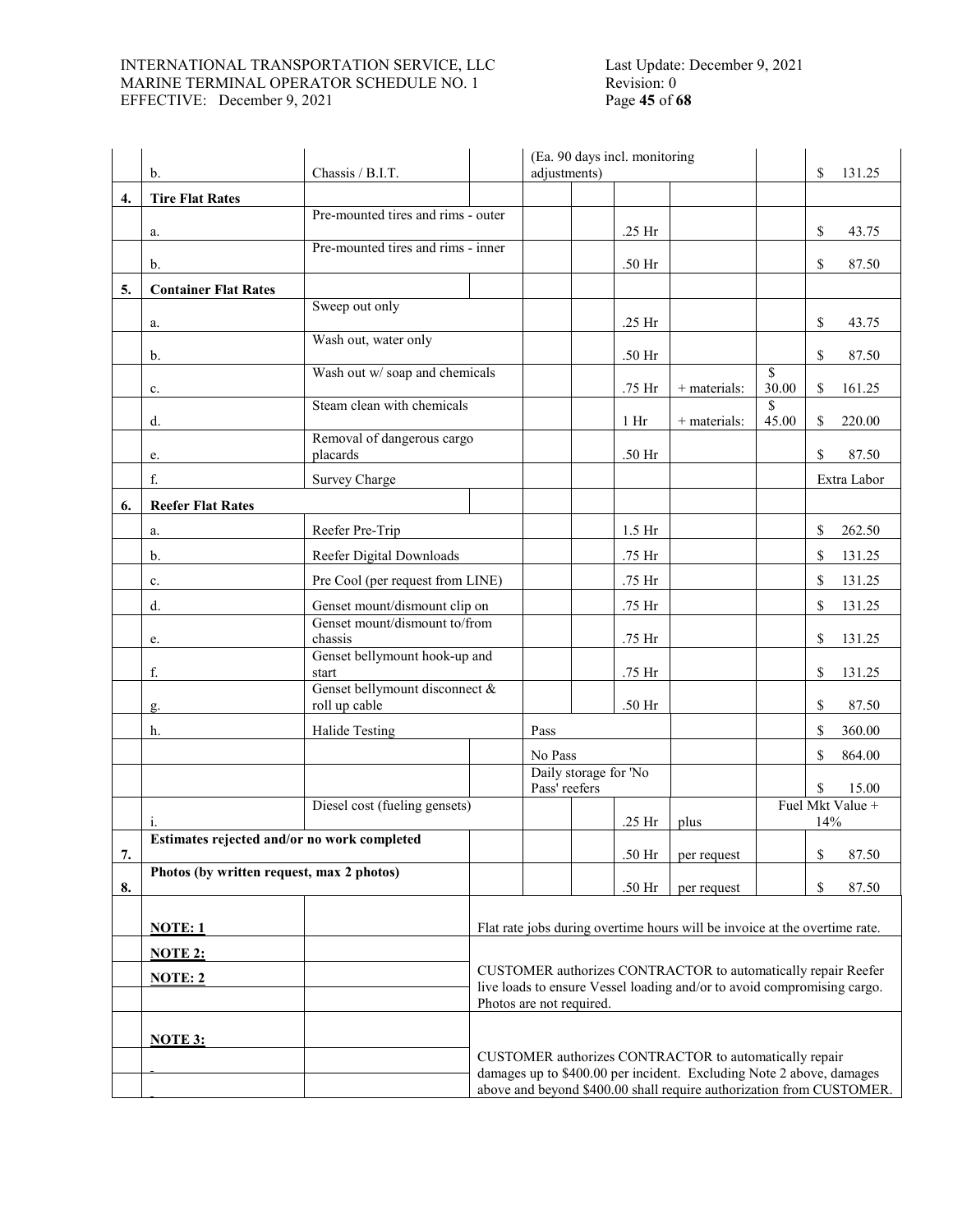| | | | | | | | | | |
|---|---|---|---|---|---|---|---|---|---|
| | b. | Chassis / B.I.T. | | (Ea. 90 days incl. monitoring adjustments) | | | | | $ 131.25 |
| **4.** | **Tire Flat Rates** | | | | | | | | |
| | a. | Pre-mounted tires and rims - outer | | | | .25 Hr | | | $ 43.75 |
| | b. | Pre-mounted tires and rims - inner | | | | .50 Hr | | | $ 87.50 |
| **5.** | **Container Flat Rates** | | | | | | | | |
| | a. | Sweep out only | | | | .25 Hr | | | $ 43.75 |
| | b. | Wash out, water only | | | | .50 Hr | | | $ 87.50 |
| | c. | Wash out w/ soap and chemicals | | | | .75 Hr | + materials: | $ 30.00 | $ 161.25 |
| | d. | Steam clean with chemicals | | | | 1 Hr | + materials: | $ 45.00 | $ 220.00 |
| | e. | Removal of dangerous cargo placards | | | | .50 Hr | | | $ 87.50 |
| | f. | Survey Charge | | | | | | | Extra Labor |
| **6.** | **Reefer Flat Rates** | | | | | | | | |
| | a. | Reefer Pre-Trip | | | | 1.5 Hr | | | $ 262.50 |
| | b. | Reefer Digital Downloads | | | | .75 Hr | | | $ 131.25 |
| | c. | Pre Cool (per request from LINE) | | | | .75 Hr | | | $ 131.25 |
| | d. | Genset mount/dismount clip on | | | | .75 Hr | | | $ 131.25 |
| | e. | Genset mount/dismount to/from chassis | | | | .75 Hr | | | $ 131.25 |
| | f. | Genset bellymount hook-up and start | | | | .75 Hr | | | $ 131.25 |
| | g. | Genset bellymount disconnect & roll up cable | | | | .50 Hr | | | $ 87.50 |
| | h. | Halide Testing | | Pass | | | | | $ 360.00 |
| | | | | No Pass | | | | | $ 864.00 |
| | | | | Daily storage for 'No Pass' reefers | | | | | $ 15.00 |
| | i. | Diesel cost (fueling gensets) | | | | .25 Hr | plus | Fuel Mkt Value + 14% | |
| **7.** | **Estimates rejected and/or no work completed** | | | | | .50 Hr | per request | | $ 87.50 |
| **8.** | **Photos (by written request, max 2 photos)** | | | | | .50 Hr | per request | | $ 87.50 |

**NOTE: 1** Flat rate jobs during overtime hours will be invoice at the overtime rate.

**NOTE 2:**

**NOTE: 2** CUSTOMER authorizes CONTRACTOR to automatically repair Reefer live loads to ensure Vessel loading and/or to avoid compromising cargo. Photos are not required.

**NOTE 3:** CUSTOMER authorizes CONTRACTOR to automatically repair damages up to $400.00 per incident. Excluding Note 2 above, damages above and beyond $400.00 shall require authorization from CUSTOMER.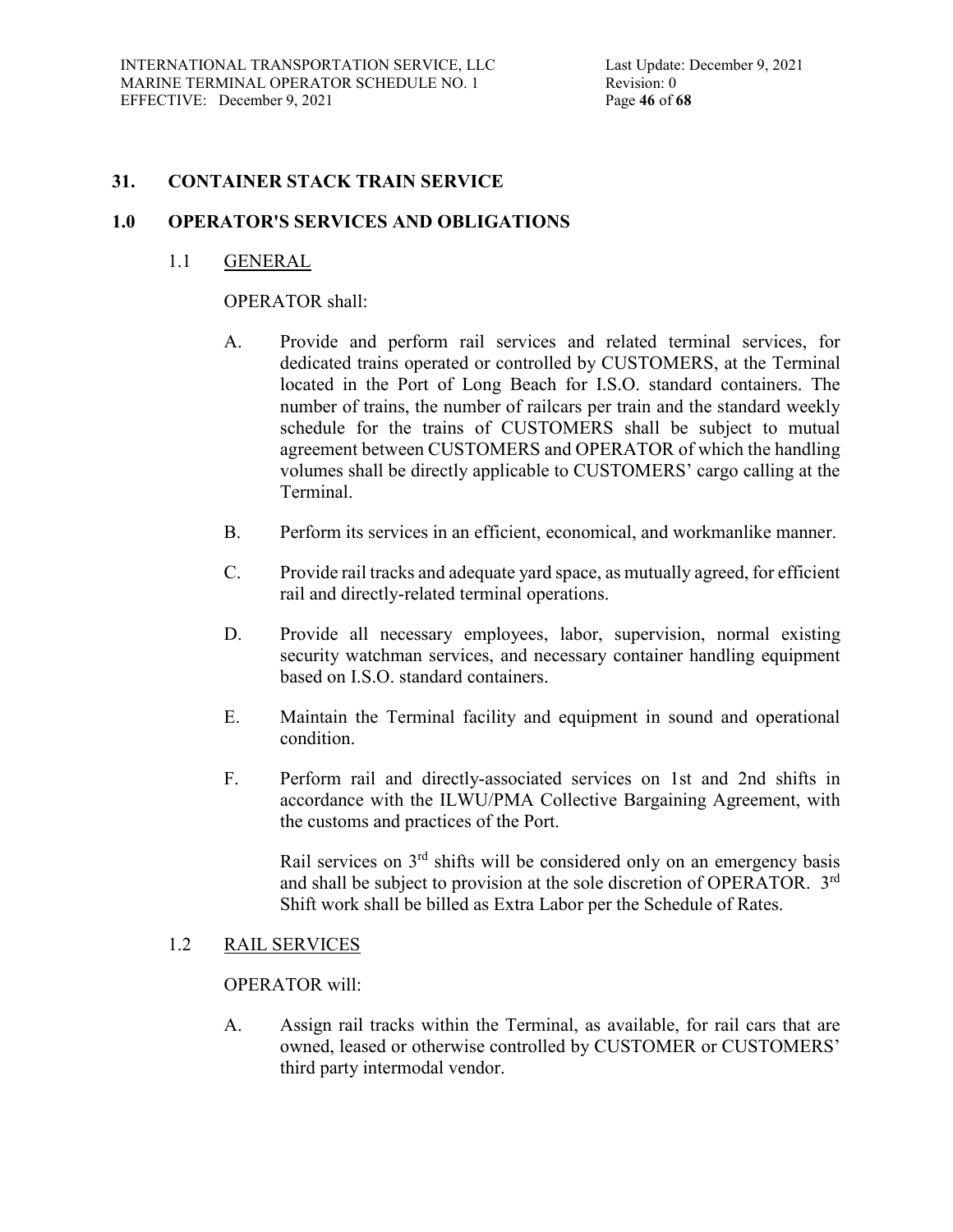## 31. CONTAINER STACK TRAIN SERVICE

## 1.0 OPERATOR'S SERVICES AND OBLIGATIONS

### 1.1 GENERAL

OPERATOR shall:

A. Provide and perform rail services and related terminal services, for dedicated trains operated or controlled by CUSTOMERS, at the Terminal located in the Port of Long Beach for I.S.O. standard containers. The number of trains, the number of railcars per train and the standard weekly schedule for the trains of CUSTOMERS shall be subject to mutual agreement between CUSTOMERS and OPERATOR of which the handling volumes shall be directly applicable to CUSTOMERS' cargo calling at the Terminal.

B. Perform its services in an efficient, economical, and workmanlike manner.

C. Provide rail tracks and adequate yard space, as mutually agreed, for efficient rail and directly-related terminal operations.

D. Provide all necessary employees, labor, supervision, normal existing security watchman services, and necessary container handling equipment based on I.S.O. standard containers.

E. Maintain the Terminal facility and equipment in sound and operational condition.

F. Perform rail and directly-associated services on 1st and 2nd shifts in accordance with the ILWU/PMA Collective Bargaining Agreement, with the customs and practices of the Port.

Rail services on 3rd shifts will be considered only on an emergency basis and shall be subject to provision at the sole discretion of OPERATOR. 3rd Shift work shall be billed as Extra Labor per the Schedule of Rates.

### 1.2 RAIL SERVICES

OPERATOR will:

A. Assign rail tracks within the Terminal, as available, for rail cars that are owned, leased or otherwise controlled by CUSTOMER or CUSTOMERS' third party intermodal vendor.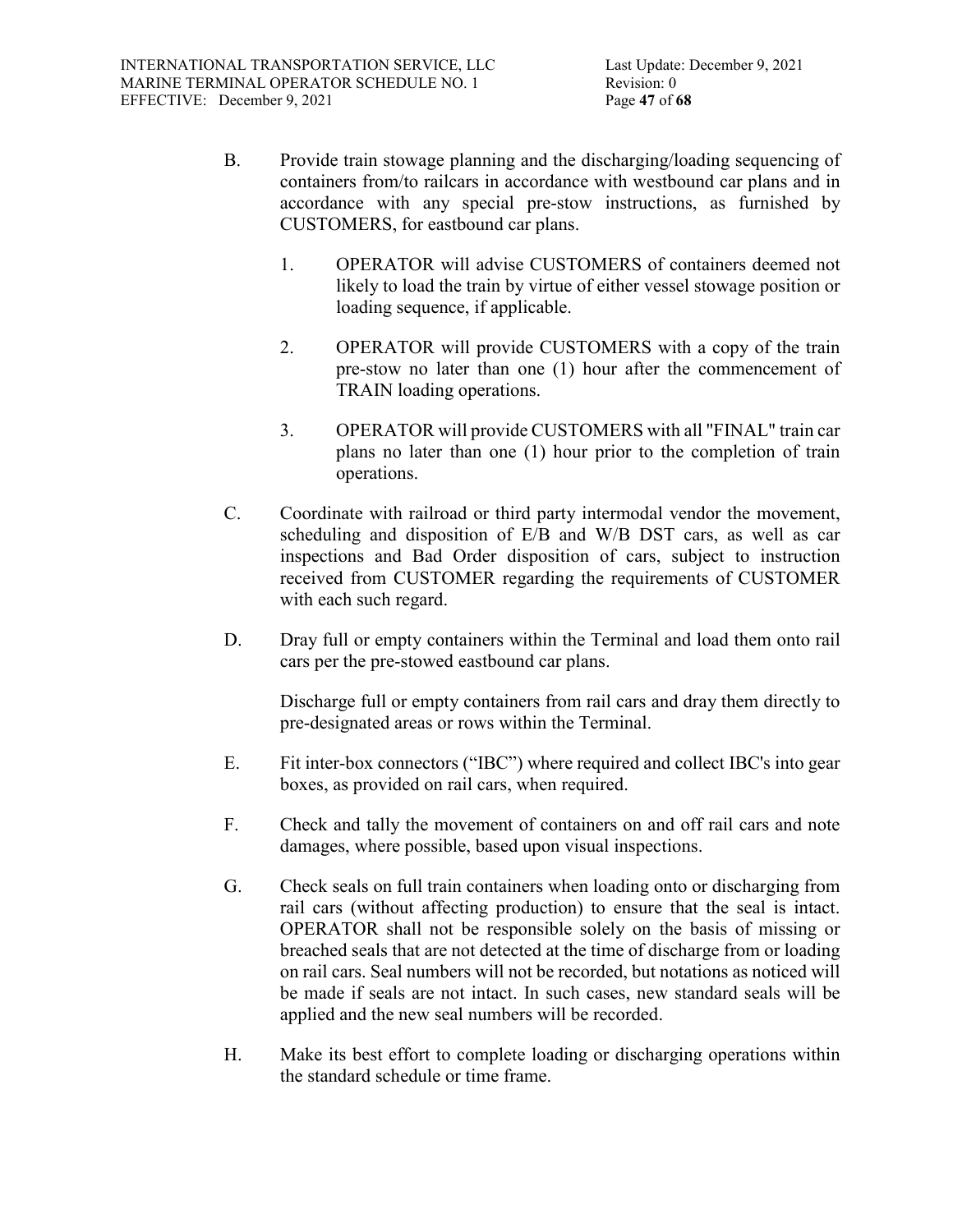B. Provide train stowage planning and the discharging/loading sequencing of containers from/to railcars in accordance with westbound car plans and in accordance with any special pre-stow instructions, as furnished by CUSTOMERS, for eastbound car plans.

   1. OPERATOR will advise CUSTOMERS of containers deemed not likely to load the train by virtue of either vessel stowage position or loading sequence, if applicable.

   2. OPERATOR will provide CUSTOMERS with a copy of the train pre-stow no later than one (1) hour after the commencement of TRAIN loading operations.

   3. OPERATOR will provide CUSTOMERS with all "FINAL" train car plans no later than one (1) hour prior to the completion of train operations.

C. Coordinate with railroad or third party intermodal vendor the movement, scheduling and disposition of E/B and W/B DST cars, as well as car inspections and Bad Order disposition of cars, subject to instruction received from CUSTOMER regarding the requirements of CUSTOMER with each such regard.

D. Dray full or empty containers within the Terminal and load them onto rail cars per the pre-stowed eastbound car plans.

   Discharge full or empty containers from rail cars and dray them directly to pre-designated areas or rows within the Terminal.

E. Fit inter-box connectors ("IBC") where required and collect IBC's into gear boxes, as provided on rail cars, when required.

F. Check and tally the movement of containers on and off rail cars and note damages, where possible, based upon visual inspections.

G. Check seals on full train containers when loading onto or discharging from rail cars (without affecting production) to ensure that the seal is intact. OPERATOR shall not be responsible solely on the basis of missing or breached seals that are not detected at the time of discharge from or loading on rail cars. Seal numbers will not be recorded, but notations as noticed will be made if seals are not intact. In such cases, new standard seals will be applied and the new seal numbers will be recorded.

H. Make its best effort to complete loading or discharging operations within the standard schedule or time frame.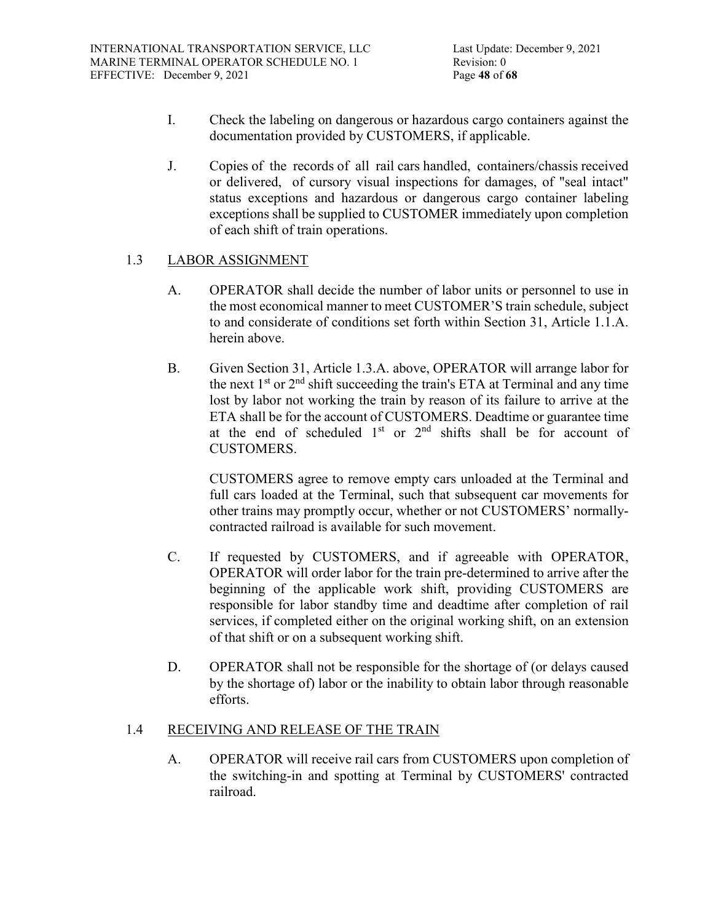I. Check the labeling on dangerous or hazardous cargo containers against the documentation provided by CUSTOMERS, if applicable.

J. Copies of the records of all rail cars handled, containers/chassis received or delivered, of cursory visual inspections for damages, of "seal intact" status exceptions and hazardous or dangerous cargo container labeling exceptions shall be supplied to CUSTOMER immediately upon completion of each shift of train operations.

## 1.3 LABOR ASSIGNMENT

A. OPERATOR shall decide the number of labor units or personnel to use in the most economical manner to meet CUSTOMER'S train schedule, subject to and considerate of conditions set forth within Section 31, Article 1.1.A. herein above.

B. Given Section 31, Article 1.3.A. above, OPERATOR will arrange labor for the next 1st or 2nd shift succeeding the train's ETA at Terminal and any time lost by labor not working the train by reason of its failure to arrive at the ETA shall be for the account of CUSTOMERS. Deadtime or guarantee time at the end of scheduled 1st or 2nd shifts shall be for account of CUSTOMERS.

CUSTOMERS agree to remove empty cars unloaded at the Terminal and full cars loaded at the Terminal, such that subsequent car movements for other trains may promptly occur, whether or not CUSTOMERS' normally-contracted railroad is available for such movement.

C. If requested by CUSTOMERS, and if agreeable with OPERATOR, OPERATOR will order labor for the train pre-determined to arrive after the beginning of the applicable work shift, providing CUSTOMERS are responsible for labor standby time and deadtime after completion of rail services, if completed either on the original working shift, on an extension of that shift or on a subsequent working shift.

D. OPERATOR shall not be responsible for the shortage of (or delays caused by the shortage of) labor or the inability to obtain labor through reasonable efforts.

## 1.4 RECEIVING AND RELEASE OF THE TRAIN

A. OPERATOR will receive rail cars from CUSTOMERS upon completion of the switching-in and spotting at Terminal by CUSTOMERS' contracted railroad.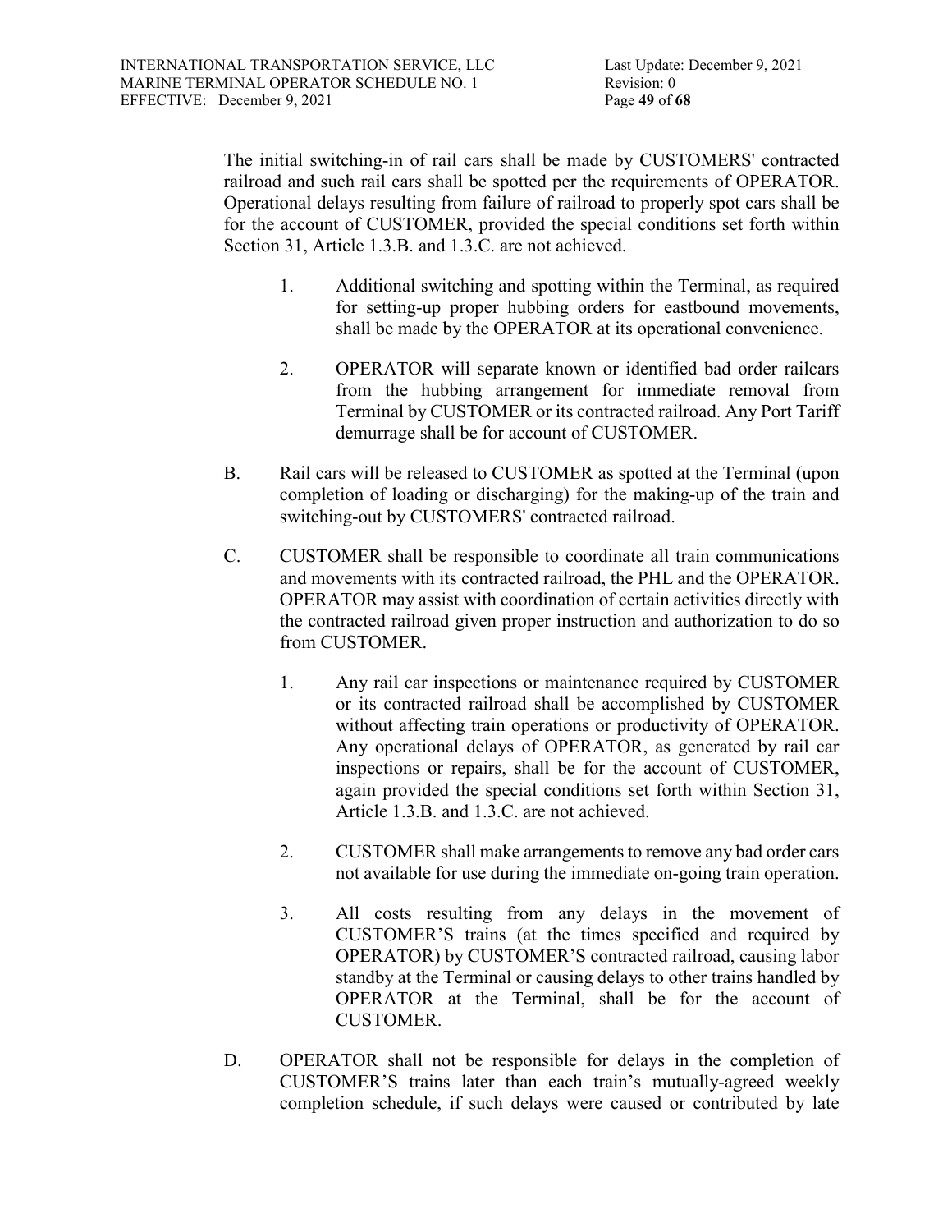The initial switching-in of rail cars shall be made by CUSTOMERS' contracted railroad and such rail cars shall be spotted per the requirements of OPERATOR. Operational delays resulting from failure of railroad to properly spot cars shall be for the account of CUSTOMER, provided the special conditions set forth within Section 31, Article 1.3.B. and 1.3.C. are not achieved.

1. Additional switching and spotting within the Terminal, as required for setting-up proper hubbing orders for eastbound movements, shall be made by the OPERATOR at its operational convenience.

2. OPERATOR will separate known or identified bad order railcars from the hubbing arrangement for immediate removal from Terminal by CUSTOMER or its contracted railroad. Any Port Tariff demurrage shall be for account of CUSTOMER.

B. Rail cars will be released to CUSTOMER as spotted at the Terminal (upon completion of loading or discharging) for the making-up of the train and switching-out by CUSTOMERS' contracted railroad.

C. CUSTOMER shall be responsible to coordinate all train communications and movements with its contracted railroad, the PHL and the OPERATOR. OPERATOR may assist with coordination of certain activities directly with the contracted railroad given proper instruction and authorization to do so from CUSTOMER.

1. Any rail car inspections or maintenance required by CUSTOMER or its contracted railroad shall be accomplished by CUSTOMER without affecting train operations or productivity of OPERATOR. Any operational delays of OPERATOR, as generated by rail car inspections or repairs, shall be for the account of CUSTOMER, again provided the special conditions set forth within Section 31, Article 1.3.B. and 1.3.C. are not achieved.

2. CUSTOMER shall make arrangements to remove any bad order cars not available for use during the immediate on-going train operation.

3. All costs resulting from any delays in the movement of CUSTOMER'S trains (at the times specified and required by OPERATOR) by CUSTOMER'S contracted railroad, causing labor standby at the Terminal or causing delays to other trains handled by OPERATOR at the Terminal, shall be for the account of CUSTOMER.

D. OPERATOR shall not be responsible for delays in the completion of CUSTOMER'S trains later than each train's mutually-agreed weekly completion schedule, if such delays were caused or contributed by late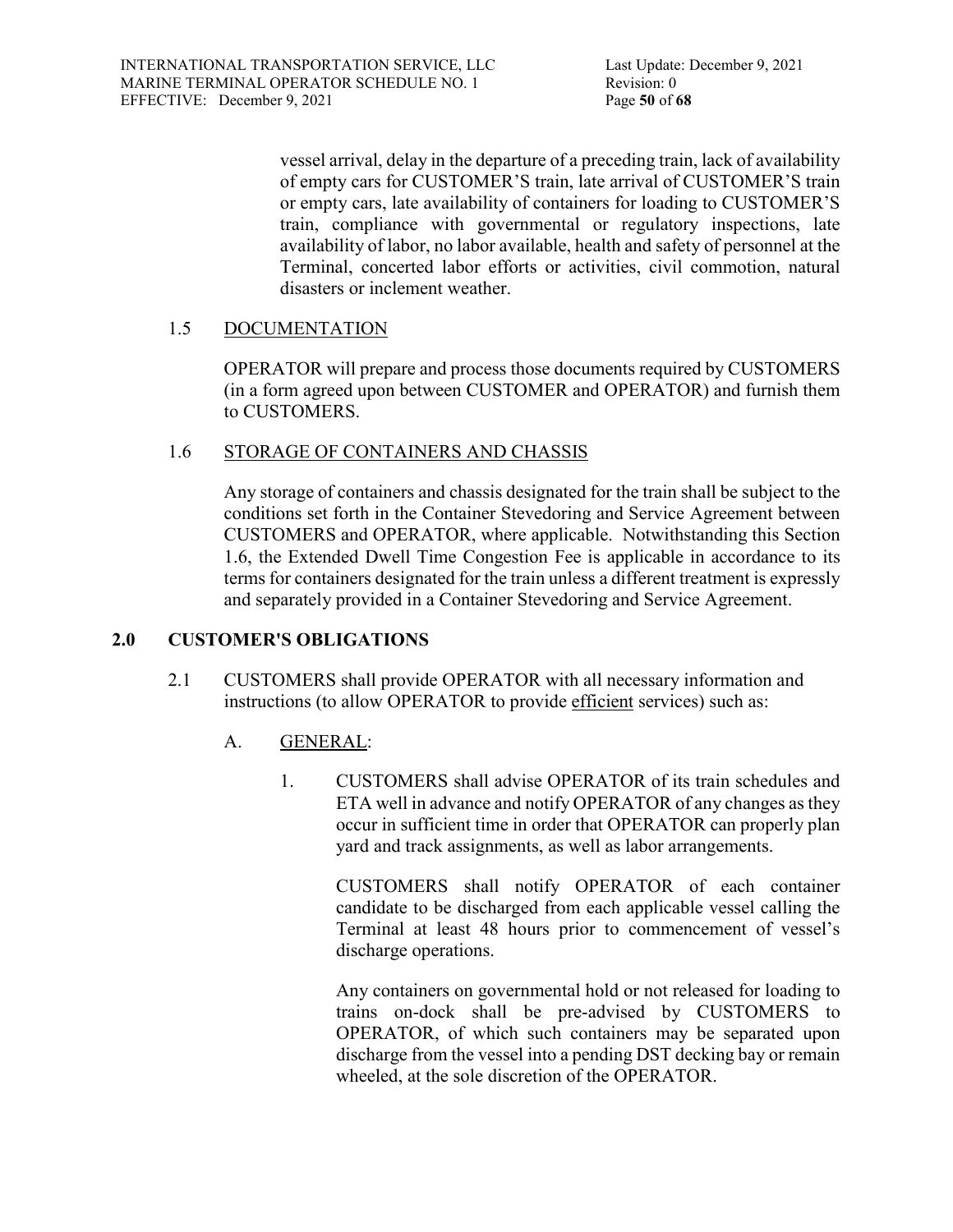vessel arrival, delay in the departure of a preceding train, lack of availability of empty cars for CUSTOMER'S train, late arrival of CUSTOMER'S train or empty cars, late availability of containers for loading to CUSTOMER'S train, compliance with governmental or regulatory inspections, late availability of labor, no labor available, health and safety of personnel at the Terminal, concerted labor efforts or activities, civil commotion, natural disasters or inclement weather.

### 1.5 <u>DOCUMENTATION</u>

OPERATOR will prepare and process those documents required by CUSTOMERS (in a form agreed upon between CUSTOMER and OPERATOR) and furnish them to CUSTOMERS.

### 1.6 <u>STORAGE OF CONTAINERS AND CHASSIS</u>

Any storage of containers and chassis designated for the train shall be subject to the conditions set forth in the Container Stevedoring and Service Agreement between CUSTOMERS and OPERATOR, where applicable. Notwithstanding this Section 1.6, the Extended Dwell Time Congestion Fee is applicable in accordance to its terms for containers designated for the train unless a different treatment is expressly and separately provided in a Container Stevedoring and Service Agreement.

## 2.0 CUSTOMER'S OBLIGATIONS

2.1 CUSTOMERS shall provide OPERATOR with all necessary information and instructions (to allow OPERATOR to provide <u>efficient</u> services) such as:

A. <u>GENERAL</u>:

1. CUSTOMERS shall advise OPERATOR of its train schedules and ETA well in advance and notify OPERATOR of any changes as they occur in sufficient time in order that OPERATOR can properly plan yard and track assignments, as well as labor arrangements.

   CUSTOMERS shall notify OPERATOR of each container candidate to be discharged from each applicable vessel calling the Terminal at least 48 hours prior to commencement of vessel's discharge operations.

   Any containers on governmental hold or not released for loading to trains on-dock shall be pre-advised by CUSTOMERS to OPERATOR, of which such containers may be separated upon discharge from the vessel into a pending DST decking bay or remain wheeled, at the sole discretion of the OPERATOR.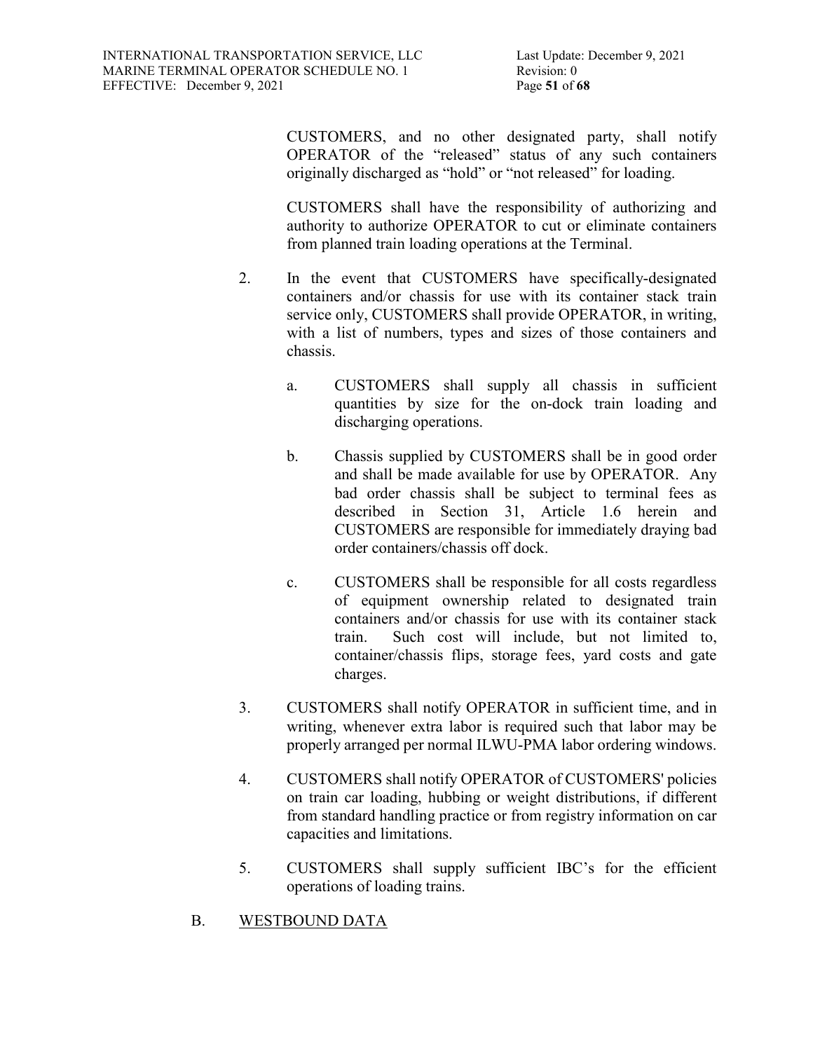CUSTOMERS, and no other designated party, shall notify OPERATOR of the "released" status of any such containers originally discharged as "hold" or "not released" for loading.

CUSTOMERS shall have the responsibility of authorizing and authority to authorize OPERATOR to cut or eliminate containers from planned train loading operations at the Terminal.

2. In the event that CUSTOMERS have specifically-designated containers and/or chassis for use with its container stack train service only, CUSTOMERS shall provide OPERATOR, in writing, with a list of numbers, types and sizes of those containers and chassis.

   a. CUSTOMERS shall supply all chassis in sufficient quantities by size for the on-dock train loading and discharging operations.

   b. Chassis supplied by CUSTOMERS shall be in good order and shall be made available for use by OPERATOR. Any bad order chassis shall be subject to terminal fees as described in Section 31, Article 1.6 herein and CUSTOMERS are responsible for immediately draying bad order containers/chassis off dock.

   c. CUSTOMERS shall be responsible for all costs regardless of equipment ownership related to designated train containers and/or chassis for use with its container stack train. Such cost will include, but not limited to, container/chassis flips, storage fees, yard costs and gate charges.

3. CUSTOMERS shall notify OPERATOR in sufficient time, and in writing, whenever extra labor is required such that labor may be properly arranged per normal ILWU-PMA labor ordering windows.

4. CUSTOMERS shall notify OPERATOR of CUSTOMERS' policies on train car loading, hubbing or weight distributions, if different from standard handling practice or from registry information on car capacities and limitations.

5. CUSTOMERS shall supply sufficient IBC's for the efficient operations of loading trains.

B. <u>WESTBOUND DATA</u>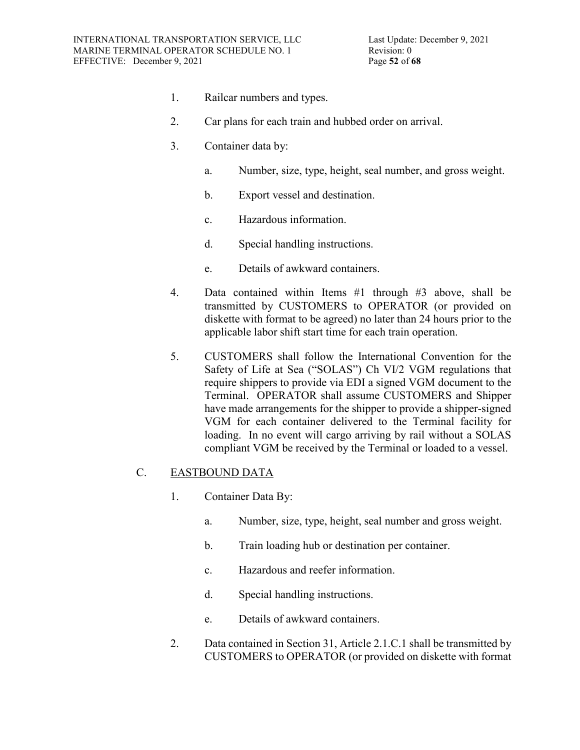1. Railcar numbers and types.

2. Car plans for each train and hubbed order on arrival.

3. Container data by:

   a. Number, size, type, height, seal number, and gross weight.

   b. Export vessel and destination.

   c. Hazardous information.

   d. Special handling instructions.

   e. Details of awkward containers.

4. Data contained within Items #1 through #3 above, shall be transmitted by CUSTOMERS to OPERATOR (or provided on diskette with format to be agreed) no later than 24 hours prior to the applicable labor shift start time for each train operation.

5. CUSTOMERS shall follow the International Convention for the Safety of Life at Sea ("SOLAS") Ch VI/2 VGM regulations that require shippers to provide via EDI a signed VGM document to the Terminal. OPERATOR shall assume CUSTOMERS and Shipper have made arrangements for the shipper to provide a shipper-signed VGM for each container delivered to the Terminal facility for loading. In no event will cargo arriving by rail without a SOLAS compliant VGM be received by the Terminal or loaded to a vessel.

C. EASTBOUND DATA

1. Container Data By:

   a. Number, size, type, height, seal number and gross weight.

   b. Train loading hub or destination per container.

   c. Hazardous and reefer information.

   d. Special handling instructions.

   e. Details of awkward containers.

2. Data contained in Section 31, Article 2.1.C.1 shall be transmitted by CUSTOMERS to OPERATOR (or provided on diskette with format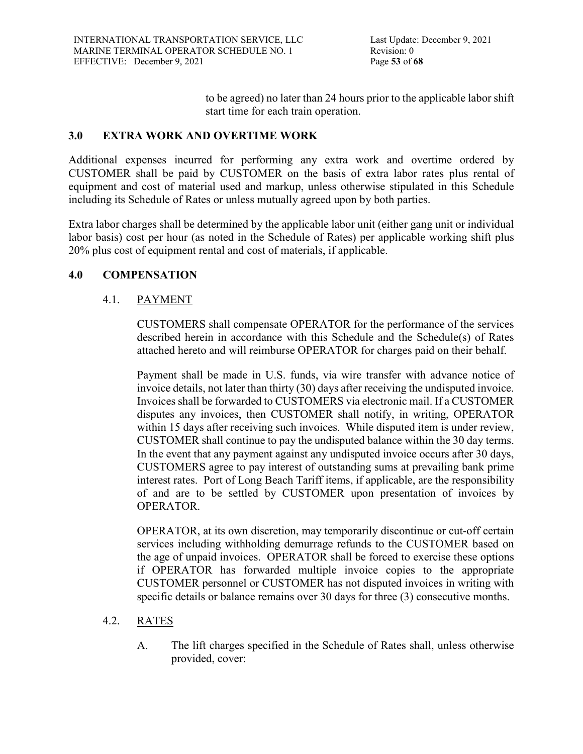to be agreed) no later than 24 hours prior to the applicable labor shift start time for each train operation.

## 3.0 EXTRA WORK AND OVERTIME WORK

Additional expenses incurred for performing any extra work and overtime ordered by CUSTOMER shall be paid by CUSTOMER on the basis of extra labor rates plus rental of equipment and cost of material used and markup, unless otherwise stipulated in this Schedule including its Schedule of Rates or unless mutually agreed upon by both parties.

Extra labor charges shall be determined by the applicable labor unit (either gang unit or individual labor basis) cost per hour (as noted in the Schedule of Rates) per applicable working shift plus 20% plus cost of equipment rental and cost of materials, if applicable.

## 4.0 COMPENSATION

### 4.1. PAYMENT

CUSTOMERS shall compensate OPERATOR for the performance of the services described herein in accordance with this Schedule and the Schedule(s) of Rates attached hereto and will reimburse OPERATOR for charges paid on their behalf.

Payment shall be made in U.S. funds, via wire transfer with advance notice of invoice details, not later than thirty (30) days after receiving the undisputed invoice. Invoices shall be forwarded to CUSTOMERS via electronic mail. If a CUSTOMER disputes any invoices, then CUSTOMER shall notify, in writing, OPERATOR within 15 days after receiving such invoices. While disputed item is under review, CUSTOMER shall continue to pay the undisputed balance within the 30 day terms. In the event that any payment against any undisputed invoice occurs after 30 days, CUSTOMERS agree to pay interest of outstanding sums at prevailing bank prime interest rates. Port of Long Beach Tariff items, if applicable, are the responsibility of and are to be settled by CUSTOMER upon presentation of invoices by OPERATOR.

OPERATOR, at its own discretion, may temporarily discontinue or cut-off certain services including withholding demurrage refunds to the CUSTOMER based on the age of unpaid invoices. OPERATOR shall be forced to exercise these options if OPERATOR has forwarded multiple invoice copies to the appropriate CUSTOMER personnel or CUSTOMER has not disputed invoices in writing with specific details or balance remains over 30 days for three (3) consecutive months.

### 4.2. RATES

A. The lift charges specified in the Schedule of Rates shall, unless otherwise provided, cover: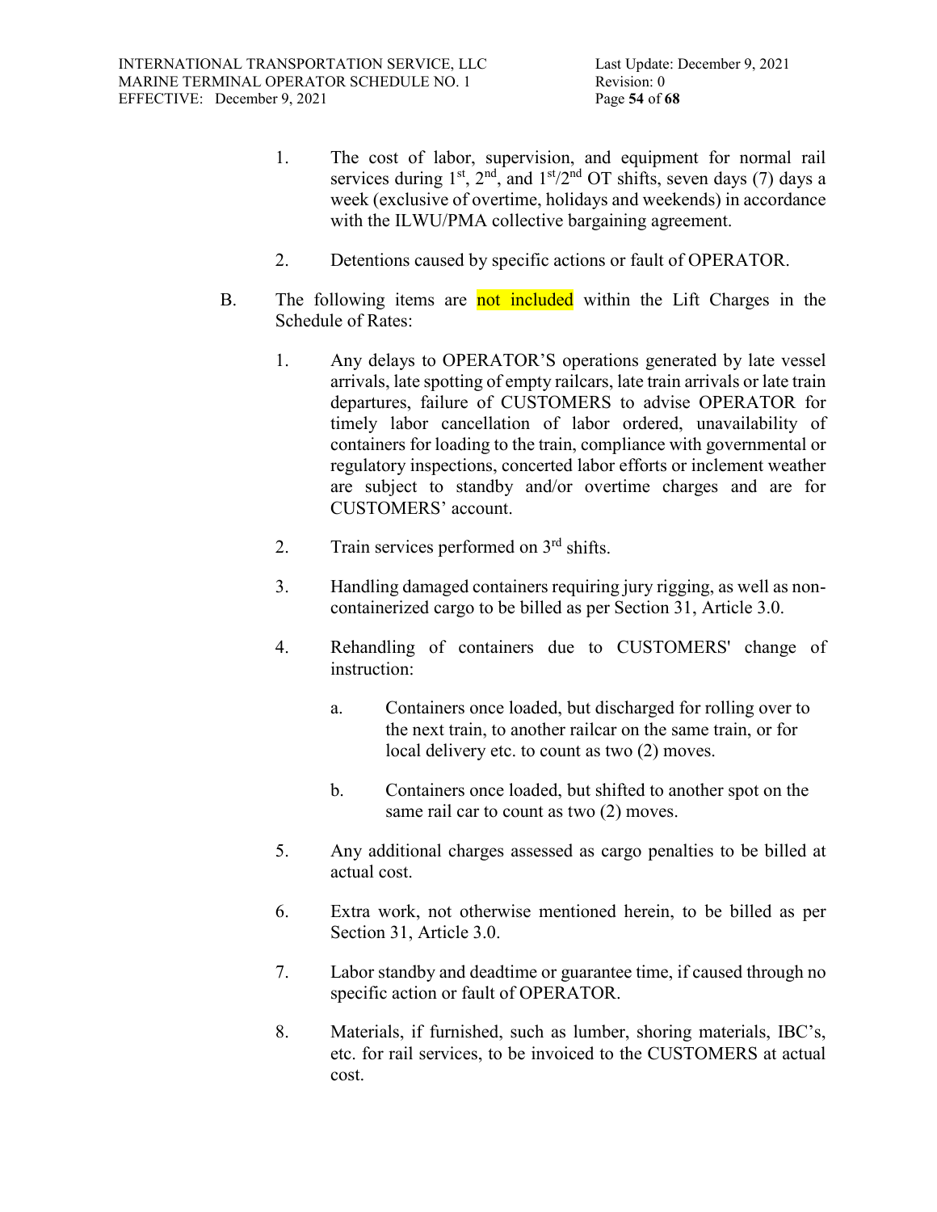1. The cost of labor, supervision, and equipment for normal rail services during 1st, 2nd, and 1st/2nd OT shifts, seven days (7) days a week (exclusive of overtime, holidays and weekends) in accordance with the ILWU/PMA collective bargaining agreement.

2. Detentions caused by specific actions or fault of OPERATOR.

B. The following items are not included within the Lift Charges in the Schedule of Rates:

1. Any delays to OPERATOR'S operations generated by late vessel arrivals, late spotting of empty railcars, late train arrivals or late train departures, failure of CUSTOMERS to advise OPERATOR for timely labor cancellation of labor ordered, unavailability of containers for loading to the train, compliance with governmental or regulatory inspections, concerted labor efforts or inclement weather are subject to standby and/or overtime charges and are for CUSTOMERS' account.

2. Train services performed on 3rd shifts.

3. Handling damaged containers requiring jury rigging, as well as non-containerized cargo to be billed as per Section 31, Article 3.0.

4. Rehandling of containers due to CUSTOMERS' change of instruction:

   a. Containers once loaded, but discharged for rolling over to the next train, to another railcar on the same train, or for local delivery etc. to count as two (2) moves.

   b. Containers once loaded, but shifted to another spot on the same rail car to count as two (2) moves.

5. Any additional charges assessed as cargo penalties to be billed at actual cost.

6. Extra work, not otherwise mentioned herein, to be billed as per Section 31, Article 3.0.

7. Labor standby and deadtime or guarantee time, if caused through no specific action or fault of OPERATOR.

8. Materials, if furnished, such as lumber, shoring materials, IBC's, etc. for rail services, to be invoiced to the CUSTOMERS at actual cost.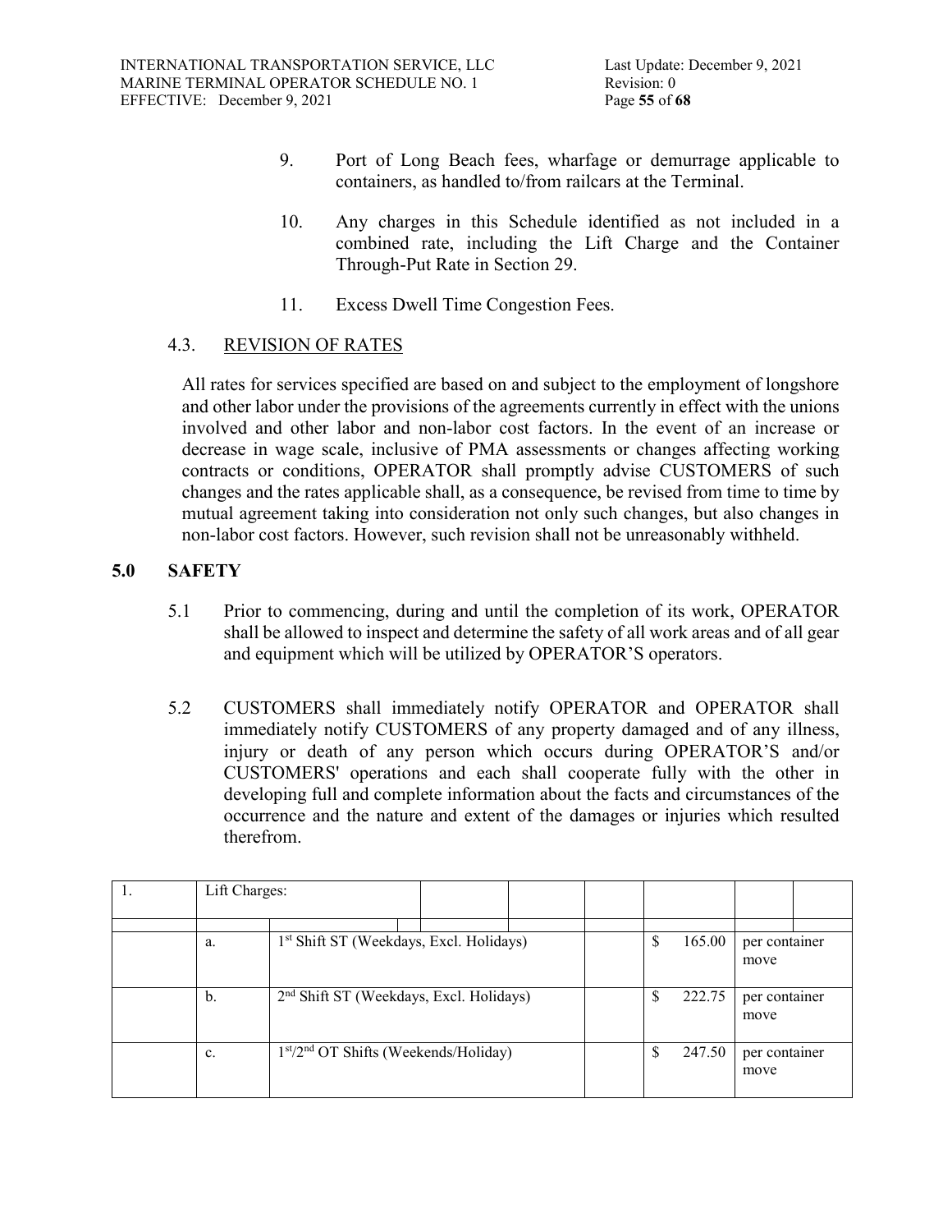9. Port of Long Beach fees, wharfage or demurrage applicable to containers, as handled to/from railcars at the Terminal.

10. Any charges in this Schedule identified as not included in a combined rate, including the Lift Charge and the Container Through-Put Rate in Section 29.

11. Excess Dwell Time Congestion Fees.

### 4.3. REVISION OF RATES

All rates for services specified are based on and subject to the employment of longshore and other labor under the provisions of the agreements currently in effect with the unions involved and other labor and non-labor cost factors. In the event of an increase or decrease in wage scale, inclusive of PMA assessments or changes affecting working contracts or conditions, OPERATOR shall promptly advise CUSTOMERS of such changes and the rates applicable shall, as a consequence, be revised from time to time by mutual agreement taking into consideration not only such changes, but also changes in non-labor cost factors. However, such revision shall not be unreasonably withheld.

## 5.0 SAFETY

5.1 Prior to commencing, during and until the completion of its work, OPERATOR shall be allowed to inspect and determine the safety of all work areas and of all gear and equipment which will be utilized by OPERATOR'S operators.

5.2 CUSTOMERS shall immediately notify OPERATOR and OPERATOR shall immediately notify CUSTOMERS of any property damaged and of any illness, injury or death of any person which occurs during OPERATOR'S and/or CUSTOMERS' operations and each shall cooperate fully with the other in developing full and complete information about the facts and circumstances of the occurrence and the nature and extent of the damages or injuries which resulted therefrom.

| 1. | Lift Charges: | | | | |
|---|---|---|---|---|---|
| | a. | 1st Shift ST (Weekdays, Excl. Holidays) | | $ 165.00 | per container move |
| | b. | 2nd Shift ST (Weekdays, Excl. Holidays) | | $ 222.75 | per container move |
| | c. | 1st/2nd OT Shifts (Weekends/Holiday) | | $ 247.50 | per container move |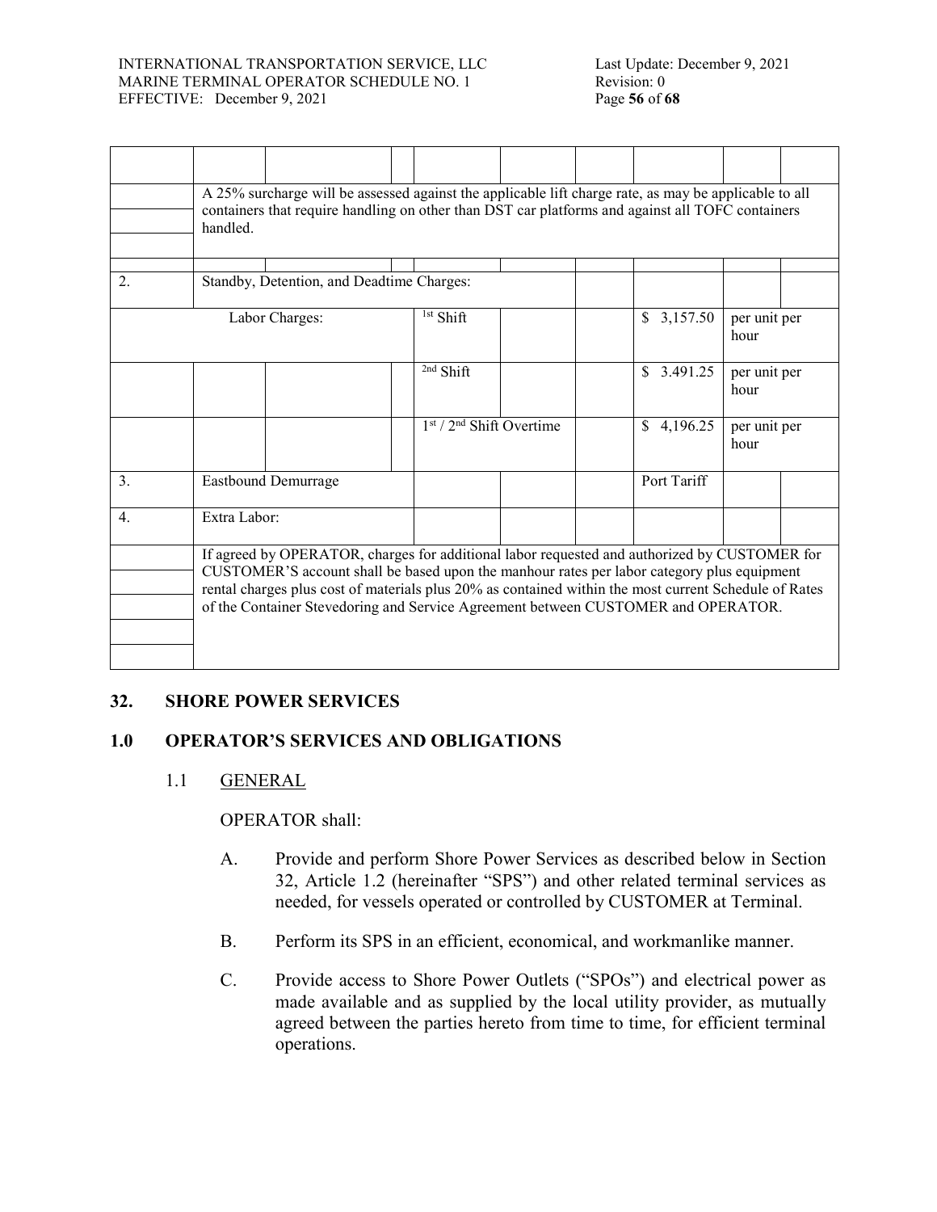| | | | | | | | | |
|---|---|---|---|---|---|---|---|---|
| | A 25% surcharge will be assessed against the applicable lift charge rate, as may be applicable to all containers that require handling on other than DST car platforms and against all TOFC containers handled. | | | | | | | |
| 2. | Standby, Detention, and Deadtime Charges: | | | | | | | |
| Labor Charges: | | | 1st Shift | | | $ 3,157.50 | per unit per hour | |
| | | | 2nd Shift | | | $ 3.491.25 | per unit per hour | |
| | | | 1st / 2nd Shift Overtime | | | $ 4,196.25 | per unit per hour | |
| 3. | Eastbound Demurrage | | | | | Port Tariff | | |
| 4. | Extra Labor: | | | | | | | |
| | If agreed by OPERATOR, charges for additional labor requested and authorized by CUSTOMER for CUSTOMER'S account shall be based upon the manhour rates per labor category plus equipment rental charges plus cost of materials plus 20% as contained within the most current Schedule of Rates of the Container Stevedoring and Service Agreement between CUSTOMER and OPERATOR. | | | | | | | |

## 32. SHORE POWER SERVICES

## 1.0 OPERATOR'S SERVICES AND OBLIGATIONS

### 1.1 GENERAL

OPERATOR shall:

A. Provide and perform Shore Power Services as described below in Section 32, Article 1.2 (hereinafter "SPS") and other related terminal services as needed, for vessels operated or controlled by CUSTOMER at Terminal.

B. Perform its SPS in an efficient, economical, and workmanlike manner.

C. Provide access to Shore Power Outlets ("SPOs") and electrical power as made available and as supplied by the local utility provider, as mutually agreed between the parties hereto from time to time, for efficient terminal operations.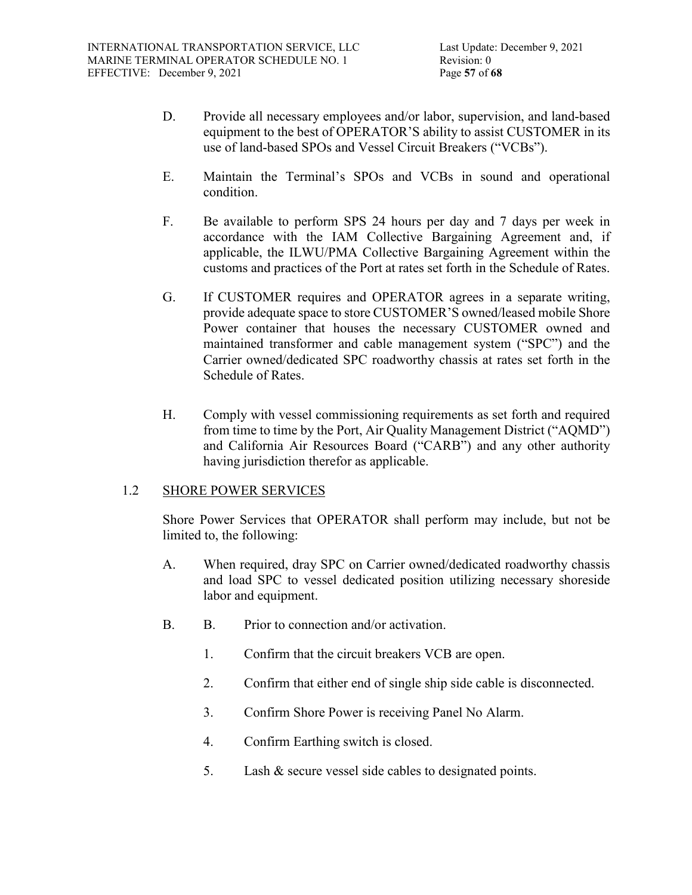D. Provide all necessary employees and/or labor, supervision, and land-based equipment to the best of OPERATOR'S ability to assist CUSTOMER in its use of land-based SPOs and Vessel Circuit Breakers ("VCBs").

E. Maintain the Terminal's SPOs and VCBs in sound and operational condition.

F. Be available to perform SPS 24 hours per day and 7 days per week in accordance with the IAM Collective Bargaining Agreement and, if applicable, the ILWU/PMA Collective Bargaining Agreement within the customs and practices of the Port at rates set forth in the Schedule of Rates.

G. If CUSTOMER requires and OPERATOR agrees in a separate writing, provide adequate space to store CUSTOMER'S owned/leased mobile Shore Power container that houses the necessary CUSTOMER owned and maintained transformer and cable management system ("SPC") and the Carrier owned/dedicated SPC roadworthy chassis at rates set forth in the Schedule of Rates.

H. Comply with vessel commissioning requirements as set forth and required from time to time by the Port, Air Quality Management District ("AQMD") and California Air Resources Board ("CARB") and any other authority having jurisdiction therefor as applicable.

1.2 <u>SHORE POWER SERVICES</u>

Shore Power Services that OPERATOR shall perform may include, but not be limited to, the following:

A. When required, dray SPC on Carrier owned/dedicated roadworthy chassis and load SPC to vessel dedicated position utilizing necessary shoreside labor and equipment.

B. B. Prior to connection and/or activation.

1. Confirm that the circuit breakers VCB are open.
2. Confirm that either end of single ship side cable is disconnected.
3. Confirm Shore Power is receiving Panel No Alarm.
4. Confirm Earthing switch is closed.
5. Lash & secure vessel side cables to designated points.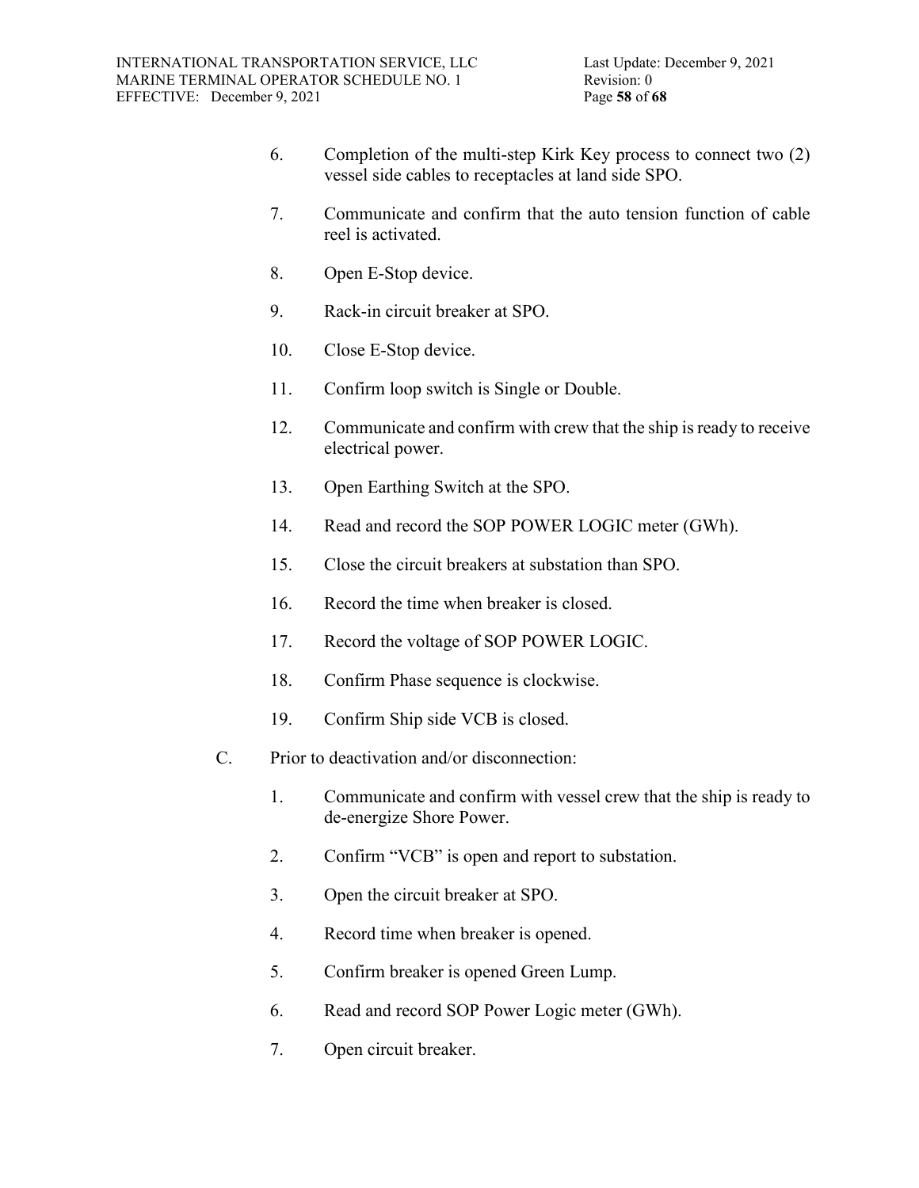6. Completion of the multi-step Kirk Key process to connect two (2) vessel side cables to receptacles at land side SPO.

7. Communicate and confirm that the auto tension function of cable reel is activated.

8. Open E-Stop device.

9. Rack-in circuit breaker at SPO.

10. Close E-Stop device.

11. Confirm loop switch is Single or Double.

12. Communicate and confirm with crew that the ship is ready to receive electrical power.

13. Open Earthing Switch at the SPO.

14. Read and record the SOP POWER LOGIC meter (GWh).

15. Close the circuit breakers at substation than SPO.

16. Record the time when breaker is closed.

17. Record the voltage of SOP POWER LOGIC.

18. Confirm Phase sequence is clockwise.

19. Confirm Ship side VCB is closed.

C. Prior to deactivation and/or disconnection:

1. Communicate and confirm with vessel crew that the ship is ready to de-energize Shore Power.

2. Confirm "VCB" is open and report to substation.

3. Open the circuit breaker at SPO.

4. Record time when breaker is opened.

5. Confirm breaker is opened Green Lump.

6. Read and record SOP Power Logic meter (GWh).

7. Open circuit breaker.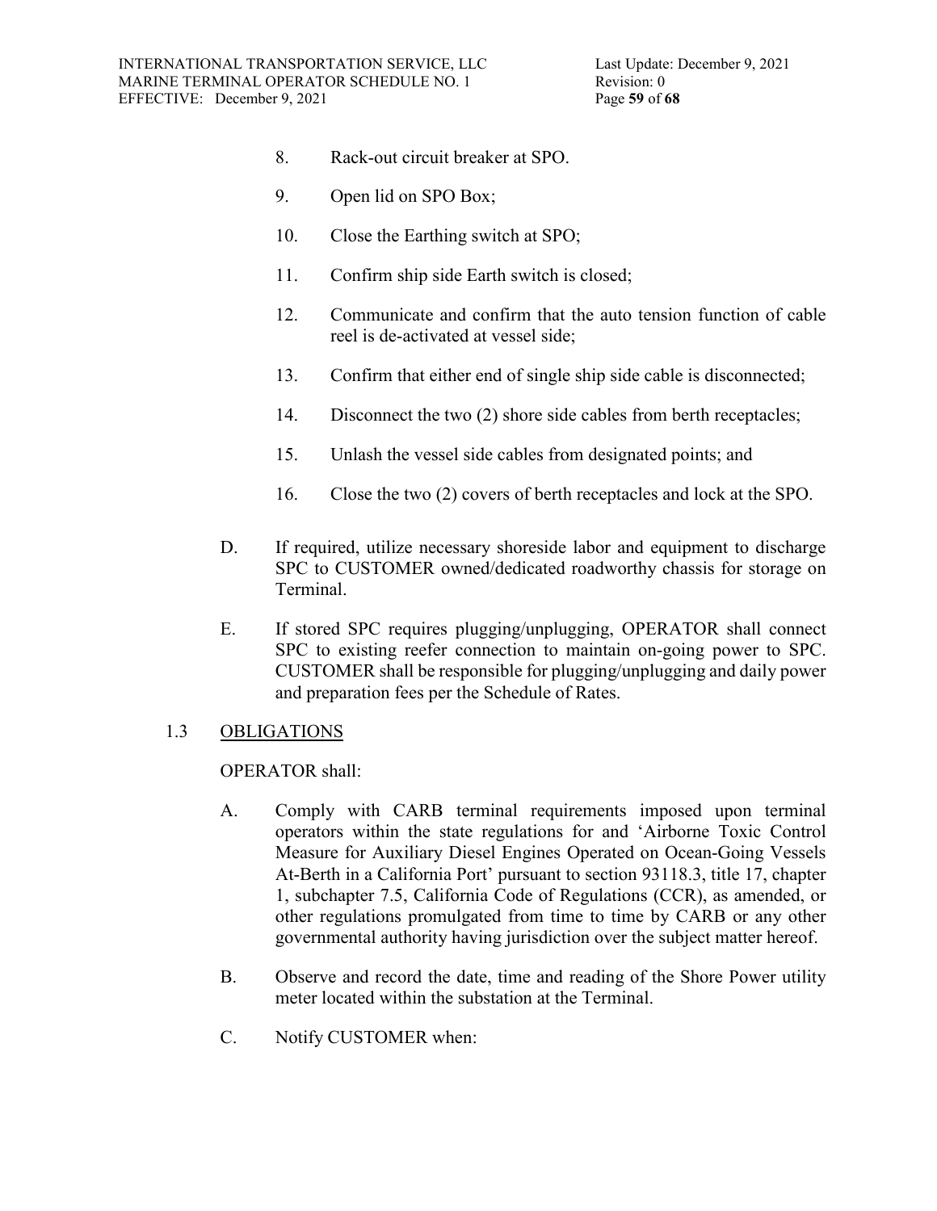8. Rack-out circuit breaker at SPO.

9. Open lid on SPO Box;

10. Close the Earthing switch at SPO;

11. Confirm ship side Earth switch is closed;

12. Communicate and confirm that the auto tension function of cable reel is de-activated at vessel side;

13. Confirm that either end of single ship side cable is disconnected;

14. Disconnect the two (2) shore side cables from berth receptacles;

15. Unlash the vessel side cables from designated points; and

16. Close the two (2) covers of berth receptacles and lock at the SPO.

D. If required, utilize necessary shoreside labor and equipment to discharge SPC to CUSTOMER owned/dedicated roadworthy chassis for storage on Terminal.

E. If stored SPC requires plugging/unplugging, OPERATOR shall connect SPC to existing reefer connection to maintain on-going power to SPC. CUSTOMER shall be responsible for plugging/unplugging and daily power and preparation fees per the Schedule of Rates.

## 1.3 OBLIGATIONS

OPERATOR shall:

A. Comply with CARB terminal requirements imposed upon terminal operators within the state regulations for and 'Airborne Toxic Control Measure for Auxiliary Diesel Engines Operated on Ocean-Going Vessels At-Berth in a California Port' pursuant to section 93118.3, title 17, chapter 1, subchapter 7.5, California Code of Regulations (CCR), as amended, or other regulations promulgated from time to time by CARB or any other governmental authority having jurisdiction over the subject matter hereof.

B. Observe and record the date, time and reading of the Shore Power utility meter located within the substation at the Terminal.

C. Notify CUSTOMER when: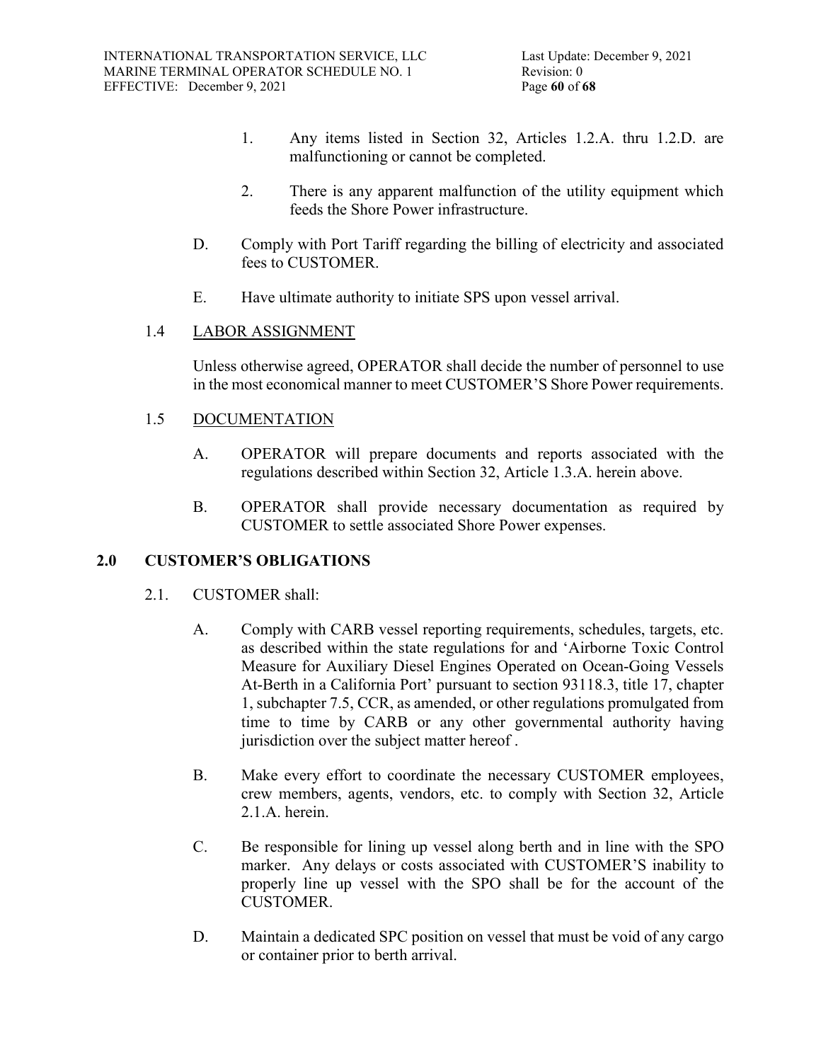1. Any items listed in Section 32, Articles 1.2.A. thru 1.2.D. are malfunctioning or cannot be completed.

2. There is any apparent malfunction of the utility equipment which feeds the Shore Power infrastructure.

D. Comply with Port Tariff regarding the billing of electricity and associated fees to CUSTOMER.

E. Have ultimate authority to initiate SPS upon vessel arrival.

1.4 LABOR ASSIGNMENT

Unless otherwise agreed, OPERATOR shall decide the number of personnel to use in the most economical manner to meet CUSTOMER'S Shore Power requirements.

1.5 DOCUMENTATION

A. OPERATOR will prepare documents and reports associated with the regulations described within Section 32, Article 1.3.A. herein above.

B. OPERATOR shall provide necessary documentation as required by CUSTOMER to settle associated Shore Power expenses.

## 2.0 CUSTOMER'S OBLIGATIONS

2.1. CUSTOMER shall:

A. Comply with CARB vessel reporting requirements, schedules, targets, etc. as described within the state regulations for and 'Airborne Toxic Control Measure for Auxiliary Diesel Engines Operated on Ocean-Going Vessels At-Berth in a California Port' pursuant to section 93118.3, title 17, chapter 1, subchapter 7.5, CCR, as amended, or other regulations promulgated from time to time by CARB or any other governmental authority having jurisdiction over the subject matter hereof .

B. Make every effort to coordinate the necessary CUSTOMER employees, crew members, agents, vendors, etc. to comply with Section 32, Article 2.1.A. herein.

C. Be responsible for lining up vessel along berth and in line with the SPO marker. Any delays or costs associated with CUSTOMER'S inability to properly line up vessel with the SPO shall be for the account of the CUSTOMER.

D. Maintain a dedicated SPC position on vessel that must be void of any cargo or container prior to berth arrival.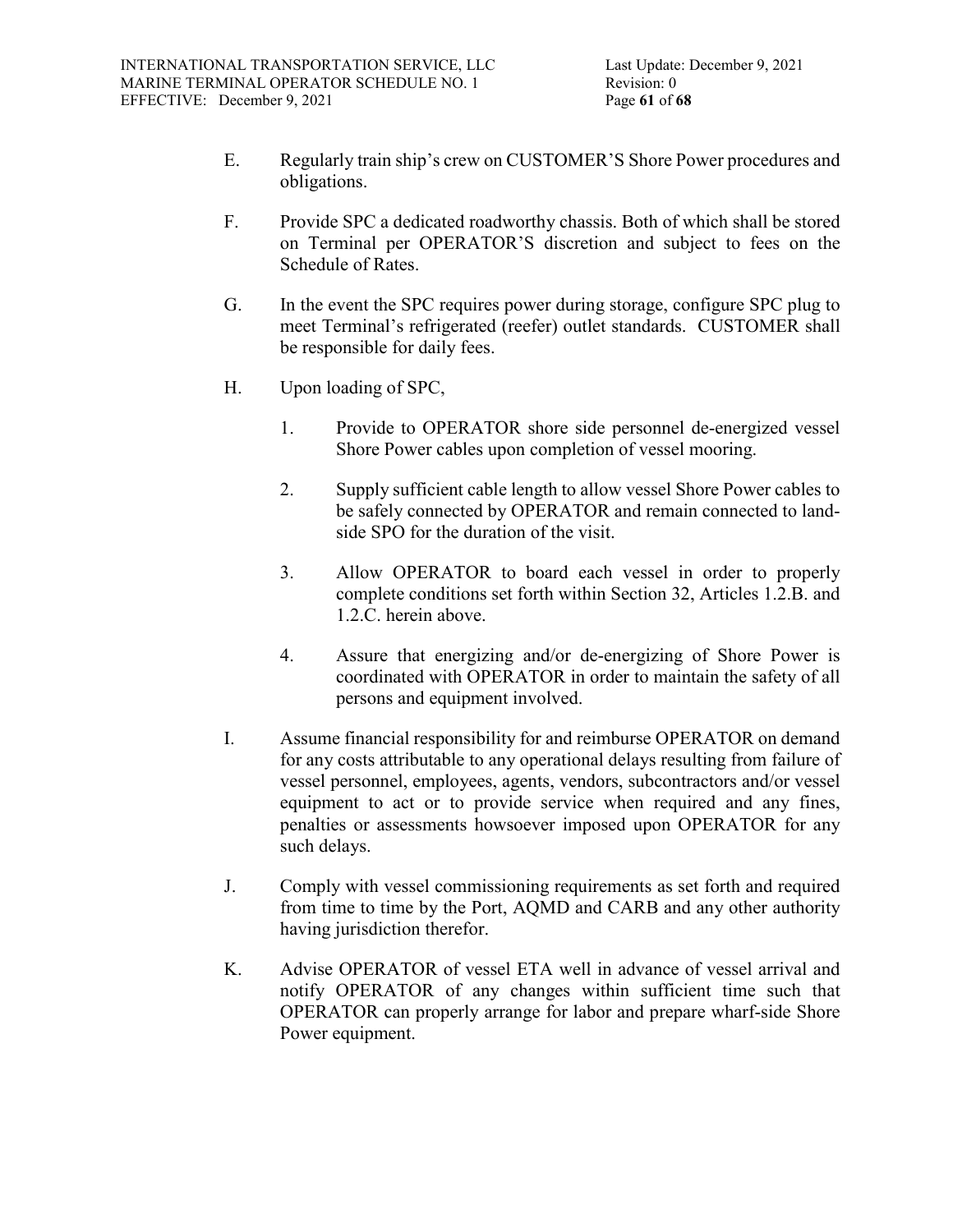E. Regularly train ship's crew on CUSTOMER'S Shore Power procedures and obligations.

F. Provide SPC a dedicated roadworthy chassis. Both of which shall be stored on Terminal per OPERATOR'S discretion and subject to fees on the Schedule of Rates.

G. In the event the SPC requires power during storage, configure SPC plug to meet Terminal's refrigerated (reefer) outlet standards. CUSTOMER shall be responsible for daily fees.

H. Upon loading of SPC,

   1. Provide to OPERATOR shore side personnel de-energized vessel Shore Power cables upon completion of vessel mooring.

   2. Supply sufficient cable length to allow vessel Shore Power cables to be safely connected by OPERATOR and remain connected to land-side SPO for the duration of the visit.

   3. Allow OPERATOR to board each vessel in order to properly complete conditions set forth within Section 32, Articles 1.2.B. and 1.2.C. herein above.

   4. Assure that energizing and/or de-energizing of Shore Power is coordinated with OPERATOR in order to maintain the safety of all persons and equipment involved.

I. Assume financial responsibility for and reimburse OPERATOR on demand for any costs attributable to any operational delays resulting from failure of vessel personnel, employees, agents, vendors, subcontractors and/or vessel equipment to act or to provide service when required and any fines, penalties or assessments howsoever imposed upon OPERATOR for any such delays.

J. Comply with vessel commissioning requirements as set forth and required from time to time by the Port, AQMD and CARB and any other authority having jurisdiction therefor.

K. Advise OPERATOR of vessel ETA well in advance of vessel arrival and notify OPERATOR of any changes within sufficient time such that OPERATOR can properly arrange for labor and prepare wharf-side Shore Power equipment.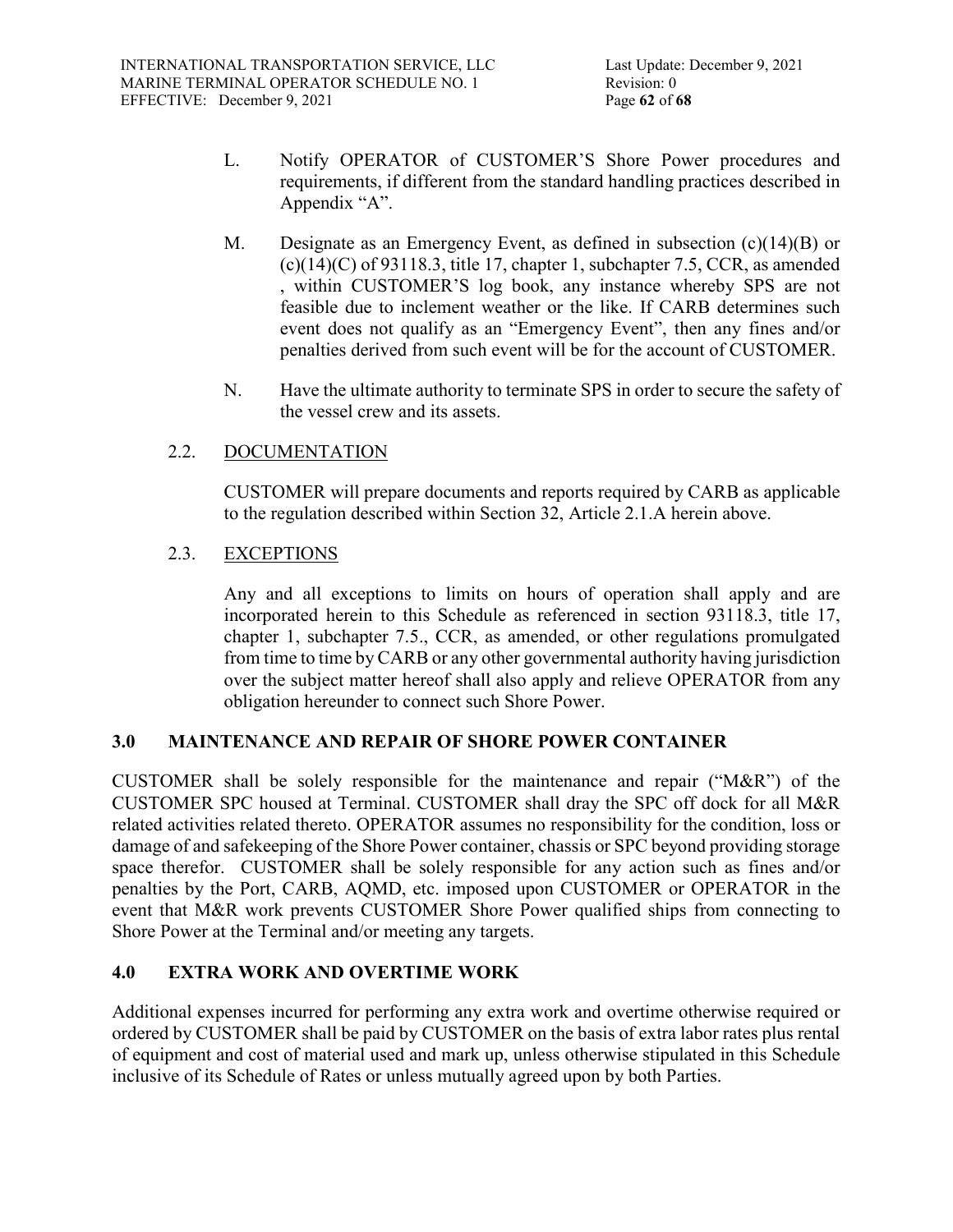L. Notify OPERATOR of CUSTOMER'S Shore Power procedures and requirements, if different from the standard handling practices described in Appendix "A".

M. Designate as an Emergency Event, as defined in subsection (c)(14)(B) or (c)(14)(C) of 93118.3, title 17, chapter 1, subchapter 7.5, CCR, as amended , within CUSTOMER'S log book, any instance whereby SPS are not feasible due to inclement weather or the like. If CARB determines such event does not qualify as an "Emergency Event", then any fines and/or penalties derived from such event will be for the account of CUSTOMER.

N. Have the ultimate authority to terminate SPS in order to secure the safety of the vessel crew and its assets.

2.2. DOCUMENTATION

CUSTOMER will prepare documents and reports required by CARB as applicable to the regulation described within Section 32, Article 2.1.A herein above.

2.3. EXCEPTIONS

Any and all exceptions to limits on hours of operation shall apply and are incorporated herein to this Schedule as referenced in section 93118.3, title 17, chapter 1, subchapter 7.5., CCR, as amended, or other regulations promulgated from time to time by CARB or any other governmental authority having jurisdiction over the subject matter hereof shall also apply and relieve OPERATOR from any obligation hereunder to connect such Shore Power.

## 3.0 MAINTENANCE AND REPAIR OF SHORE POWER CONTAINER

CUSTOMER shall be solely responsible for the maintenance and repair ("M&R") of the CUSTOMER SPC housed at Terminal. CUSTOMER shall dray the SPC off dock for all M&R related activities related thereto. OPERATOR assumes no responsibility for the condition, loss or damage of and safekeeping of the Shore Power container, chassis or SPC beyond providing storage space therefor. CUSTOMER shall be solely responsible for any action such as fines and/or penalties by the Port, CARB, AQMD, etc. imposed upon CUSTOMER or OPERATOR in the event that M&R work prevents CUSTOMER Shore Power qualified ships from connecting to Shore Power at the Terminal and/or meeting any targets.

## 4.0 EXTRA WORK AND OVERTIME WORK

Additional expenses incurred for performing any extra work and overtime otherwise required or ordered by CUSTOMER shall be paid by CUSTOMER on the basis of extra labor rates plus rental of equipment and cost of material used and mark up, unless otherwise stipulated in this Schedule inclusive of its Schedule of Rates or unless mutually agreed upon by both Parties.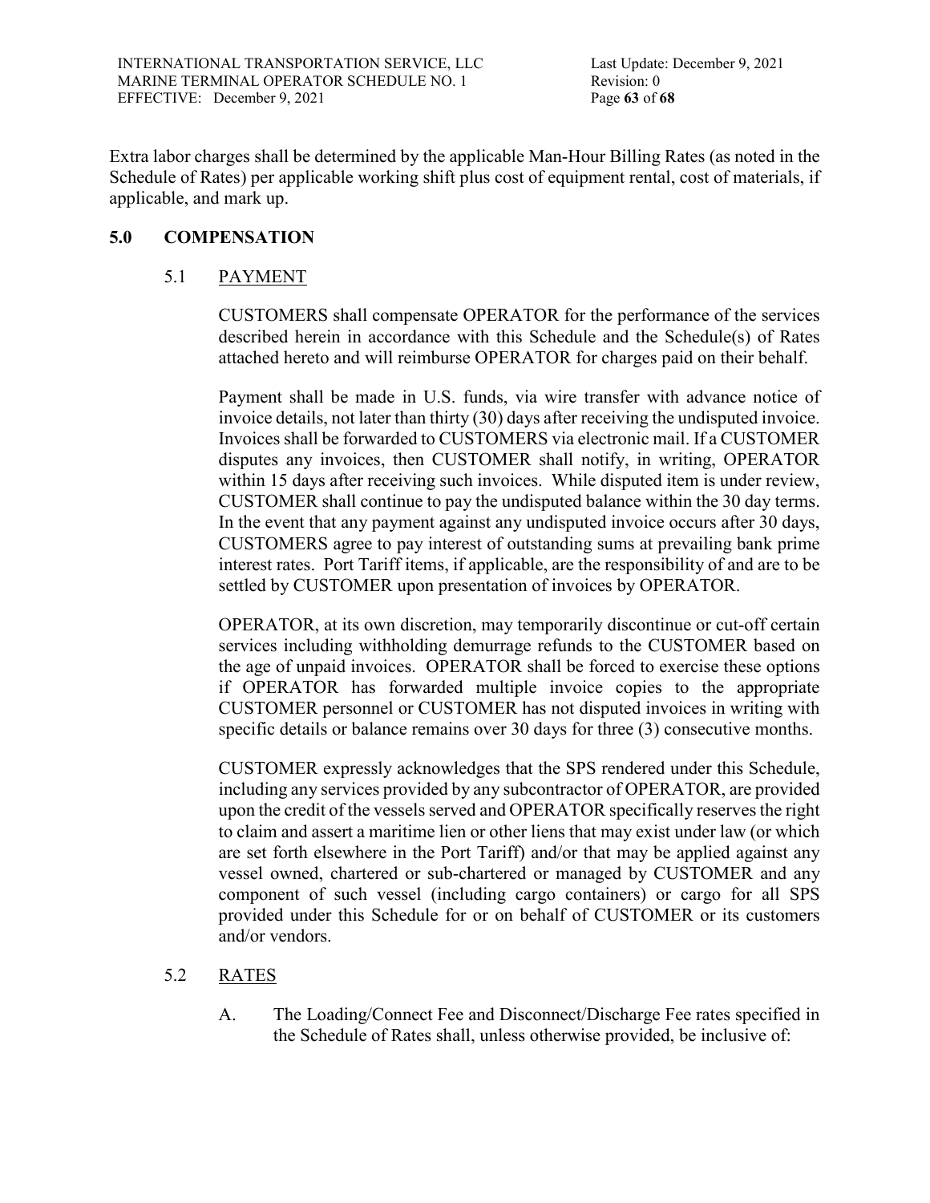Extra labor charges shall be determined by the applicable Man-Hour Billing Rates (as noted in the Schedule of Rates) per applicable working shift plus cost of equipment rental, cost of materials, if applicable, and mark up.

## 5.0 COMPENSATION

### 5.1 PAYMENT

CUSTOMERS shall compensate OPERATOR for the performance of the services described herein in accordance with this Schedule and the Schedule(s) of Rates attached hereto and will reimburse OPERATOR for charges paid on their behalf.

Payment shall be made in U.S. funds, via wire transfer with advance notice of invoice details, not later than thirty (30) days after receiving the undisputed invoice. Invoices shall be forwarded to CUSTOMERS via electronic mail. If a CUSTOMER disputes any invoices, then CUSTOMER shall notify, in writing, OPERATOR within 15 days after receiving such invoices. While disputed item is under review, CUSTOMER shall continue to pay the undisputed balance within the 30 day terms. In the event that any payment against any undisputed invoice occurs after 30 days, CUSTOMERS agree to pay interest of outstanding sums at prevailing bank prime interest rates. Port Tariff items, if applicable, are the responsibility of and are to be settled by CUSTOMER upon presentation of invoices by OPERATOR.

OPERATOR, at its own discretion, may temporarily discontinue or cut-off certain services including withholding demurrage refunds to the CUSTOMER based on the age of unpaid invoices. OPERATOR shall be forced to exercise these options if OPERATOR has forwarded multiple invoice copies to the appropriate CUSTOMER personnel or CUSTOMER has not disputed invoices in writing with specific details or balance remains over 30 days for three (3) consecutive months.

CUSTOMER expressly acknowledges that the SPS rendered under this Schedule, including any services provided by any subcontractor of OPERATOR, are provided upon the credit of the vessels served and OPERATOR specifically reserves the right to claim and assert a maritime lien or other liens that may exist under law (or which are set forth elsewhere in the Port Tariff) and/or that may be applied against any vessel owned, chartered or sub-chartered or managed by CUSTOMER and any component of such vessel (including cargo containers) or cargo for all SPS provided under this Schedule for or on behalf of CUSTOMER or its customers and/or vendors.

### 5.2 RATES

A. The Loading/Connect Fee and Disconnect/Discharge Fee rates specified in the Schedule of Rates shall, unless otherwise provided, be inclusive of: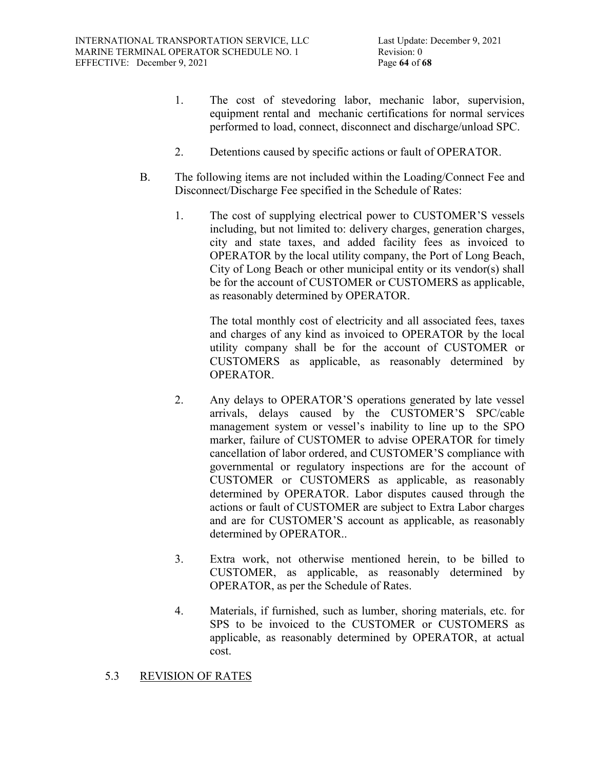1. The cost of stevedoring labor, mechanic labor, supervision, equipment rental and mechanic certifications for normal services performed to load, connect, disconnect and discharge/unload SPC.

2. Detentions caused by specific actions or fault of OPERATOR.

B. The following items are not included within the Loading/Connect Fee and Disconnect/Discharge Fee specified in the Schedule of Rates:

1. The cost of supplying electrical power to CUSTOMER'S vessels including, but not limited to: delivery charges, generation charges, city and state taxes, and added facility fees as invoiced to OPERATOR by the local utility company, the Port of Long Beach, City of Long Beach or other municipal entity or its vendor(s) shall be for the account of CUSTOMER or CUSTOMERS as applicable, as reasonably determined by OPERATOR.

   The total monthly cost of electricity and all associated fees, taxes and charges of any kind as invoiced to OPERATOR by the local utility company shall be for the account of CUSTOMER or CUSTOMERS as applicable, as reasonably determined by OPERATOR.

2. Any delays to OPERATOR'S operations generated by late vessel arrivals, delays caused by the CUSTOMER'S SPC/cable management system or vessel's inability to line up to the SPO marker, failure of CUSTOMER to advise OPERATOR for timely cancellation of labor ordered, and CUSTOMER'S compliance with governmental or regulatory inspections are for the account of CUSTOMER or CUSTOMERS as applicable, as reasonably determined by OPERATOR. Labor disputes caused through the actions or fault of CUSTOMER are subject to Extra Labor charges and are for CUSTOMER'S account as applicable, as reasonably determined by OPERATOR..

3. Extra work, not otherwise mentioned herein, to be billed to CUSTOMER, as applicable, as reasonably determined by OPERATOR, as per the Schedule of Rates.

4. Materials, if furnished, such as lumber, shoring materials, etc. for SPS to be invoiced to the CUSTOMER or CUSTOMERS as applicable, as reasonably determined by OPERATOR, at actual cost.

## 5.3 REVISION OF RATES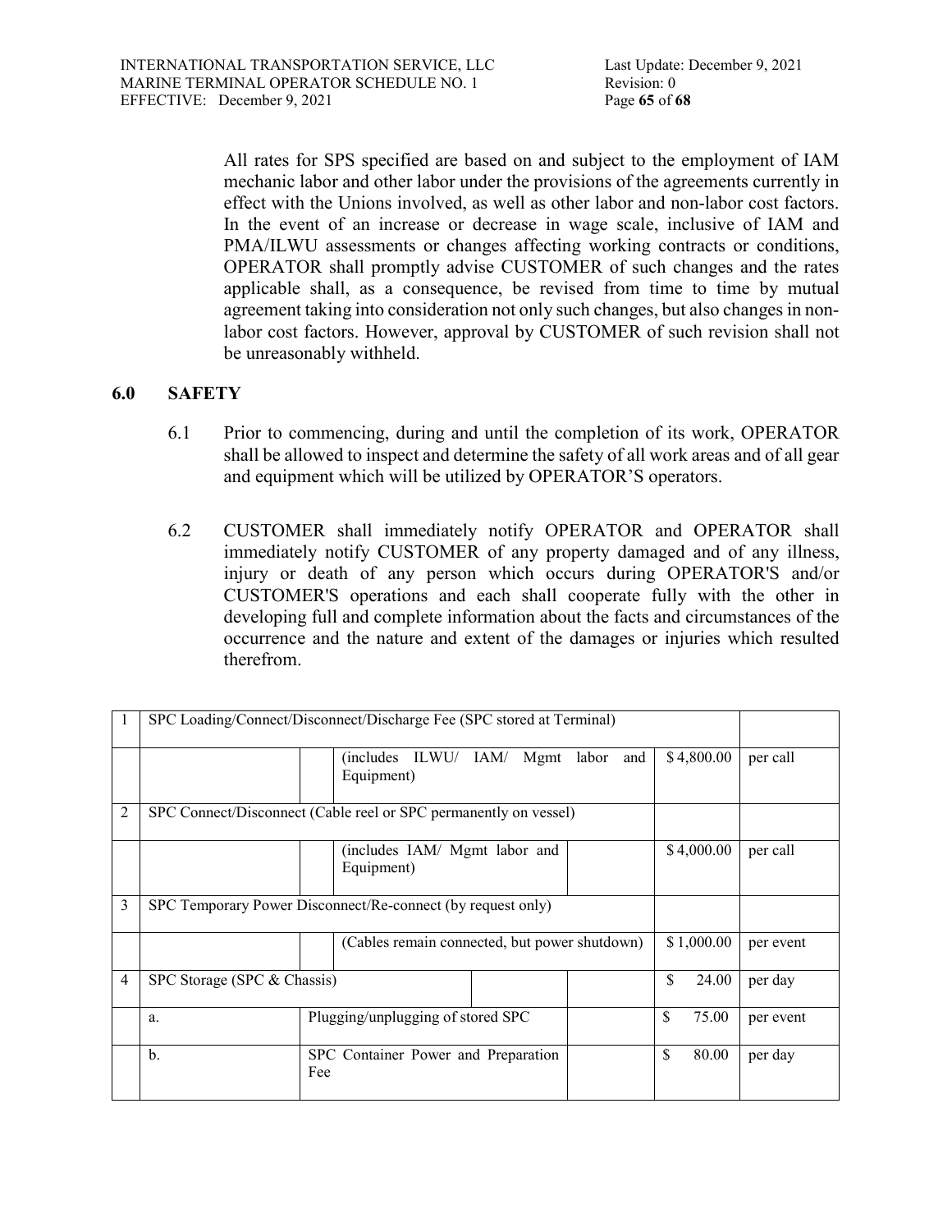All rates for SPS specified are based on and subject to the employment of IAM mechanic labor and other labor under the provisions of the agreements currently in effect with the Unions involved, as well as other labor and non-labor cost factors. In the event of an increase or decrease in wage scale, inclusive of IAM and PMA/ILWU assessments or changes affecting working contracts or conditions, OPERATOR shall promptly advise CUSTOMER of such changes and the rates applicable shall, as a consequence, be revised from time to time by mutual agreement taking into consideration not only such changes, but also changes in non-labor cost factors. However, approval by CUSTOMER of such revision shall not be unreasonably withheld.

## 6.0 SAFETY

6.1 Prior to commencing, during and until the completion of its work, OPERATOR shall be allowed to inspect and determine the safety of all work areas and of all gear and equipment which will be utilized by OPERATOR'S operators.

6.2 CUSTOMER shall immediately notify OPERATOR and OPERATOR shall immediately notify CUSTOMER of any property damaged and of any illness, injury or death of any person which occurs during OPERATOR'S and/or CUSTOMER'S operations and each shall cooperate fully with the other in developing full and complete information about the facts and circumstances of the occurrence and the nature and extent of the damages or injuries which resulted therefrom.

| # | Description | | | | Rate | Unit |
|---|---|---|---|---|---|---|
| 1 | SPC Loading/Connect/Disconnect/Discharge Fee (SPC stored at Terminal) | | | | | |
| | | | (includes ILWU/ IAM/ Mgmt labor and Equipment) | | $ 4,800.00 | per call |
| 2 | SPC Connect/Disconnect (Cable reel or SPC permanently on vessel) | | | | | |
| | | | (includes IAM/ Mgmt labor and Equipment) | | $ 4,000.00 | per call |
| 3 | SPC Temporary Power Disconnect/Re-connect (by request only) | | | | | |
| | | | (Cables remain connected, but power shutdown) | | $ 1,000.00 | per event |
| 4 | SPC Storage (SPC & Chassis) | | | | $ 24.00 | per day |
| | a. | Plugging/unplugging of stored SPC | | | $ 75.00 | per event |
| | b. | SPC Container Power and Preparation Fee | | | $ 80.00 | per day |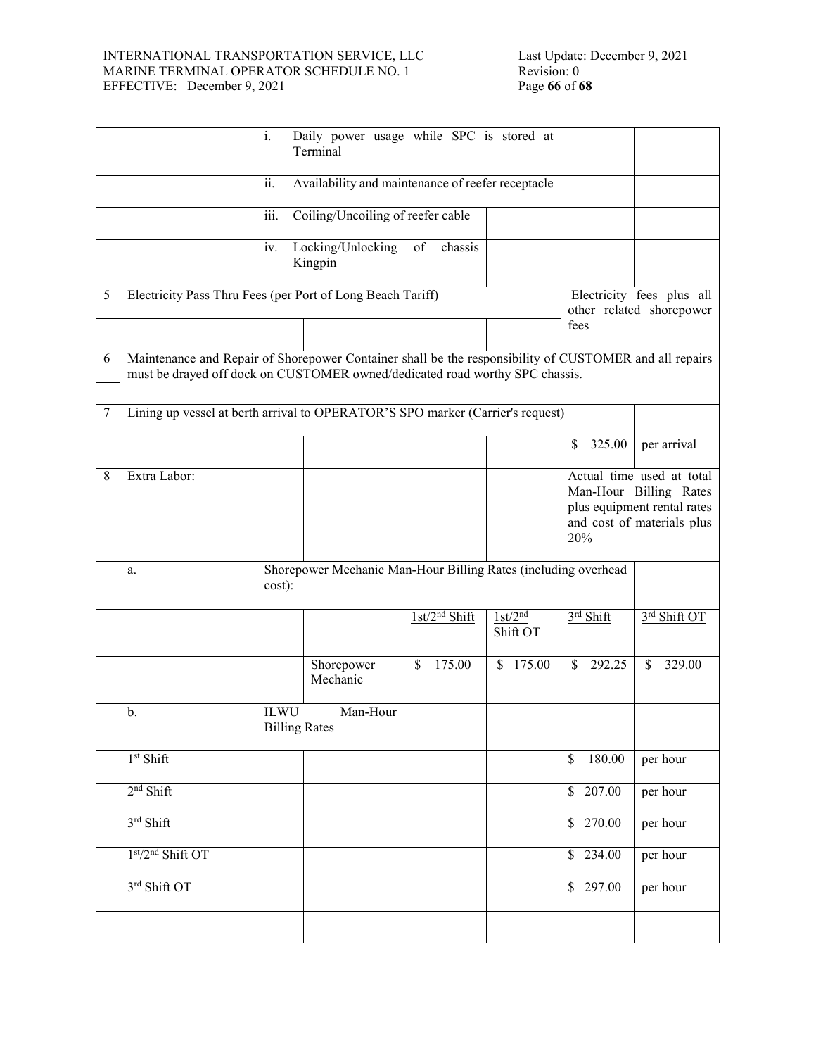| | | | | | | | |
|---|---|---|---|---|---|---|---|
| | | i. | Daily power usage while SPC is stored at Terminal | | | | |
| | | ii. | Availability and maintenance of reefer receptacle | | | | |
| | | iii. | Coiling/Uncoiling of reefer cable | | | | |
| | | iv. | Locking/Unlocking of chassis Kingpin | | | | |
| 5 | Electricity Pass Thru Fees (per Port of Long Beach Tariff) | | | | | Electricity fees plus all other related shorepower fees | |
| 6 | Maintenance and Repair of Shorepower Container shall be the responsibility of CUSTOMER and all repairs must be drayed off dock on CUSTOMER owned/dedicated road worthy SPC chassis. | | | | | | |
| 7 | Lining up vessel at berth arrival to OPERATOR'S SPO marker (Carrier's request) | | | | | | |
| | | | | | | $ 325.00 | per arrival |
| 8 | Extra Labor: | | | | | Actual time used at total Man-Hour Billing Rates plus equipment rental rates and cost of materials plus 20% | |
| | a. | Shorepower Mechanic Man-Hour Billing Rates (including overhead cost): | | | | | |
| | | | | 1st/2nd Shift | 1st/2nd Shift OT | 3rd Shift | 3rd Shift OT |
| | | | Shorepower Mechanic | $ 175.00 | $ 175.00 | $ 292.25 | $ 329.00 |
| | b. | ILWU Man-Hour Billing Rates | | | | | |
| | 1st Shift | | | | | $ 180.00 | per hour |
| | 2nd Shift | | | | | $ 207.00 | per hour |
| | 3rd Shift | | | | | $ 270.00 | per hour |
| | 1st/2nd Shift OT | | | | | $ 234.00 | per hour |
| | 3rd Shift OT | | | | | $ 297.00 | per hour |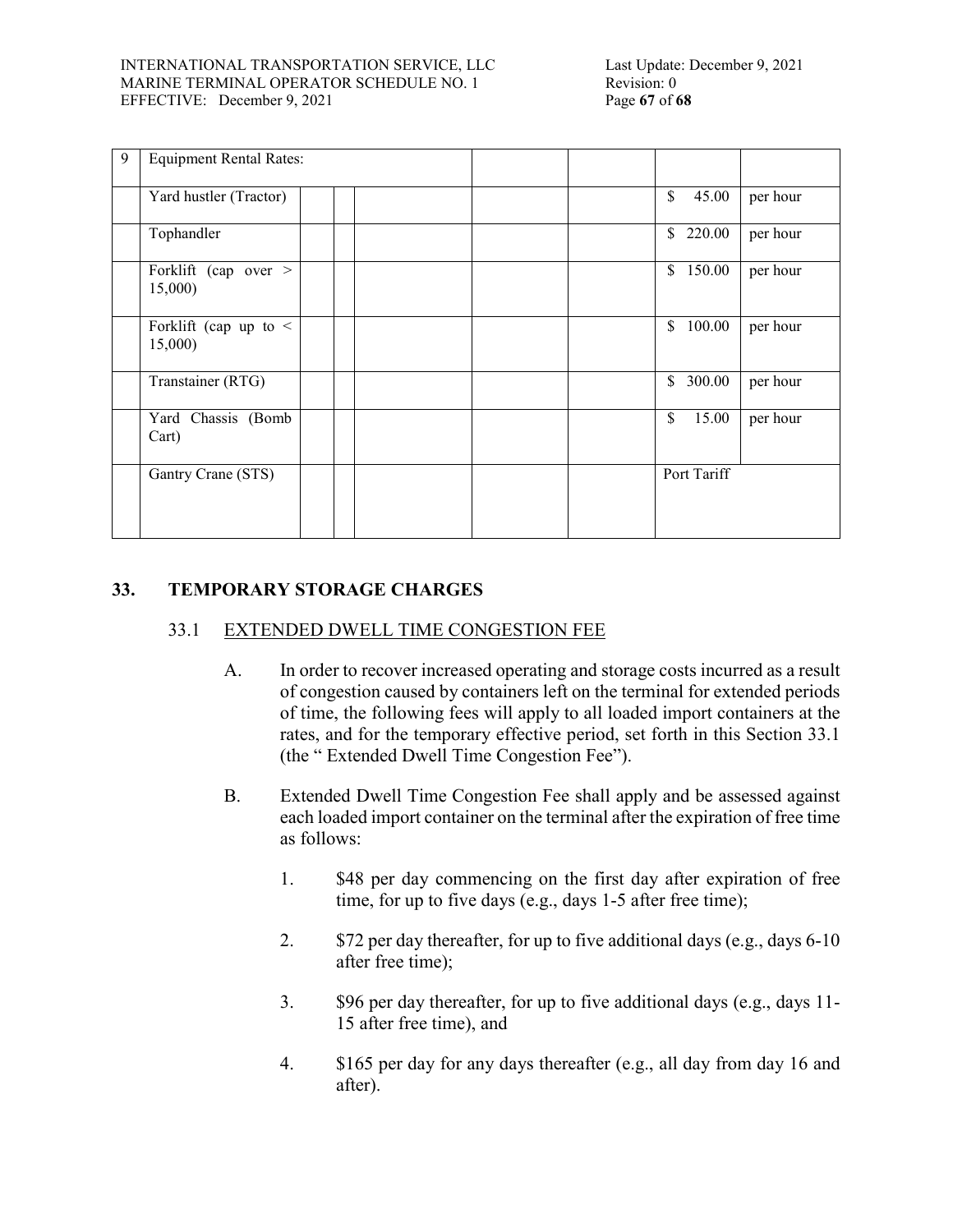| 9 | Equipment Rental Rates: | | | | | | | |
|---|---|---|---|---|---|---|---|---|
| | Yard hustler (Tractor) | | | | | | $ 45.00 | per hour |
| | Tophandler | | | | | | $ 220.00 | per hour |
| | Forklift (cap over > 15,000) | | | | | | $ 150.00 | per hour |
| | Forklift (cap up to < 15,000) | | | | | | $ 100.00 | per hour |
| | Transtainer (RTG) | | | | | | $ 300.00 | per hour |
| | Yard Chassis (Bomb Cart) | | | | | | $ 15.00 | per hour |
| | Gantry Crane (STS) | | | | | | Port Tariff | |

## 33. TEMPORARY STORAGE CHARGES

### 33.1 EXTENDED DWELL TIME CONGESTION FEE

A. In order to recover increased operating and storage costs incurred as a result of congestion caused by containers left on the terminal for extended periods of time, the following fees will apply to all loaded import containers at the rates, and for the temporary effective period, set forth in this Section 33.1 (the " Extended Dwell Time Congestion Fee").

B. Extended Dwell Time Congestion Fee shall apply and be assessed against each loaded import container on the terminal after the expiration of free time as follows:

1. $48 per day commencing on the first day after expiration of free time, for up to five days (e.g., days 1-5 after free time);
2. $72 per day thereafter, for up to five additional days (e.g., days 6-10 after free time);
3. $96 per day thereafter, for up to five additional days (e.g., days 11-15 after free time), and
4. $165 per day for any days thereafter (e.g., all day from day 16 and after).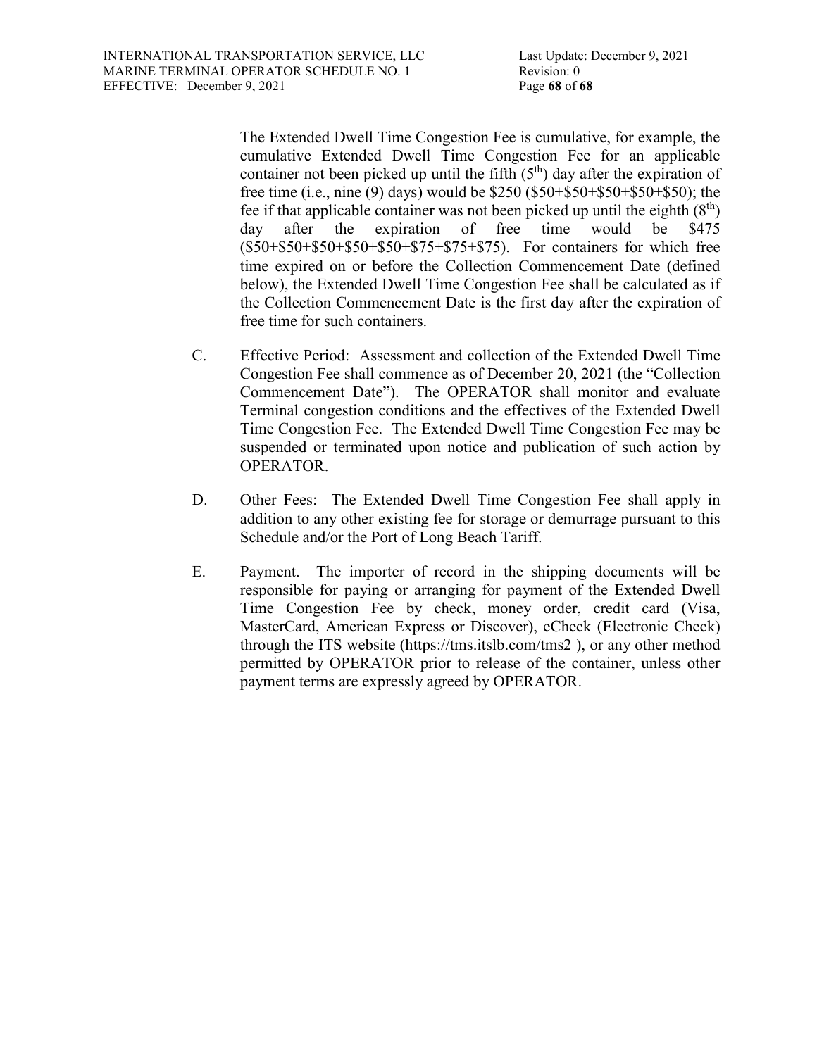The Extended Dwell Time Congestion Fee is cumulative, for example, the cumulative Extended Dwell Time Congestion Fee for an applicable container not been picked up until the fifth (5th) day after the expiration of free time (i.e., nine (9) days) would be $250 ($50+$50+$50+$50+$50); the fee if that applicable container was not been picked up until the eighth (8th) day after the expiration of free time would be $475 ($50+$50+$50+$50+$50+$75+$75+$75). For containers for which free time expired on or before the Collection Commencement Date (defined below), the Extended Dwell Time Congestion Fee shall be calculated as if the Collection Commencement Date is the first day after the expiration of free time for such containers.

C. Effective Period: Assessment and collection of the Extended Dwell Time Congestion Fee shall commence as of December 20, 2021 (the "Collection Commencement Date"). The OPERATOR shall monitor and evaluate Terminal congestion conditions and the effectives of the Extended Dwell Time Congestion Fee. The Extended Dwell Time Congestion Fee may be suspended or terminated upon notice and publication of such action by OPERATOR.

D. Other Fees: The Extended Dwell Time Congestion Fee shall apply in addition to any other existing fee for storage or demurrage pursuant to this Schedule and/or the Port of Long Beach Tariff.

E. Payment. The importer of record in the shipping documents will be responsible for paying or arranging for payment of the Extended Dwell Time Congestion Fee by check, money order, credit card (Visa, MasterCard, American Express or Discover), eCheck (Electronic Check) through the ITS website (https://tms.itslb.com/tms2 ), or any other method permitted by OPERATOR prior to release of the container, unless other payment terms are expressly agreed by OPERATOR.